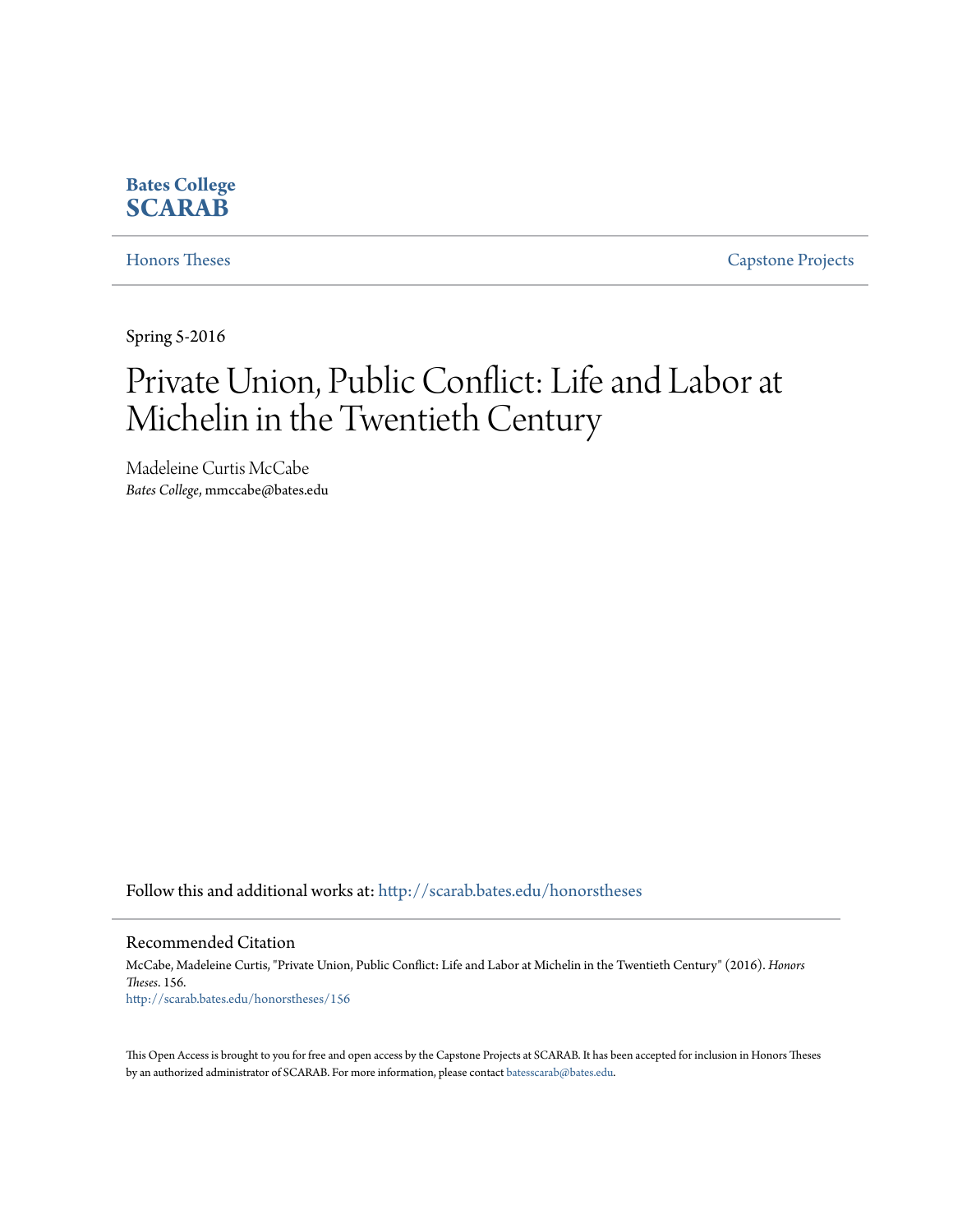**Bates College**
**SCARAB**

Honors Theses | Capstone Projects

Spring 5-2016

# Private Union, Public Conflict: Life and Labor at Michelin in the Twentieth Century

Madeleine Curtis McCabe
*Bates College*, mmccabe@bates.edu

Follow this and additional works at: http://scarab.bates.edu/honorstheses

## Recommended Citation

McCabe, Madeleine Curtis, "Private Union, Public Conflict: Life and Labor at Michelin in the Twentieth Century" (2016). *Honors Theses*. 156.
http://scarab.bates.edu/honorstheses/156

This Open Access is brought to you for free and open access by the Capstone Projects at SCARAB. It has been accepted for inclusion in Honors Theses by an authorized administrator of SCARAB. For more information, please contact batesscarab@bates.edu.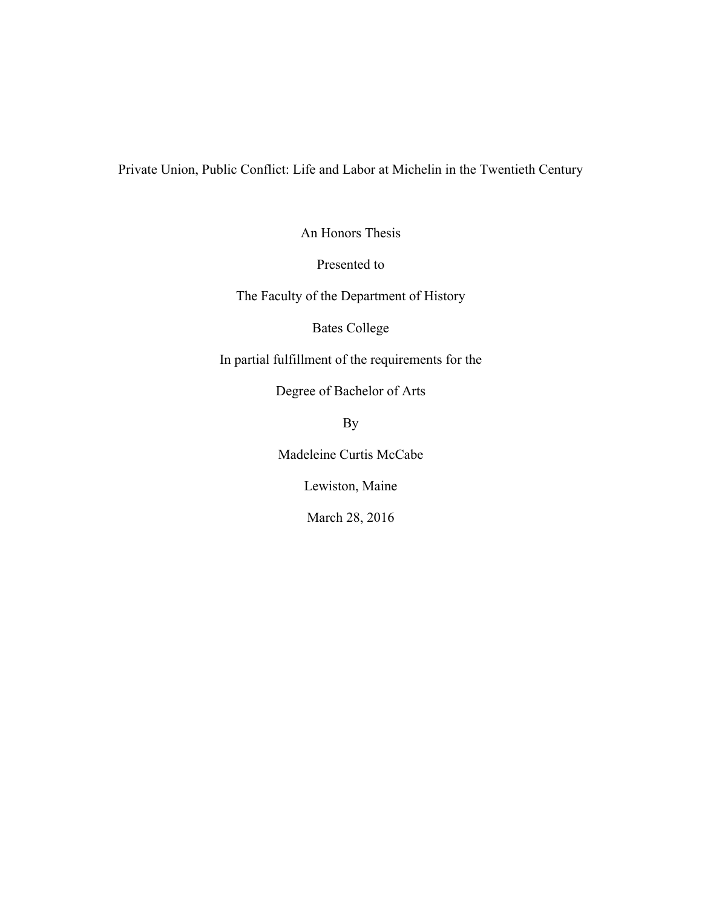# Private Union, Public Conflict: Life and Labor at Michelin in the Twentieth Century

An Honors Thesis

Presented to

The Faculty of the Department of History

Bates College

In partial fulfillment of the requirements for the

Degree of Bachelor of Arts

By

Madeleine Curtis McCabe

Lewiston, Maine

March 28, 2016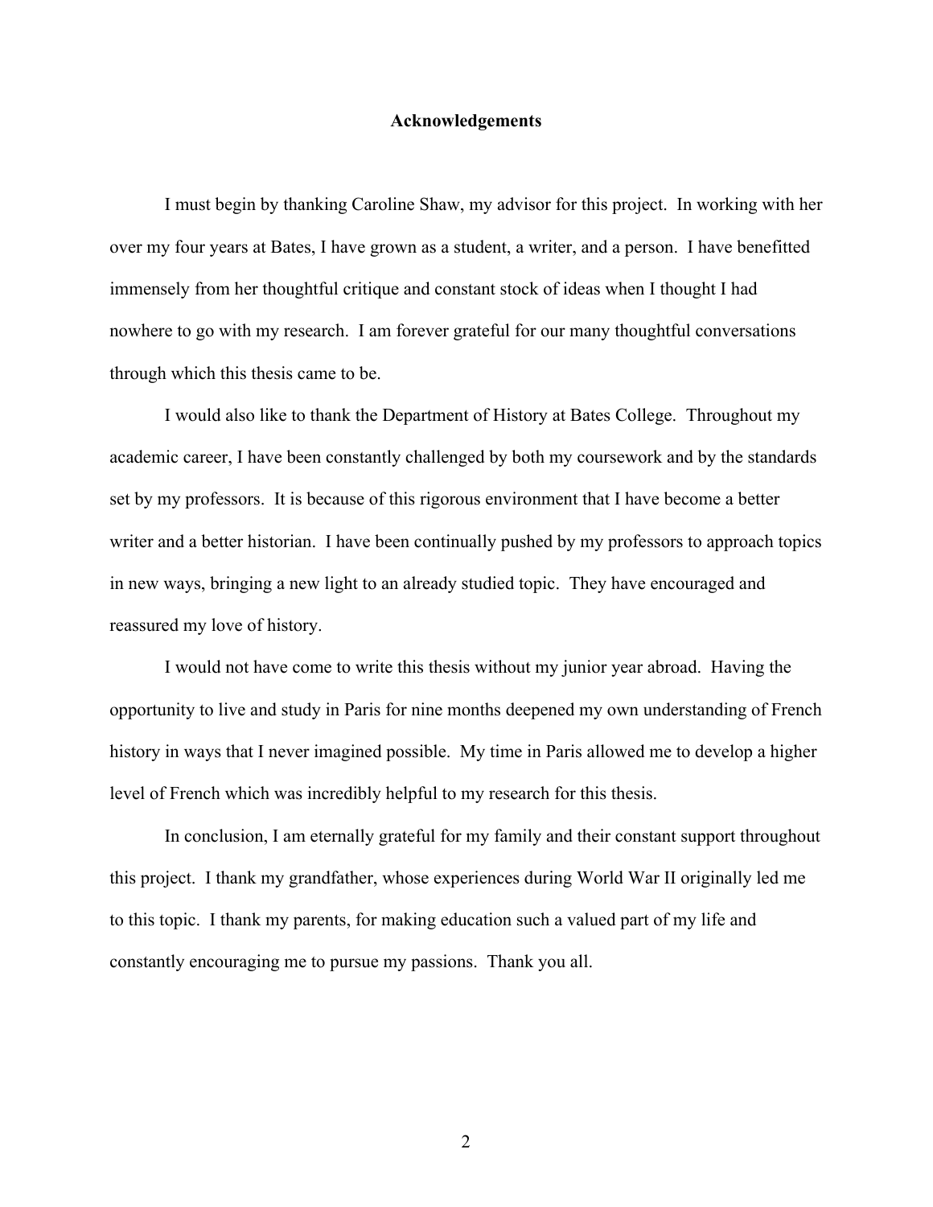# Acknowledgements

I must begin by thanking Caroline Shaw, my advisor for this project. In working with her over my four years at Bates, I have grown as a student, a writer, and a person. I have benefitted immensely from her thoughtful critique and constant stock of ideas when I thought I had nowhere to go with my research. I am forever grateful for our many thoughtful conversations through which this thesis came to be.

I would also like to thank the Department of History at Bates College. Throughout my academic career, I have been constantly challenged by both my coursework and by the standards set by my professors. It is because of this rigorous environment that I have become a better writer and a better historian. I have been continually pushed by my professors to approach topics in new ways, bringing a new light to an already studied topic. They have encouraged and reassured my love of history.

I would not have come to write this thesis without my junior year abroad. Having the opportunity to live and study in Paris for nine months deepened my own understanding of French history in ways that I never imagined possible. My time in Paris allowed me to develop a higher level of French which was incredibly helpful to my research for this thesis.

In conclusion, I am eternally grateful for my family and their constant support throughout this project. I thank my grandfather, whose experiences during World War II originally led me to this topic. I thank my parents, for making education such a valued part of my life and constantly encouraging me to pursue my passions. Thank you all.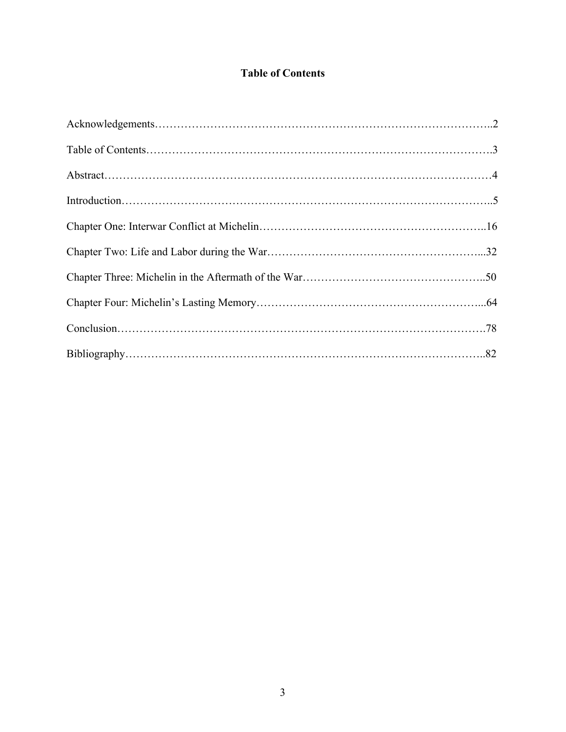# Table of Contents

Acknowledgements……………………………………………………………………………..2

Table of Contents……………………………………………………………………………….3

Abstract…………………………………………………………………………………………4

Introduction……………………………………………………………………………………..5

Chapter One: Interwar Conflict at Michelin……………………………………………………..16

Chapter Two: Life and Labor during the War…………………………………………………...32

Chapter Three: Michelin in the Aftermath of the War…………………………………………..50

Chapter Four: Michelin's Lasting Memory……………………………………………………...64

Conclusion……………………………………………………………………………………….78

Bibliography……………………………………………………………………………………..82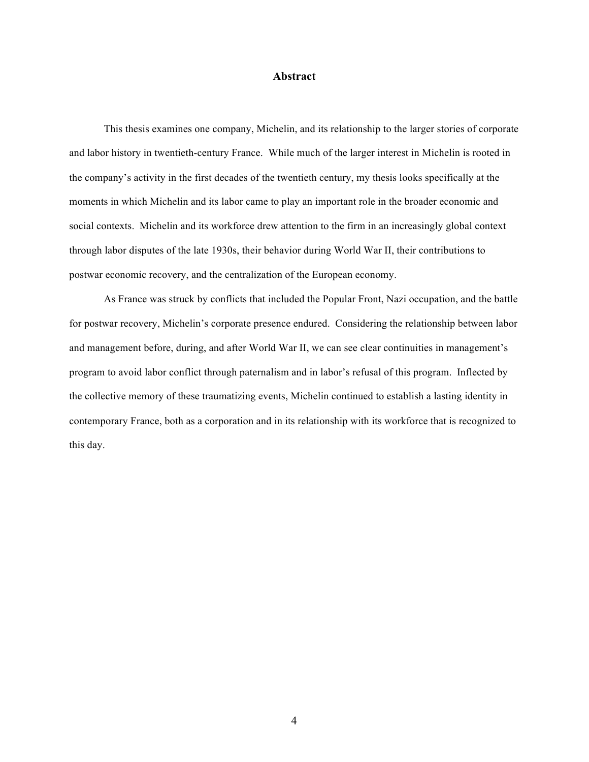## Abstract

This thesis examines one company, Michelin, and its relationship to the larger stories of corporate and labor history in twentieth-century France. While much of the larger interest in Michelin is rooted in the company's activity in the first decades of the twentieth century, my thesis looks specifically at the moments in which Michelin and its labor came to play an important role in the broader economic and social contexts. Michelin and its workforce drew attention to the firm in an increasingly global context through labor disputes of the late 1930s, their behavior during World War II, their contributions to postwar economic recovery, and the centralization of the European economy.

As France was struck by conflicts that included the Popular Front, Nazi occupation, and the battle for postwar recovery, Michelin's corporate presence endured. Considering the relationship between labor and management before, during, and after World War II, we can see clear continuities in management's program to avoid labor conflict through paternalism and in labor's refusal of this program. Inflected by the collective memory of these traumatizing events, Michelin continued to establish a lasting identity in contemporary France, both as a corporation and in its relationship with its workforce that is recognized to this day.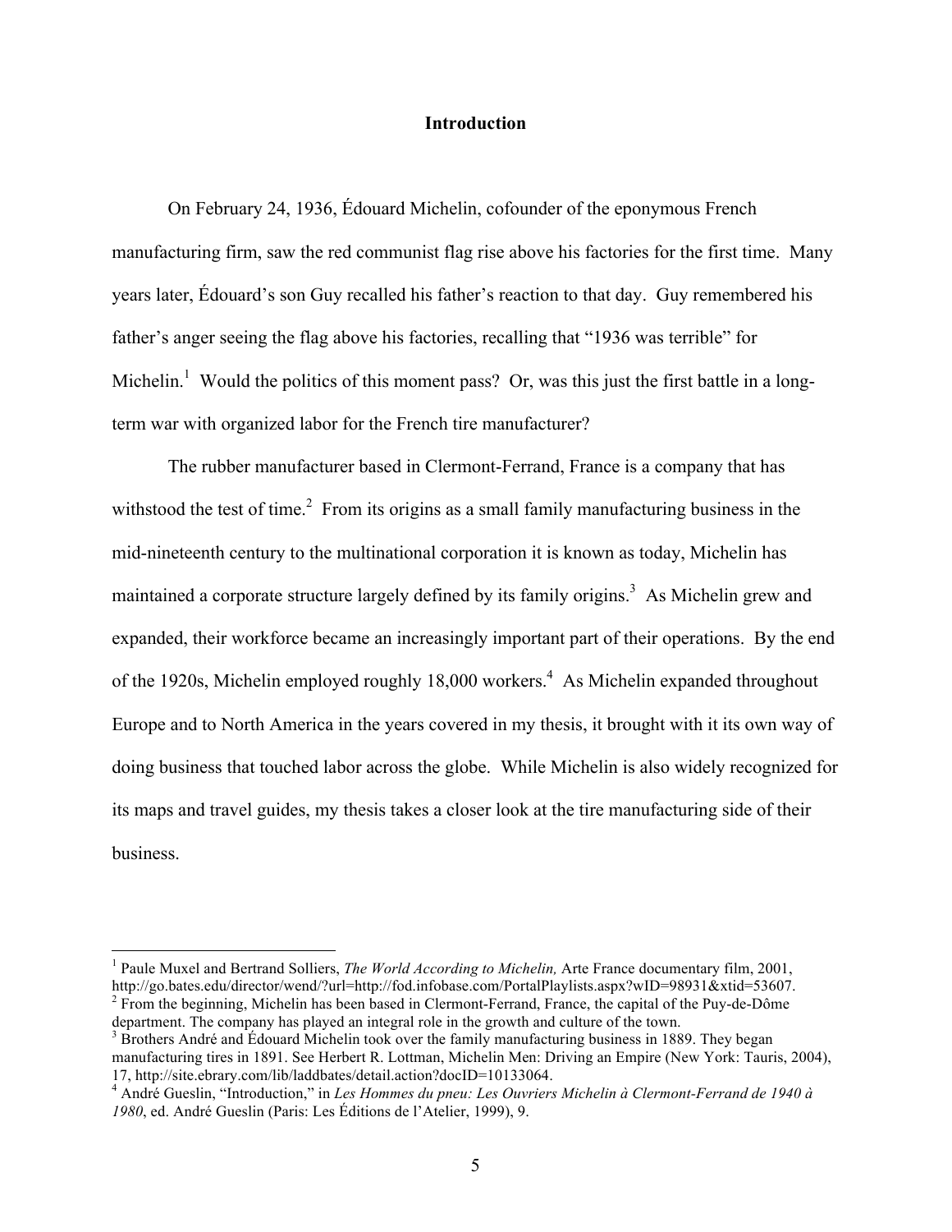## Introduction

On February 24, 1936, Édouard Michelin, cofounder of the eponymous French manufacturing firm, saw the red communist flag rise above his factories for the first time. Many years later, Édouard's son Guy recalled his father's reaction to that day. Guy remembered his father's anger seeing the flag above his factories, recalling that "1936 was terrible" for Michelin.[1] Would the politics of this moment pass? Or, was this just the first battle in a long-term war with organized labor for the French tire manufacturer?

The rubber manufacturer based in Clermont-Ferrand, France is a company that has withstood the test of time.[2] From its origins as a small family manufacturing business in the mid-nineteenth century to the multinational corporation it is known as today, Michelin has maintained a corporate structure largely defined by its family origins.[3] As Michelin grew and expanded, their workforce became an increasingly important part of their operations. By the end of the 1920s, Michelin employed roughly 18,000 workers.[4] As Michelin expanded throughout Europe and to North America in the years covered in my thesis, it brought with it its own way of doing business that touched labor across the globe. While Michelin is also widely recognized for its maps and travel guides, my thesis takes a closer look at the tire manufacturing side of their business.

---

[1] Paule Muxel and Bertrand Solliers, *The World According to Michelin,* Arte France documentary film, 2001, http://go.bates.edu/director/wend/?url=http://fod.infobase.com/PortalPlaylists.aspx?wID=98931&xtid=53607.

[2] From the beginning, Michelin has been based in Clermont-Ferrand, France, the capital of the Puy-de-Dôme department. The company has played an integral role in the growth and culture of the town.

[3] Brothers André and Édouard Michelin took over the family manufacturing business in 1889. They began manufacturing tires in 1891. See Herbert R. Lottman, Michelin Men: Driving an Empire (New York: Tauris, 2004), 17, http://site.ebrary.com/lib/laddbates/detail.action?docID=10133064.

[4] André Gueslin, "Introduction," in *Les Hommes du pneu: Les Ouvriers Michelin à Clermont-Ferrand de 1940 à 1980*, ed. André Gueslin (Paris: Les Éditions de l'Atelier, 1999), 9.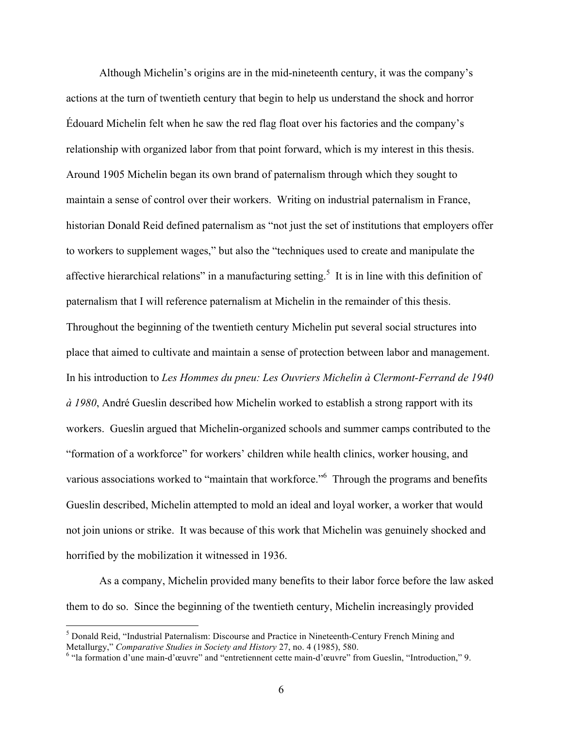Although Michelin's origins are in the mid-nineteenth century, it was the company's actions at the turn of twentieth century that begin to help us understand the shock and horror Édouard Michelin felt when he saw the red flag float over his factories and the company's relationship with organized labor from that point forward, which is my interest in this thesis. Around 1905 Michelin began its own brand of paternalism through which they sought to maintain a sense of control over their workers. Writing on industrial paternalism in France, historian Donald Reid defined paternalism as "not just the set of institutions that employers offer to workers to supplement wages," but also the "techniques used to create and manipulate the affective hierarchical relations" in a manufacturing setting.[5] It is in line with this definition of paternalism that I will reference paternalism at Michelin in the remainder of this thesis. Throughout the beginning of the twentieth century Michelin put several social structures into place that aimed to cultivate and maintain a sense of protection between labor and management. In his introduction to *Les Hommes du pneu: Les Ouvriers Michelin à Clermont-Ferrand de 1940 à 1980*, André Gueslin described how Michelin worked to establish a strong rapport with its workers. Gueslin argued that Michelin-organized schools and summer camps contributed to the "formation of a workforce" for workers' children while health clinics, worker housing, and various associations worked to "maintain that workforce."[6] Through the programs and benefits Gueslin described, Michelin attempted to mold an ideal and loyal worker, a worker that would not join unions or strike. It was because of this work that Michelin was genuinely shocked and horrified by the mobilization it witnessed in 1936.

As a company, Michelin provided many benefits to their labor force before the law asked them to do so. Since the beginning of the twentieth century, Michelin increasingly provided

---

[5] Donald Reid, "Industrial Paternalism: Discourse and Practice in Nineteenth-Century French Mining and Metallurgy," *Comparative Studies in Society and History* 27, no. 4 (1985), 580.

[6] "la formation d'une main-d'œuvre" and "entretiennent cette main-d'œuvre" from Gueslin, "Introduction," 9.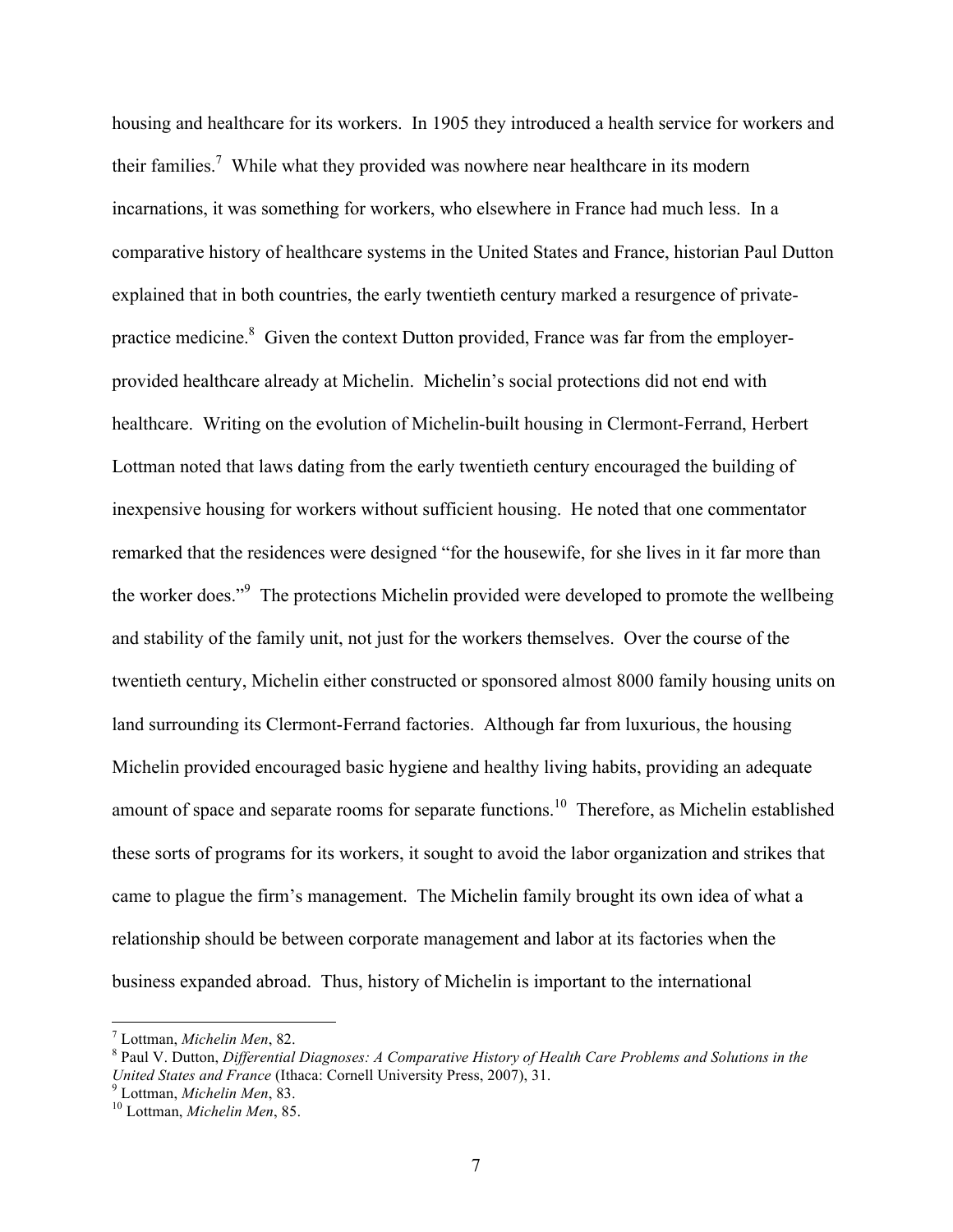housing and healthcare for its workers. In 1905 they introduced a health service for workers and their families.[7] While what they provided was nowhere near healthcare in its modern incarnations, it was something for workers, who elsewhere in France had much less. In a comparative history of healthcare systems in the United States and France, historian Paul Dutton explained that in both countries, the early twentieth century marked a resurgence of private-practice medicine.[8] Given the context Dutton provided, France was far from the employer-provided healthcare already at Michelin. Michelin's social protections did not end with healthcare. Writing on the evolution of Michelin-built housing in Clermont-Ferrand, Herbert Lottman noted that laws dating from the early twentieth century encouraged the building of inexpensive housing for workers without sufficient housing. He noted that one commentator remarked that the residences were designed "for the housewife, for she lives in it far more than the worker does."[9] The protections Michelin provided were developed to promote the wellbeing and stability of the family unit, not just for the workers themselves. Over the course of the twentieth century, Michelin either constructed or sponsored almost 8000 family housing units on land surrounding its Clermont-Ferrand factories. Although far from luxurious, the housing Michelin provided encouraged basic hygiene and healthy living habits, providing an adequate amount of space and separate rooms for separate functions.[10] Therefore, as Michelin established these sorts of programs for its workers, it sought to avoid the labor organization and strikes that came to plague the firm's management. The Michelin family brought its own idea of what a relationship should be between corporate management and labor at its factories when the business expanded abroad. Thus, history of Michelin is important to the international

---

[7] Lottman, *Michelin Men*, 82.

[8] Paul V. Dutton, *Differential Diagnoses: A Comparative History of Health Care Problems and Solutions in the United States and France* (Ithaca: Cornell University Press, 2007), 31.

[9] Lottman, *Michelin Men*, 83.

[10] Lottman, *Michelin Men*, 85.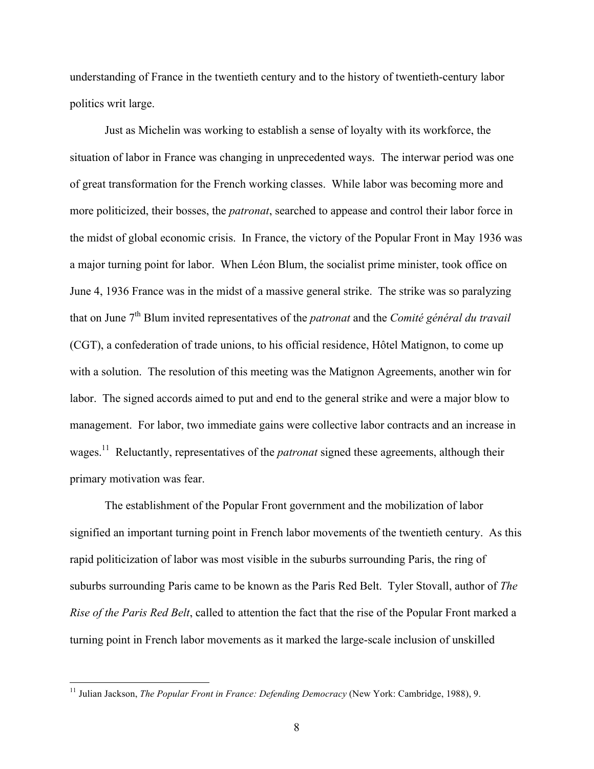understanding of France in the twentieth century and to the history of twentieth-century labor politics writ large.

Just as Michelin was working to establish a sense of loyalty with its workforce, the situation of labor in France was changing in unprecedented ways. The interwar period was one of great transformation for the French working classes. While labor was becoming more and more politicized, their bosses, the *patronat*, searched to appease and control their labor force in the midst of global economic crisis. In France, the victory of the Popular Front in May 1936 was a major turning point for labor. When Léon Blum, the socialist prime minister, took office on June 4, 1936 France was in the midst of a massive general strike. The strike was so paralyzing that on June 7th Blum invited representatives of the *patronat* and the *Comité général du travail* (CGT), a confederation of trade unions, to his official residence, Hôtel Matignon, to come up with a solution. The resolution of this meeting was the Matignon Agreements, another win for labor. The signed accords aimed to put and end to the general strike and were a major blow to management. For labor, two immediate gains were collective labor contracts and an increase in wages.[11] Reluctantly, representatives of the *patronat* signed these agreements, although their primary motivation was fear.

The establishment of the Popular Front government and the mobilization of labor signified an important turning point in French labor movements of the twentieth century. As this rapid politicization of labor was most visible in the suburbs surrounding Paris, the ring of suburbs surrounding Paris came to be known as the Paris Red Belt. Tyler Stovall, author of *The Rise of the Paris Red Belt*, called to attention the fact that the rise of the Popular Front marked a turning point in French labor movements as it marked the large-scale inclusion of unskilled

---

[11] Julian Jackson, *The Popular Front in France: Defending Democracy* (New York: Cambridge, 1988), 9.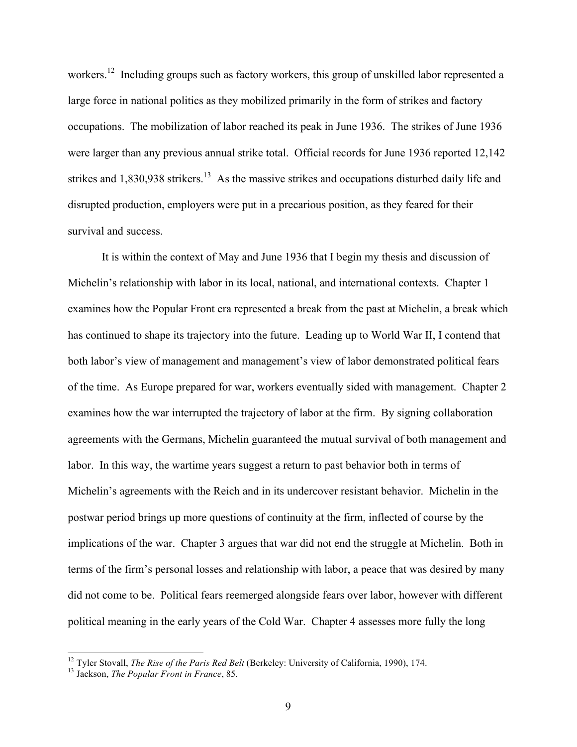workers.[12] Including groups such as factory workers, this group of unskilled labor represented a large force in national politics as they mobilized primarily in the form of strikes and factory occupations. The mobilization of labor reached its peak in June 1936. The strikes of June 1936 were larger than any previous annual strike total. Official records for June 1936 reported 12,142 strikes and 1,830,938 strikers.[13] As the massive strikes and occupations disturbed daily life and disrupted production, employers were put in a precarious position, as they feared for their survival and success.

It is within the context of May and June 1936 that I begin my thesis and discussion of Michelin's relationship with labor in its local, national, and international contexts. Chapter 1 examines how the Popular Front era represented a break from the past at Michelin, a break which has continued to shape its trajectory into the future. Leading up to World War II, I contend that both labor's view of management and management's view of labor demonstrated political fears of the time. As Europe prepared for war, workers eventually sided with management. Chapter 2 examines how the war interrupted the trajectory of labor at the firm. By signing collaboration agreements with the Germans, Michelin guaranteed the mutual survival of both management and labor. In this way, the wartime years suggest a return to past behavior both in terms of Michelin's agreements with the Reich and in its undercover resistant behavior. Michelin in the postwar period brings up more questions of continuity at the firm, inflected of course by the implications of the war. Chapter 3 argues that war did not end the struggle at Michelin. Both in terms of the firm's personal losses and relationship with labor, a peace that was desired by many did not come to be. Political fears reemerged alongside fears over labor, however with different political meaning in the early years of the Cold War. Chapter 4 assesses more fully the long

---

[12] Tyler Stovall, *The Rise of the Paris Red Belt* (Berkeley: University of California, 1990), 174.

[13] Jackson, *The Popular Front in France*, 85.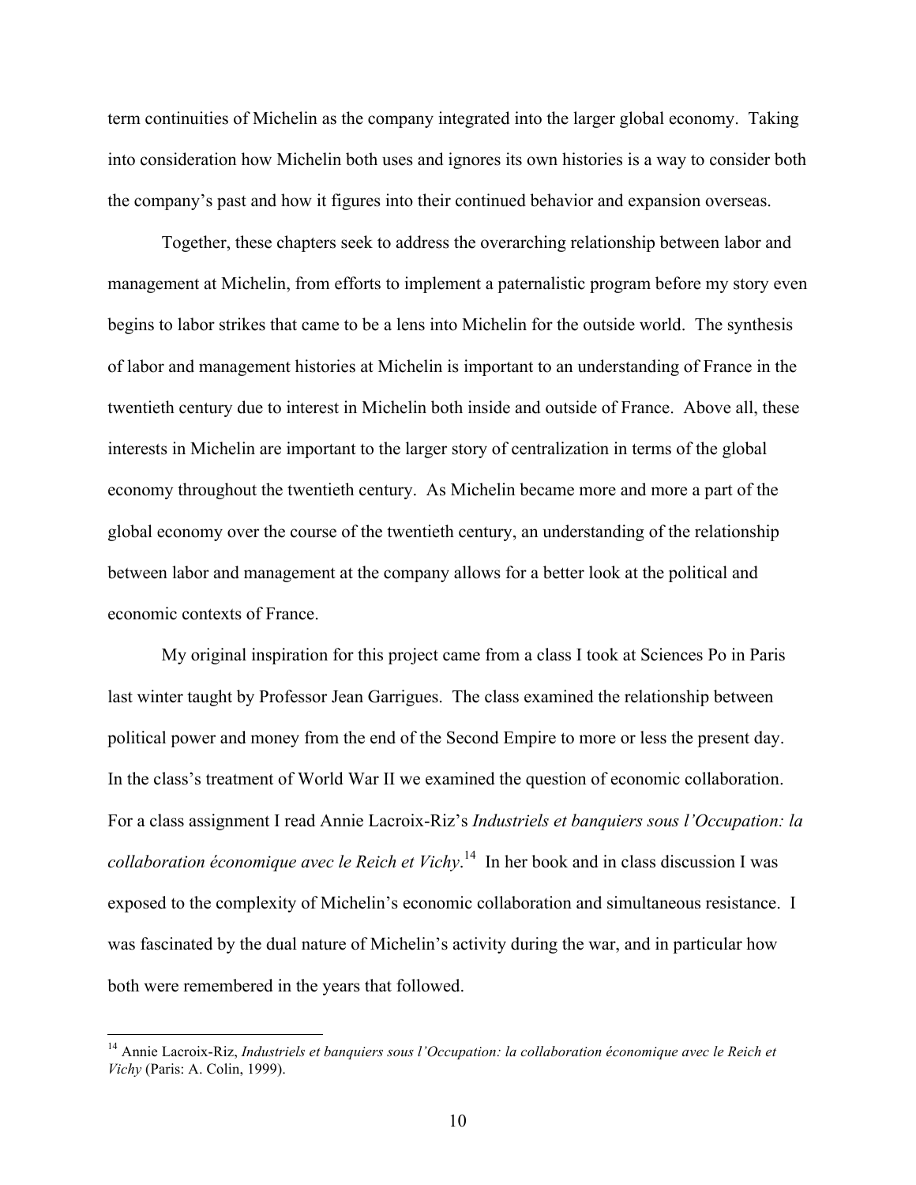term continuities of Michelin as the company integrated into the larger global economy. Taking into consideration how Michelin both uses and ignores its own histories is a way to consider both the company's past and how it figures into their continued behavior and expansion overseas.

Together, these chapters seek to address the overarching relationship between labor and management at Michelin, from efforts to implement a paternalistic program before my story even begins to labor strikes that came to be a lens into Michelin for the outside world. The synthesis of labor and management histories at Michelin is important to an understanding of France in the twentieth century due to interest in Michelin both inside and outside of France. Above all, these interests in Michelin are important to the larger story of centralization in terms of the global economy throughout the twentieth century. As Michelin became more and more a part of the global economy over the course of the twentieth century, an understanding of the relationship between labor and management at the company allows for a better look at the political and economic contexts of France.

My original inspiration for this project came from a class I took at Sciences Po in Paris last winter taught by Professor Jean Garrigues. The class examined the relationship between political power and money from the end of the Second Empire to more or less the present day. In the class's treatment of World War II we examined the question of economic collaboration. For a class assignment I read Annie Lacroix-Riz's *Industriels et banquiers sous l'Occupation: la collaboration économique avec le Reich et Vichy*.[14] In her book and in class discussion I was exposed to the complexity of Michelin's economic collaboration and simultaneous resistance. I was fascinated by the dual nature of Michelin's activity during the war, and in particular how both were remembered in the years that followed.

[14] Annie Lacroix-Riz, *Industriels et banquiers sous l'Occupation: la collaboration économique avec le Reich et Vichy* (Paris: A. Colin, 1999).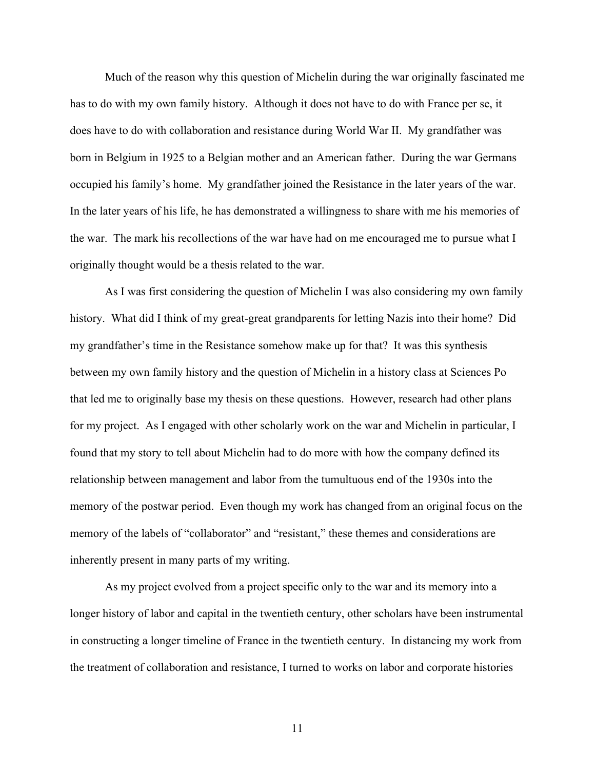Much of the reason why this question of Michelin during the war originally fascinated me has to do with my own family history. Although it does not have to do with France per se, it does have to do with collaboration and resistance during World War II. My grandfather was born in Belgium in 1925 to a Belgian mother and an American father. During the war Germans occupied his family's home. My grandfather joined the Resistance in the later years of the war. In the later years of his life, he has demonstrated a willingness to share with me his memories of the war. The mark his recollections of the war have had on me encouraged me to pursue what I originally thought would be a thesis related to the war.

As I was first considering the question of Michelin I was also considering my own family history. What did I think of my great-great grandparents for letting Nazis into their home? Did my grandfather's time in the Resistance somehow make up for that? It was this synthesis between my own family history and the question of Michelin in a history class at Sciences Po that led me to originally base my thesis on these questions. However, research had other plans for my project. As I engaged with other scholarly work on the war and Michelin in particular, I found that my story to tell about Michelin had to do more with how the company defined its relationship between management and labor from the tumultuous end of the 1930s into the memory of the postwar period. Even though my work has changed from an original focus on the memory of the labels of "collaborator" and "resistant," these themes and considerations are inherently present in many parts of my writing.

As my project evolved from a project specific only to the war and its memory into a longer history of labor and capital in the twentieth century, other scholars have been instrumental in constructing a longer timeline of France in the twentieth century. In distancing my work from the treatment of collaboration and resistance, I turned to works on labor and corporate histories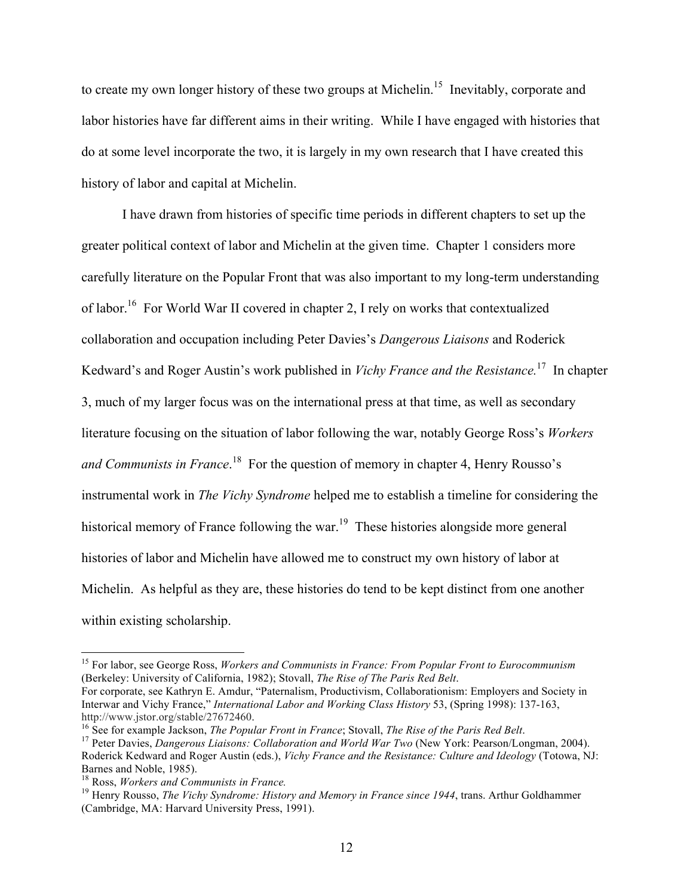to create my own longer history of these two groups at Michelin.[15] Inevitably, corporate and labor histories have far different aims in their writing. While I have engaged with histories that do at some level incorporate the two, it is largely in my own research that I have created this history of labor and capital at Michelin.

I have drawn from histories of specific time periods in different chapters to set up the greater political context of labor and Michelin at the given time. Chapter 1 considers more carefully literature on the Popular Front that was also important to my long-term understanding of labor.[16] For World War II covered in chapter 2, I rely on works that contextualized collaboration and occupation including Peter Davies's *Dangerous Liaisons* and Roderick Kedward's and Roger Austin's work published in *Vichy France and the Resistance.*[17] In chapter 3, much of my larger focus was on the international press at that time, as well as secondary literature focusing on the situation of labor following the war, notably George Ross's *Workers and Communists in France*.[18] For the question of memory in chapter 4, Henry Rousso's instrumental work in *The Vichy Syndrome* helped me to establish a timeline for considering the historical memory of France following the war.[19] These histories alongside more general histories of labor and Michelin have allowed me to construct my own history of labor at Michelin. As helpful as they are, these histories do tend to be kept distinct from one another within existing scholarship.

---

[15] For labor, see George Ross, *Workers and Communists in France: From Popular Front to Eurocommunism* (Berkeley: University of California, 1982); Stovall, *The Rise of The Paris Red Belt*.
For corporate, see Kathryn E. Amdur, "Paternalism, Productivism, Collaborationism: Employers and Society in Interwar and Vichy France," *International Labor and Working Class History* 53, (Spring 1998): 137-163, http://www.jstor.org/stable/27672460.

[16] See for example Jackson, *The Popular Front in France*; Stovall, *The Rise of the Paris Red Belt*.

[17] Peter Davies, *Dangerous Liaisons: Collaboration and World War Two* (New York: Pearson/Longman, 2004). Roderick Kedward and Roger Austin (eds.), *Vichy France and the Resistance: Culture and Ideology* (Totowa, NJ: Barnes and Noble, 1985).

[18] Ross, *Workers and Communists in France.*

[19] Henry Rousso, *The Vichy Syndrome: History and Memory in France since 1944*, trans. Arthur Goldhammer (Cambridge, MA: Harvard University Press, 1991).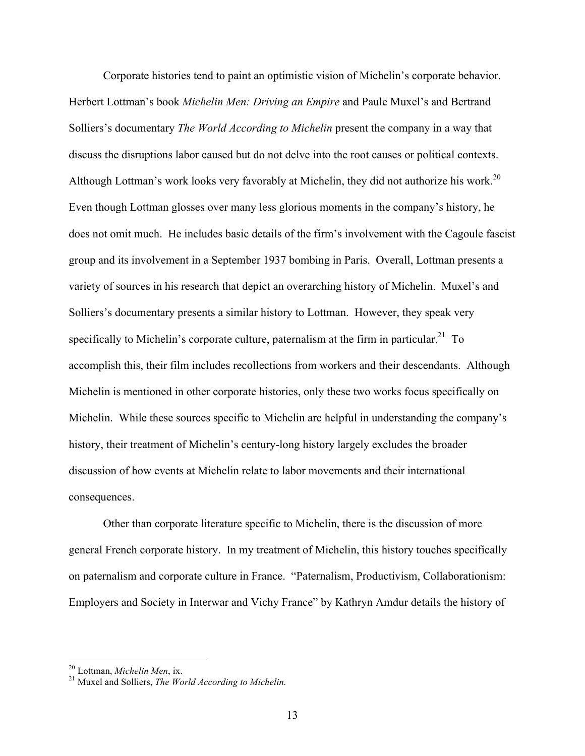Corporate histories tend to paint an optimistic vision of Michelin's corporate behavior. Herbert Lottman's book *Michelin Men: Driving an Empire* and Paule Muxel's and Bertrand Solliers's documentary *The World According to Michelin* present the company in a way that discuss the disruptions labor caused but do not delve into the root causes or political contexts. Although Lottman's work looks very favorably at Michelin, they did not authorize his work.[20] Even though Lottman glosses over many less glorious moments in the company's history, he does not omit much. He includes basic details of the firm's involvement with the Cagoule fascist group and its involvement in a September 1937 bombing in Paris. Overall, Lottman presents a variety of sources in his research that depict an overarching history of Michelin. Muxel's and Solliers's documentary presents a similar history to Lottman. However, they speak very specifically to Michelin's corporate culture, paternalism at the firm in particular.[21] To accomplish this, their film includes recollections from workers and their descendants. Although Michelin is mentioned in other corporate histories, only these two works focus specifically on Michelin. While these sources specific to Michelin are helpful in understanding the company's history, their treatment of Michelin's century-long history largely excludes the broader discussion of how events at Michelin relate to labor movements and their international consequences.

Other than corporate literature specific to Michelin, there is the discussion of more general French corporate history. In my treatment of Michelin, this history touches specifically on paternalism and corporate culture in France. "Paternalism, Productivism, Collaborationism: Employers and Society in Interwar and Vichy France" by Kathryn Amdur details the history of

---

[20] Lottman, *Michelin Men*, ix.

[21] Muxel and Solliers, *The World According to Michelin.*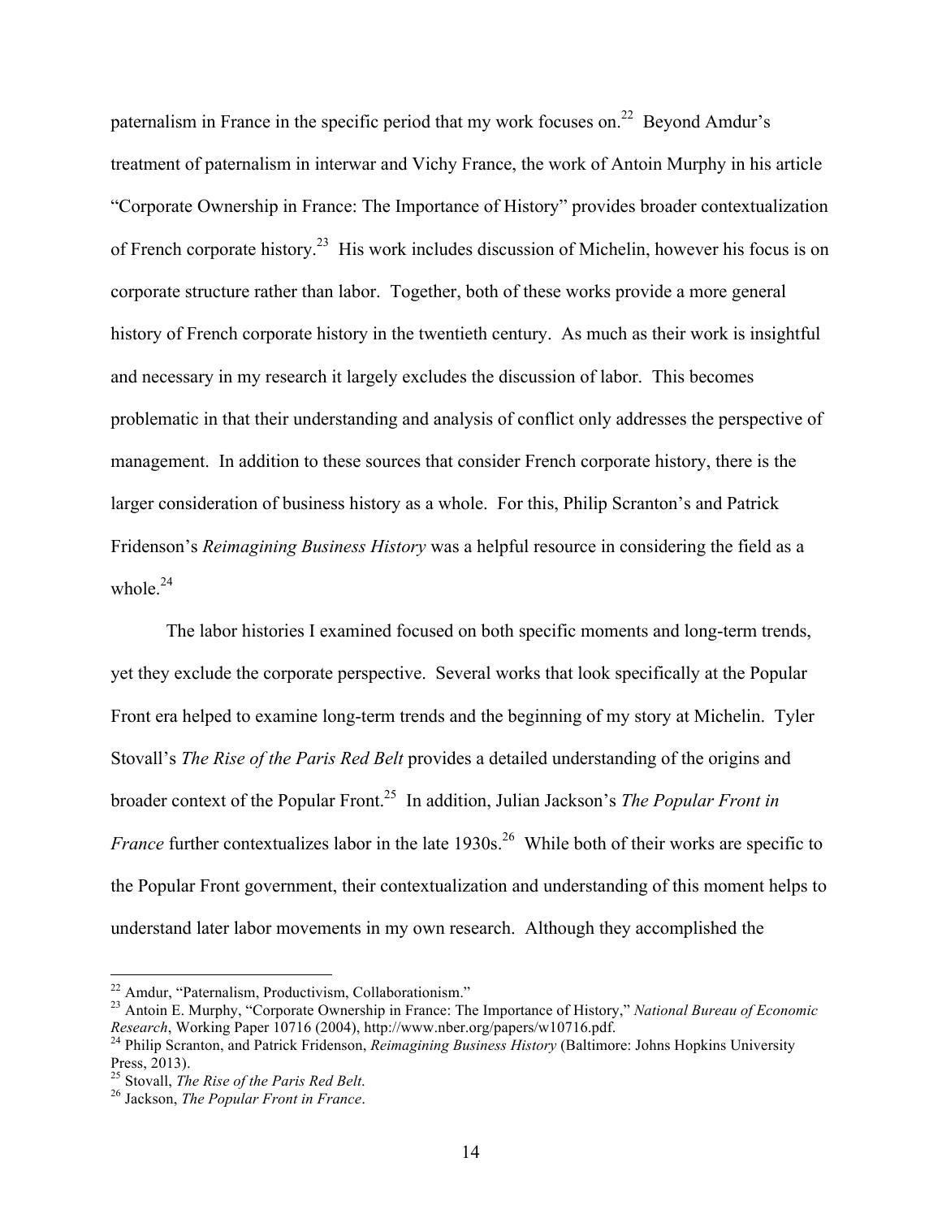paternalism in France in the specific period that my work focuses on.[22] Beyond Amdur's treatment of paternalism in interwar and Vichy France, the work of Antoin Murphy in his article "Corporate Ownership in France: The Importance of History" provides broader contextualization of French corporate history.[23] His work includes discussion of Michelin, however his focus is on corporate structure rather than labor. Together, both of these works provide a more general history of French corporate history in the twentieth century. As much as their work is insightful and necessary in my research it largely excludes the discussion of labor. This becomes problematic in that their understanding and analysis of conflict only addresses the perspective of management. In addition to these sources that consider French corporate history, there is the larger consideration of business history as a whole. For this, Philip Scranton's and Patrick Fridenson's *Reimagining Business History* was a helpful resource in considering the field as a whole.[24]

The labor histories I examined focused on both specific moments and long-term trends, yet they exclude the corporate perspective. Several works that look specifically at the Popular Front era helped to examine long-term trends and the beginning of my story at Michelin. Tyler Stovall's *The Rise of the Paris Red Belt* provides a detailed understanding of the origins and broader context of the Popular Front.[25] In addition, Julian Jackson's *The Popular Front in France* further contextualizes labor in the late 1930s.[26] While both of their works are specific to the Popular Front government, their contextualization and understanding of this moment helps to understand later labor movements in my own research. Although they accomplished the

---

[22] Amdur, "Paternalism, Productivism, Collaborationism."

[23] Antoin E. Murphy, "Corporate Ownership in France: The Importance of History," *National Bureau of Economic Research*, Working Paper 10716 (2004), http://www.nber.org/papers/w10716.pdf.

[24] Philip Scranton, and Patrick Fridenson, *Reimagining Business History* (Baltimore: Johns Hopkins University Press, 2013).

[25] Stovall, *The Rise of the Paris Red Belt*.

[26] Jackson, *The Popular Front in France*.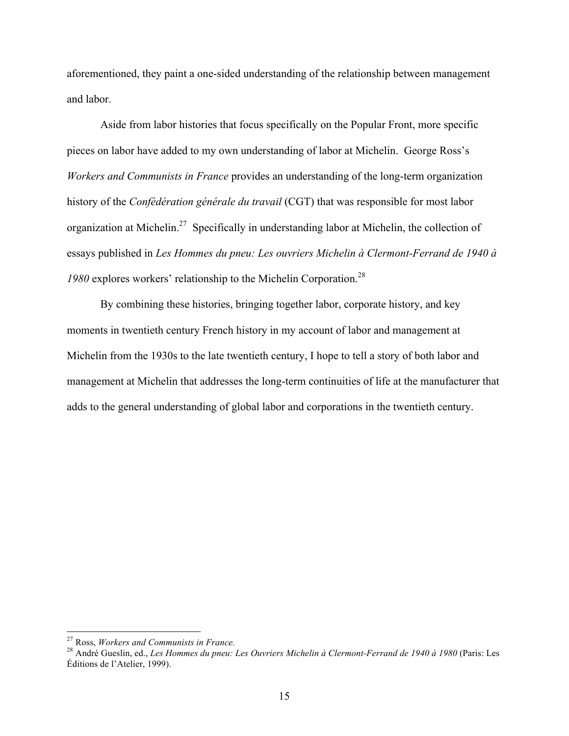aforementioned, they paint a one-sided understanding of the relationship between management and labor.

Aside from labor histories that focus specifically on the Popular Front, more specific pieces on labor have added to my own understanding of labor at Michelin. George Ross's *Workers and Communists in France* provides an understanding of the long-term organization history of the *Confédération générale du travail* (CGT) that was responsible for most labor organization at Michelin.[27] Specifically in understanding labor at Michelin, the collection of essays published in *Les Hommes du pneu: Les ouvriers Michelin à Clermont-Ferrand de 1940 à 1980* explores workers' relationship to the Michelin Corporation.[28]

By combining these histories, bringing together labor, corporate history, and key moments in twentieth century French history in my account of labor and management at Michelin from the 1930s to the late twentieth century, I hope to tell a story of both labor and management at Michelin that addresses the long-term continuities of life at the manufacturer that adds to the general understanding of global labor and corporations in the twentieth century.

---

[27] Ross, *Workers and Communists in France.*

[28] André Gueslin, ed., *Les Hommes du pneu: Les Ouvriers Michelin à Clermont-Ferrand de 1940 à 1980* (Paris: Les Éditions de l'Atelier, 1999).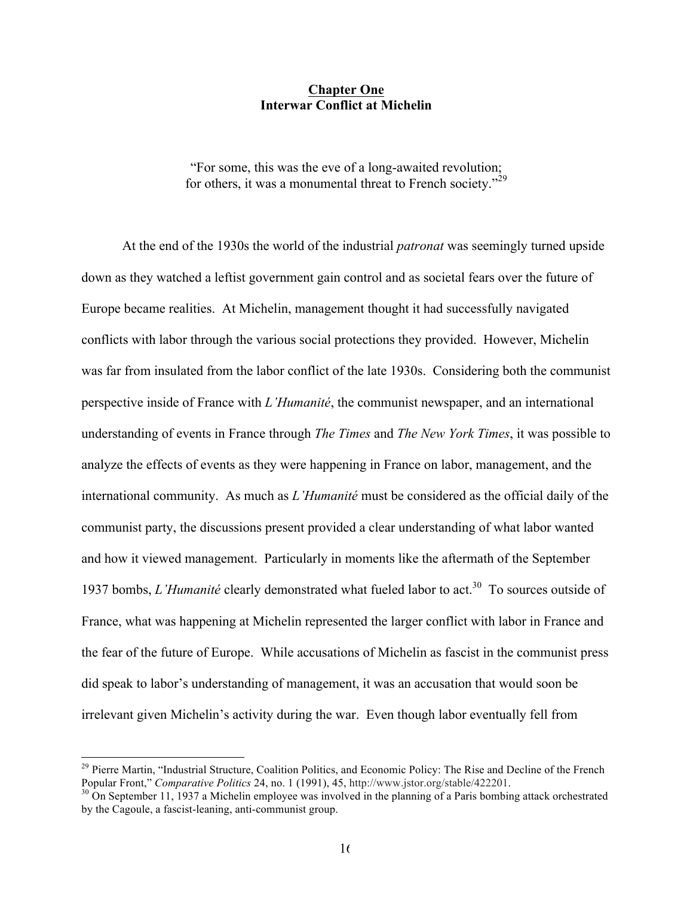# Chapter One
## Interwar Conflict at Michelin

"For some, this was the eve of a long-awaited revolution; for others, it was a monumental threat to French society."[29]

At the end of the 1930s the world of the industrial *patronat* was seemingly turned upside down as they watched a leftist government gain control and as societal fears over the future of Europe became realities. At Michelin, management thought it had successfully navigated conflicts with labor through the various social protections they provided. However, Michelin was far from insulated from the labor conflict of the late 1930s. Considering both the communist perspective inside of France with *L'Humanité*, the communist newspaper, and an international understanding of events in France through *The Times* and *The New York Times*, it was possible to analyze the effects of events as they were happening in France on labor, management, and the international community. As much as *L'Humanité* must be considered as the official daily of the communist party, the discussions present provided a clear understanding of what labor wanted and how it viewed management. Particularly in moments like the aftermath of the September 1937 bombs, *L'Humanité* clearly demonstrated what fueled labor to act.[30] To sources outside of France, what was happening at Michelin represented the larger conflict with labor in France and the fear of the future of Europe. While accusations of Michelin as fascist in the communist press did speak to labor's understanding of management, it was an accusation that would soon be irrelevant given Michelin's activity during the war. Even though labor eventually fell from

---

[29] Pierre Martin, "Industrial Structure, Coalition Politics, and Economic Policy: The Rise and Decline of the French Popular Front," *Comparative Politics* 24, no. 1 (1991), 45, http://www.jstor.org/stable/422201.

[30] On September 11, 1937 a Michelin employee was involved in the planning of a Paris bombing attack orchestrated by the Cagoule, a fascist-leaning, anti-communist group.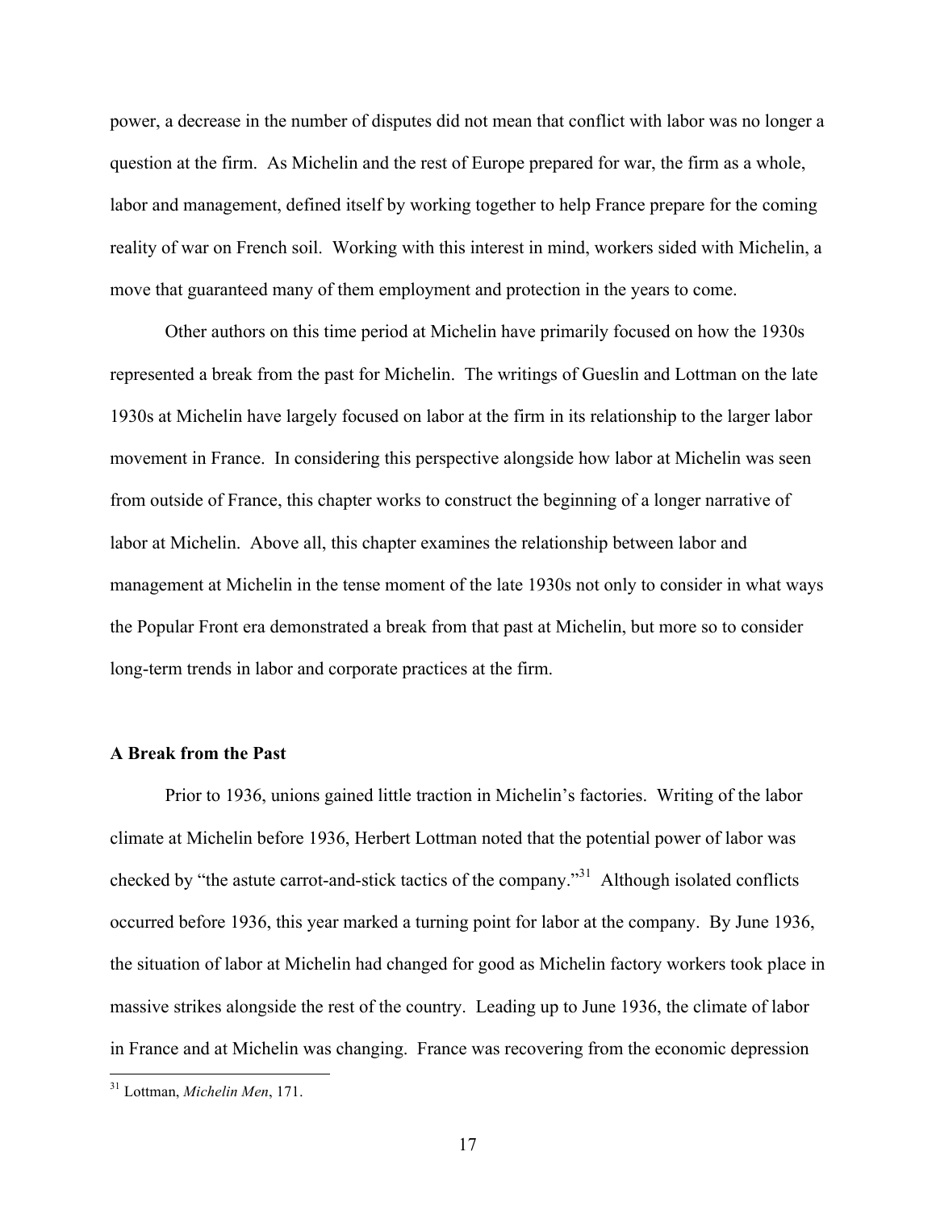power, a decrease in the number of disputes did not mean that conflict with labor was no longer a question at the firm. As Michelin and the rest of Europe prepared for war, the firm as a whole, labor and management, defined itself by working together to help France prepare for the coming reality of war on French soil. Working with this interest in mind, workers sided with Michelin, a move that guaranteed many of them employment and protection in the years to come.

Other authors on this time period at Michelin have primarily focused on how the 1930s represented a break from the past for Michelin. The writings of Gueslin and Lottman on the late 1930s at Michelin have largely focused on labor at the firm in its relationship to the larger labor movement in France. In considering this perspective alongside how labor at Michelin was seen from outside of France, this chapter works to construct the beginning of a longer narrative of labor at Michelin. Above all, this chapter examines the relationship between labor and management at Michelin in the tense moment of the late 1930s not only to consider in what ways the Popular Front era demonstrated a break from that past at Michelin, but more so to consider long-term trends in labor and corporate practices at the firm.

**A Break from the Past**

Prior to 1936, unions gained little traction in Michelin's factories. Writing of the labor climate at Michelin before 1936, Herbert Lottman noted that the potential power of labor was checked by "the astute carrot-and-stick tactics of the company."[31] Although isolated conflicts occurred before 1936, this year marked a turning point for labor at the company. By June 1936, the situation of labor at Michelin had changed for good as Michelin factory workers took place in massive strikes alongside the rest of the country. Leading up to June 1936, the climate of labor in France and at Michelin was changing. France was recovering from the economic depression

[31] Lottman, *Michelin Men*, 171.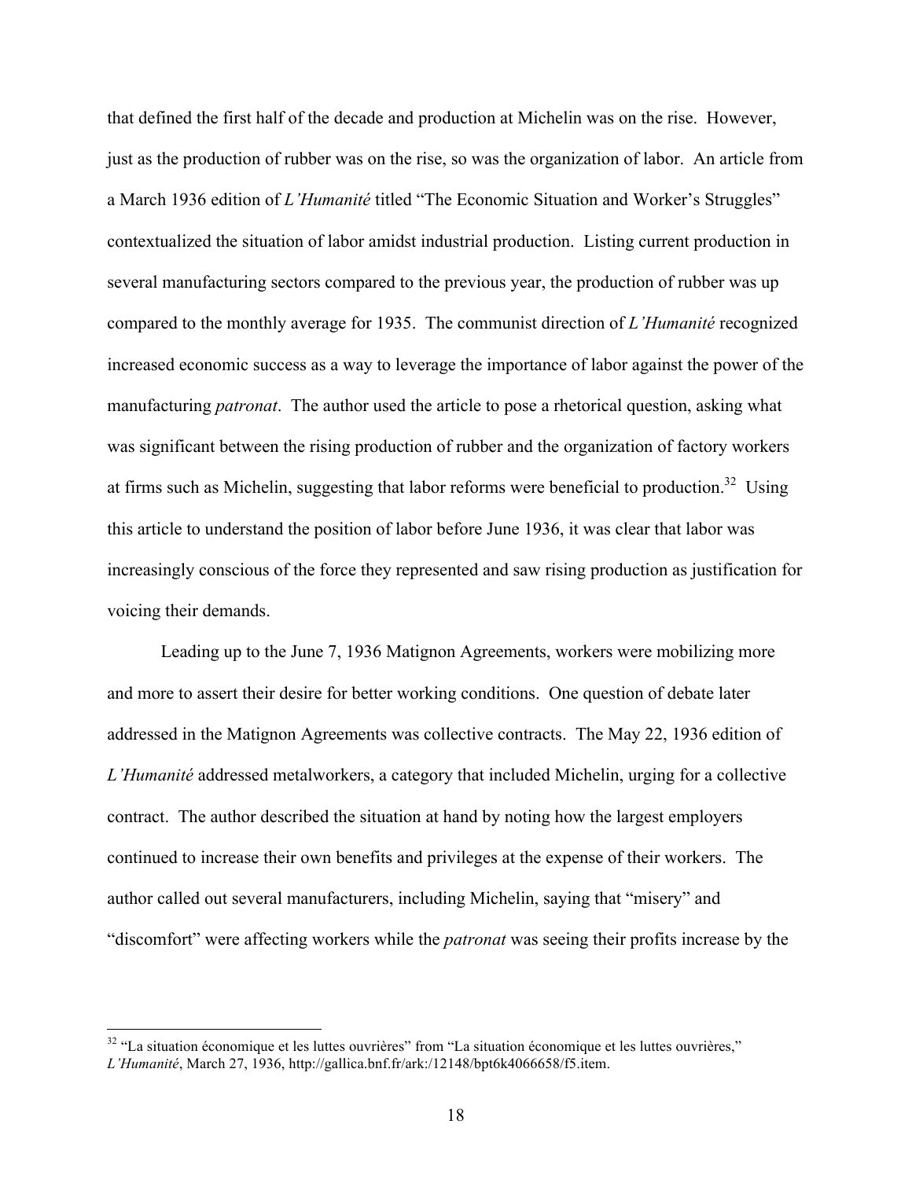that defined the first half of the decade and production at Michelin was on the rise. However, just as the production of rubber was on the rise, so was the organization of labor. An article from a March 1936 edition of *L'Humanité* titled "The Economic Situation and Worker's Struggles" contextualized the situation of labor amidst industrial production. Listing current production in several manufacturing sectors compared to the previous year, the production of rubber was up compared to the monthly average for 1935. The communist direction of *L'Humanité* recognized increased economic success as a way to leverage the importance of labor against the power of the manufacturing *patronat*. The author used the article to pose a rhetorical question, asking what was significant between the rising production of rubber and the organization of factory workers at firms such as Michelin, suggesting that labor reforms were beneficial to production.[32] Using this article to understand the position of labor before June 1936, it was clear that labor was increasingly conscious of the force they represented and saw rising production as justification for voicing their demands.

Leading up to the June 7, 1936 Matignon Agreements, workers were mobilizing more and more to assert their desire for better working conditions. One question of debate later addressed in the Matignon Agreements was collective contracts. The May 22, 1936 edition of *L'Humanité* addressed metalworkers, a category that included Michelin, urging for a collective contract. The author described the situation at hand by noting how the largest employers continued to increase their own benefits and privileges at the expense of their workers. The author called out several manufacturers, including Michelin, saying that "misery" and "discomfort" were affecting workers while the *patronat* was seeing their profits increase by the

[32] "La situation économique et les luttes ouvrières" from "La situation économique et les luttes ouvrières," *L'Humanité*, March 27, 1936, http://gallica.bnf.fr/ark:/12148/bpt6k4066658/f5.item.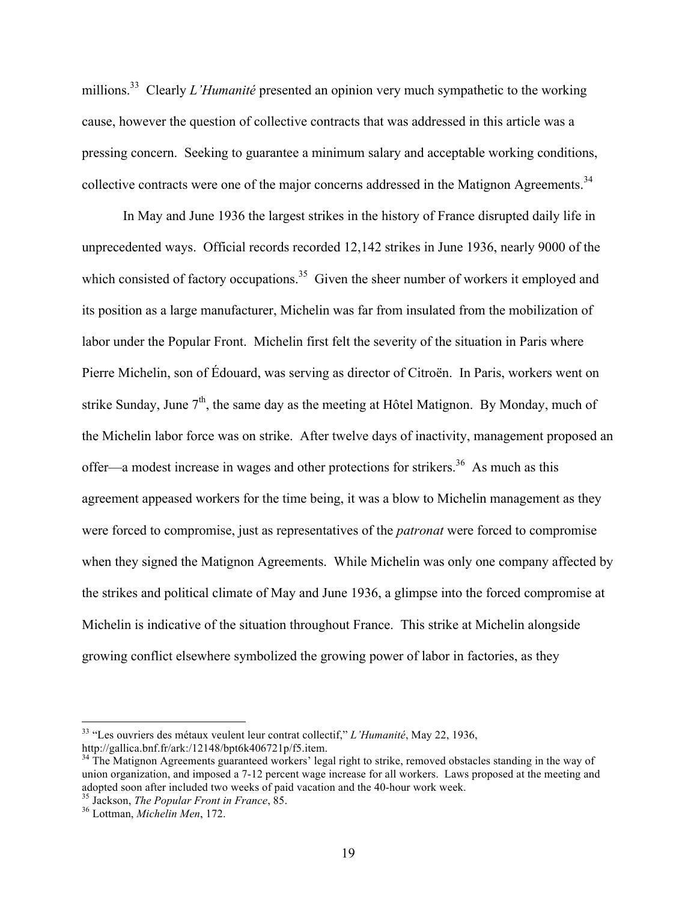millions.[33] Clearly *L'Humanité* presented an opinion very much sympathetic to the working cause, however the question of collective contracts that was addressed in this article was a pressing concern. Seeking to guarantee a minimum salary and acceptable working conditions, collective contracts were one of the major concerns addressed in the Matignon Agreements.[34]

In May and June 1936 the largest strikes in the history of France disrupted daily life in unprecedented ways. Official records recorded 12,142 strikes in June 1936, nearly 9000 of the which consisted of factory occupations.[35] Given the sheer number of workers it employed and its position as a large manufacturer, Michelin was far from insulated from the mobilization of labor under the Popular Front. Michelin first felt the severity of the situation in Paris where Pierre Michelin, son of Édouard, was serving as director of Citroën. In Paris, workers went on strike Sunday, June 7th, the same day as the meeting at Hôtel Matignon. By Monday, much of the Michelin labor force was on strike. After twelve days of inactivity, management proposed an offer—a modest increase in wages and other protections for strikers.[36] As much as this agreement appeased workers for the time being, it was a blow to Michelin management as they were forced to compromise, just as representatives of the *patronat* were forced to compromise when they signed the Matignon Agreements. While Michelin was only one company affected by the strikes and political climate of May and June 1936, a glimpse into the forced compromise at Michelin is indicative of the situation throughout France. This strike at Michelin alongside growing conflict elsewhere symbolized the growing power of labor in factories, as they

---

[33] "Les ouvriers des métaux veulent leur contrat collectif," *L'Humanité*, May 22, 1936, http://gallica.bnf.fr/ark:/12148/bpt6k406721p/f5.item.

[34] The Matignon Agreements guaranteed workers' legal right to strike, removed obstacles standing in the way of union organization, and imposed a 7-12 percent wage increase for all workers. Laws proposed at the meeting and adopted soon after included two weeks of paid vacation and the 40-hour work week.

[35] Jackson, *The Popular Front in France*, 85.

[36] Lottman, *Michelin Men*, 172.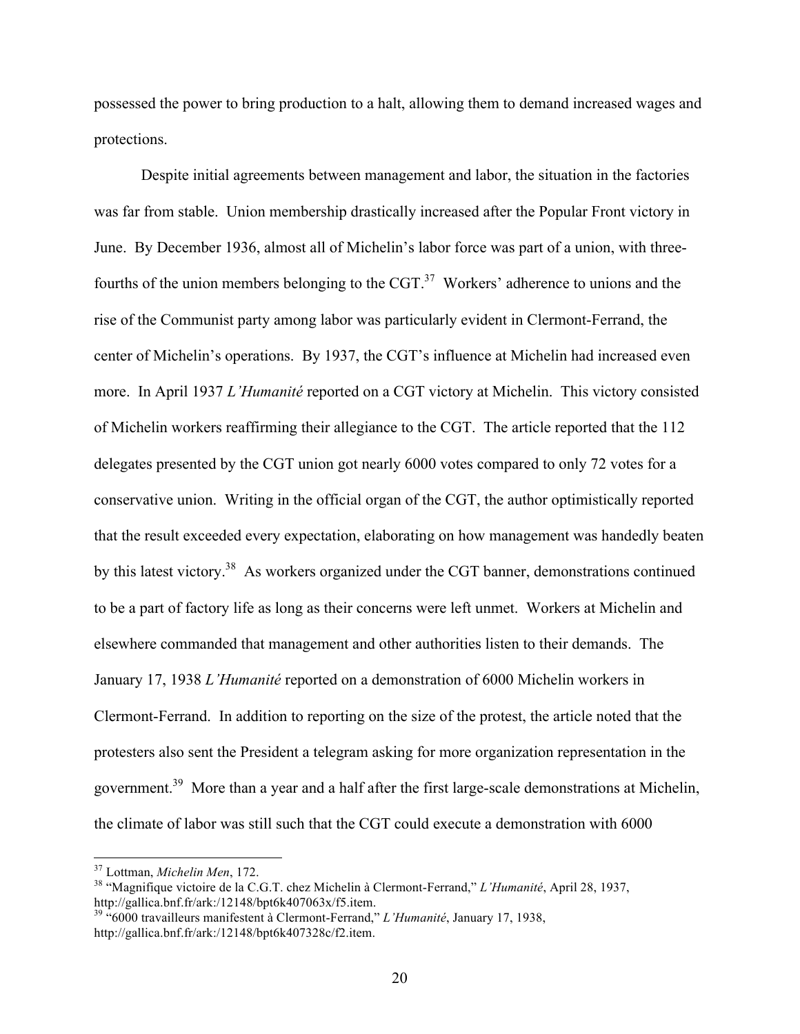possessed the power to bring production to a halt, allowing them to demand increased wages and protections.

Despite initial agreements between management and labor, the situation in the factories was far from stable. Union membership drastically increased after the Popular Front victory in June. By December 1936, almost all of Michelin's labor force was part of a union, with three-fourths of the union members belonging to the CGT.[37] Workers' adherence to unions and the rise of the Communist party among labor was particularly evident in Clermont-Ferrand, the center of Michelin's operations. By 1937, the CGT's influence at Michelin had increased even more. In April 1937 *L'Humanité* reported on a CGT victory at Michelin. This victory consisted of Michelin workers reaffirming their allegiance to the CGT. The article reported that the 112 delegates presented by the CGT union got nearly 6000 votes compared to only 72 votes for a conservative union. Writing in the official organ of the CGT, the author optimistically reported that the result exceeded every expectation, elaborating on how management was handedly beaten by this latest victory.[38] As workers organized under the CGT banner, demonstrations continued to be a part of factory life as long as their concerns were left unmet. Workers at Michelin and elsewhere commanded that management and other authorities listen to their demands. The January 17, 1938 *L'Humanité* reported on a demonstration of 6000 Michelin workers in Clermont-Ferrand. In addition to reporting on the size of the protest, the article noted that the protesters also sent the President a telegram asking for more organization representation in the government.[39] More than a year and a half after the first large-scale demonstrations at Michelin, the climate of labor was still such that the CGT could execute a demonstration with 6000

---

[37] Lottman, *Michelin Men*, 172.

[38] "Magnifique victoire de la C.G.T. chez Michelin à Clermont-Ferrand," *L'Humanité*, April 28, 1937, http://gallica.bnf.fr/ark:/12148/bpt6k407063x/f5.item.

[39] "6000 travailleurs manifestent à Clermont-Ferrand," *L'Humanité*, January 17, 1938, http://gallica.bnf.fr/ark:/12148/bpt6k407328c/f2.item.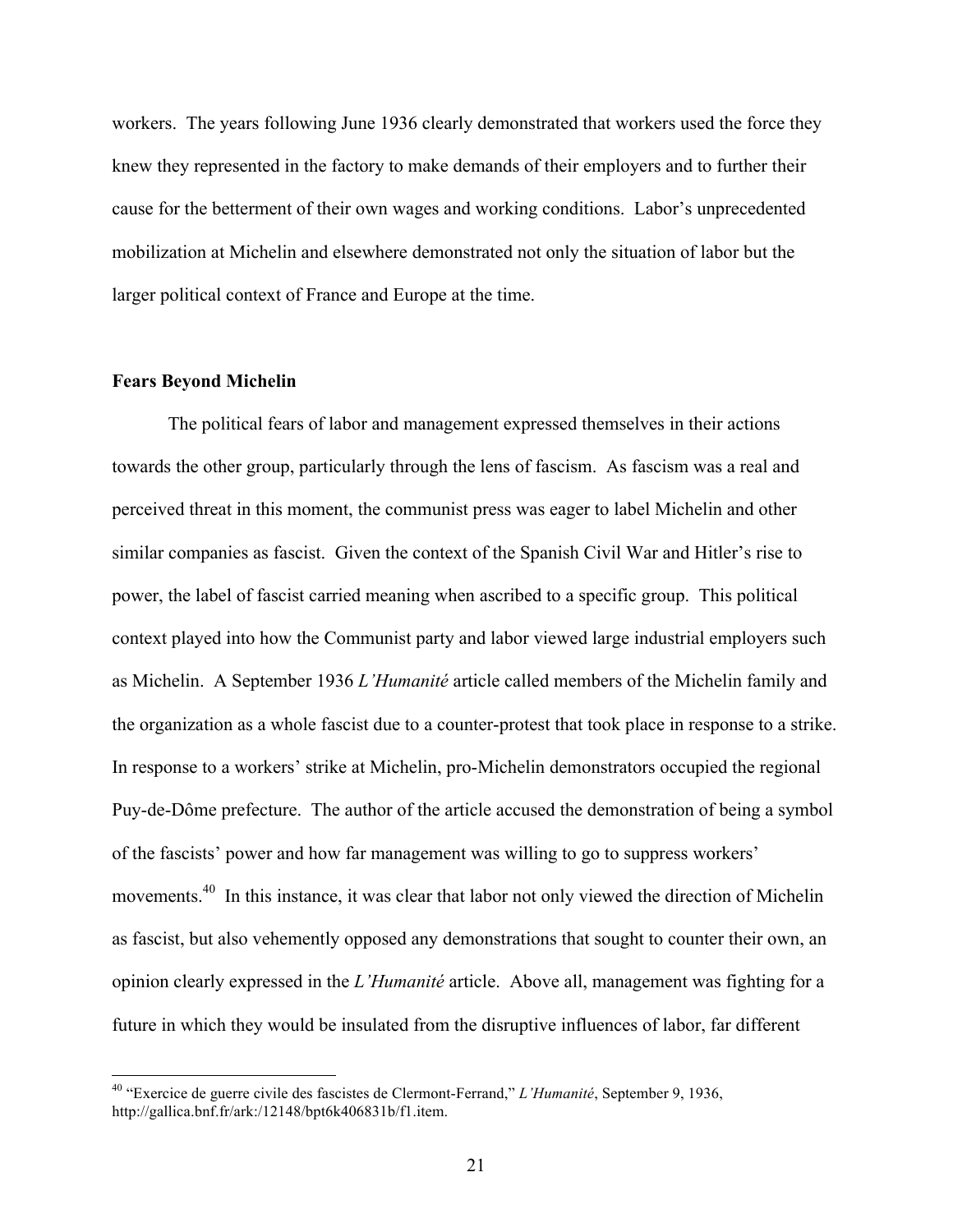workers. The years following June 1936 clearly demonstrated that workers used the force they knew they represented in the factory to make demands of their employers and to further their cause for the betterment of their own wages and working conditions. Labor's unprecedented mobilization at Michelin and elsewhere demonstrated not only the situation of labor but the larger political context of France and Europe at the time.

**Fears Beyond Michelin**

The political fears of labor and management expressed themselves in their actions towards the other group, particularly through the lens of fascism. As fascism was a real and perceived threat in this moment, the communist press was eager to label Michelin and other similar companies as fascist. Given the context of the Spanish Civil War and Hitler's rise to power, the label of fascist carried meaning when ascribed to a specific group. This political context played into how the Communist party and labor viewed large industrial employers such as Michelin. A September 1936 *L'Humanité* article called members of the Michelin family and the organization as a whole fascist due to a counter-protest that took place in response to a strike. In response to a workers' strike at Michelin, pro-Michelin demonstrators occupied the regional Puy-de-Dôme prefecture. The author of the article accused the demonstration of being a symbol of the fascists' power and how far management was willing to go to suppress workers' movements.[40] In this instance, it was clear that labor not only viewed the direction of Michelin as fascist, but also vehemently opposed any demonstrations that sought to counter their own, an opinion clearly expressed in the *L'Humanité* article. Above all, management was fighting for a future in which they would be insulated from the disruptive influences of labor, far different

[40] "Exercice de guerre civile des fascistes de Clermont-Ferrand," *L'Humanité*, September 9, 1936, http://gallica.bnf.fr/ark:/12148/bpt6k406831b/f1.item.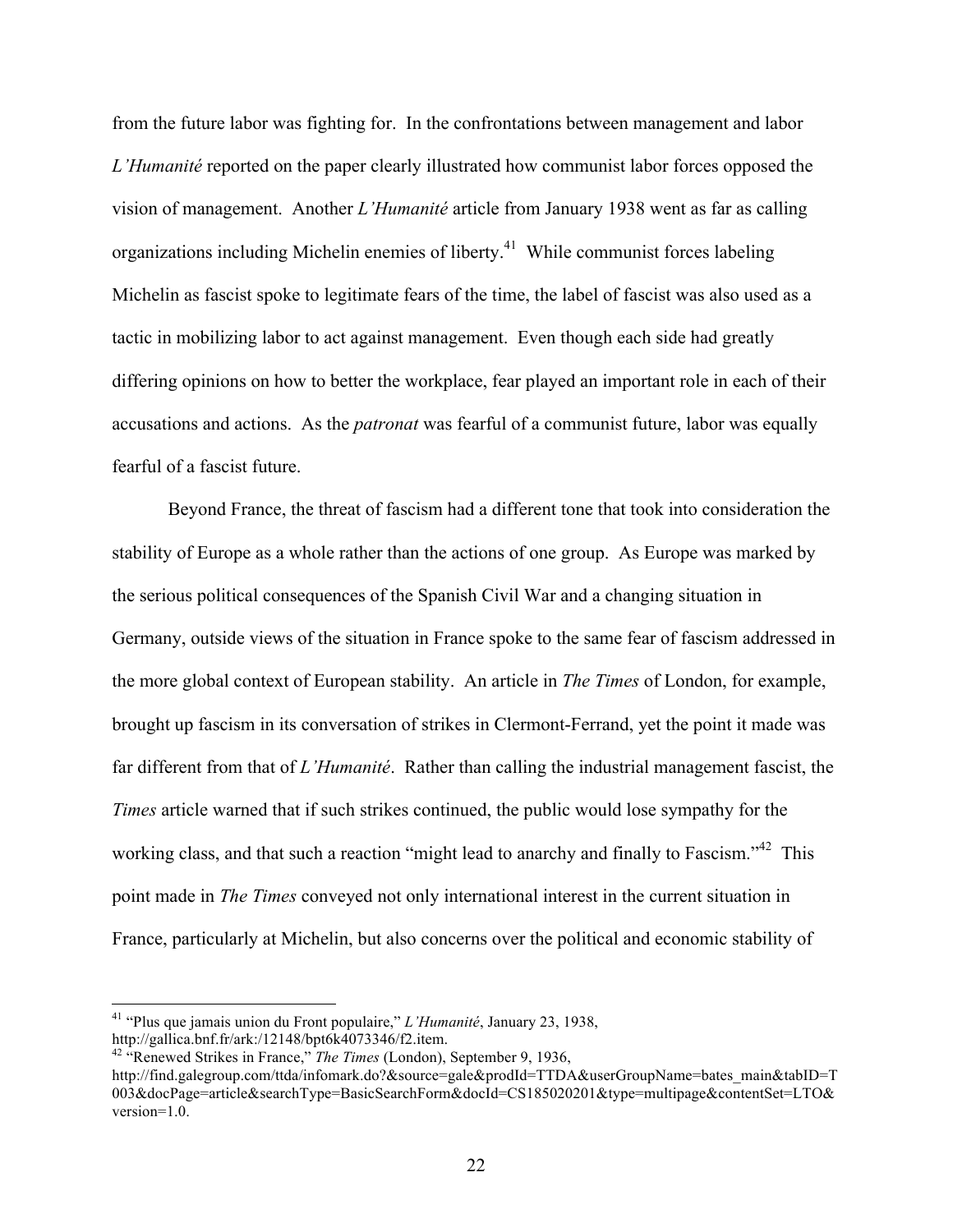from the future labor was fighting for. In the confrontations between management and labor *L'Humanité* reported on the paper clearly illustrated how communist labor forces opposed the vision of management. Another *L'Humanité* article from January 1938 went as far as calling organizations including Michelin enemies of liberty.[41] While communist forces labeling Michelin as fascist spoke to legitimate fears of the time, the label of fascist was also used as a tactic in mobilizing labor to act against management. Even though each side had greatly differing opinions on how to better the workplace, fear played an important role in each of their accusations and actions. As the *patronat* was fearful of a communist future, labor was equally fearful of a fascist future.

Beyond France, the threat of fascism had a different tone that took into consideration the stability of Europe as a whole rather than the actions of one group. As Europe was marked by the serious political consequences of the Spanish Civil War and a changing situation in Germany, outside views of the situation in France spoke to the same fear of fascism addressed in the more global context of European stability. An article in *The Times* of London, for example, brought up fascism in its conversation of strikes in Clermont-Ferrand, yet the point it made was far different from that of *L'Humanité*. Rather than calling the industrial management fascist, the *Times* article warned that if such strikes continued, the public would lose sympathy for the working class, and that such a reaction "might lead to anarchy and finally to Fascism."[42] This point made in *The Times* conveyed not only international interest in the current situation in France, particularly at Michelin, but also concerns over the political and economic stability of

---

[41] "Plus que jamais union du Front populaire," *L'Humanité*, January 23, 1938, http://gallica.bnf.fr/ark:/12148/bpt6k4073346/f2.item.

[42] "Renewed Strikes in France," *The Times* (London), September 9, 1936, http://find.galegroup.com/ttda/infomark.do?&source=gale&prodId=TTDA&userGroupName=bates_main&tabID=T003&docPage=article&searchType=BasicSearchForm&docId=CS185020201&type=multipage&contentSet=LTO&version=1.0.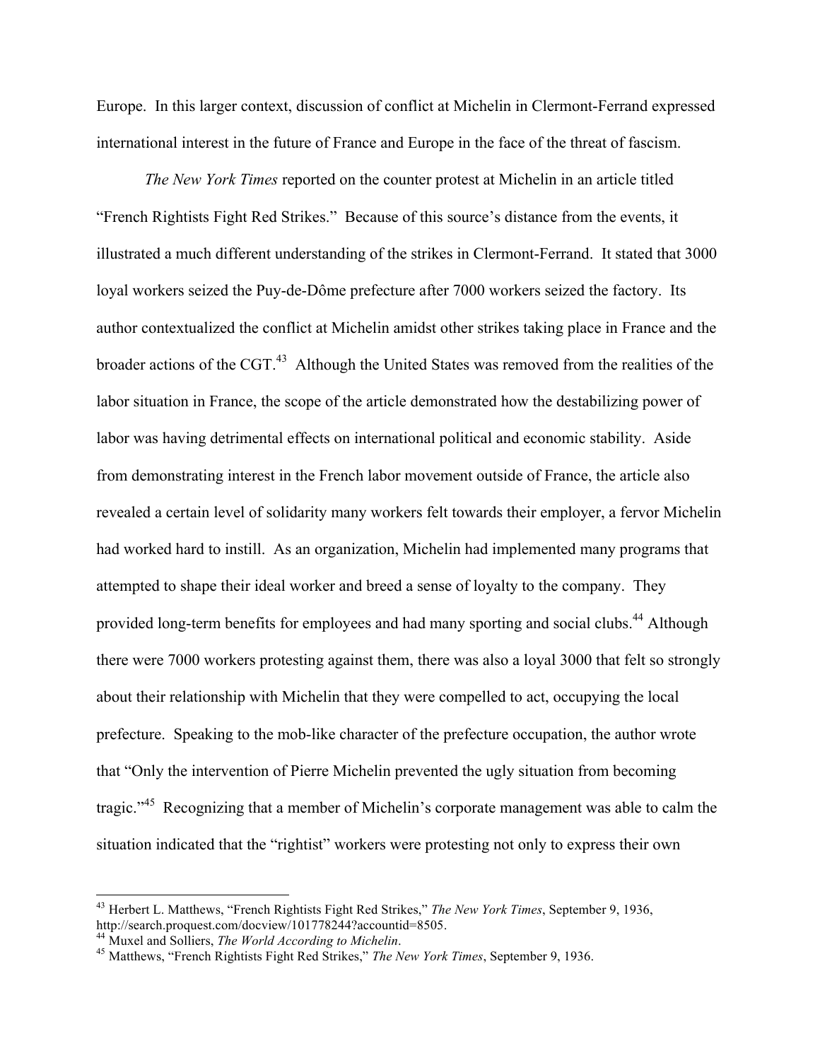Europe. In this larger context, discussion of conflict at Michelin in Clermont-Ferrand expressed international interest in the future of France and Europe in the face of the threat of fascism.

*The New York Times* reported on the counter protest at Michelin in an article titled "French Rightists Fight Red Strikes." Because of this source's distance from the events, it illustrated a much different understanding of the strikes in Clermont-Ferrand. It stated that 3000 loyal workers seized the Puy-de-Dôme prefecture after 7000 workers seized the factory. Its author contextualized the conflict at Michelin amidst other strikes taking place in France and the broader actions of the CGT.[43] Although the United States was removed from the realities of the labor situation in France, the scope of the article demonstrated how the destabilizing power of labor was having detrimental effects on international political and economic stability. Aside from demonstrating interest in the French labor movement outside of France, the article also revealed a certain level of solidarity many workers felt towards their employer, a fervor Michelin had worked hard to instill. As an organization, Michelin had implemented many programs that attempted to shape their ideal worker and breed a sense of loyalty to the company. They provided long-term benefits for employees and had many sporting and social clubs.[44] Although there were 7000 workers protesting against them, there was also a loyal 3000 that felt so strongly about their relationship with Michelin that they were compelled to act, occupying the local prefecture. Speaking to the mob-like character of the prefecture occupation, the author wrote that "Only the intervention of Pierre Michelin prevented the ugly situation from becoming tragic."[45] Recognizing that a member of Michelin's corporate management was able to calm the situation indicated that the "rightist" workers were protesting not only to express their own

---

[43] Herbert L. Matthews, "French Rightists Fight Red Strikes," *The New York Times*, September 9, 1936, http://search.proquest.com/docview/101778244?accountid=8505.

[44] Muxel and Solliers, *The World According to Michelin*.

[45] Matthews, "French Rightists Fight Red Strikes," *The New York Times*, September 9, 1936.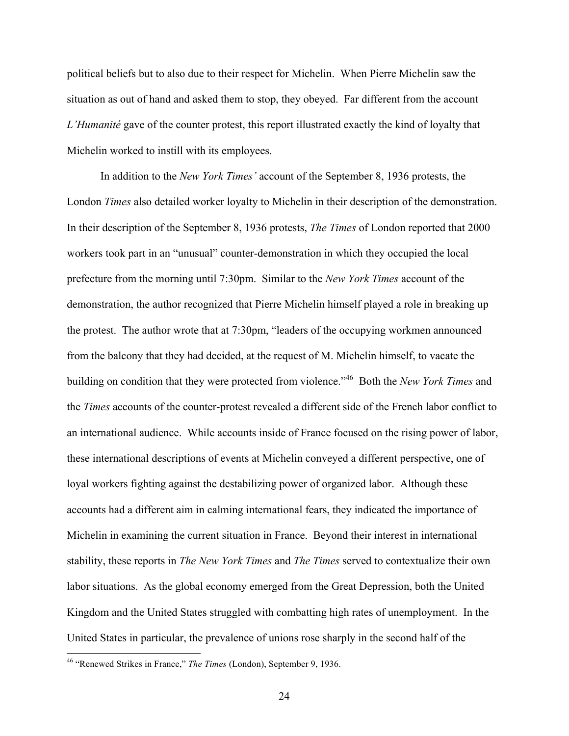political beliefs but to also due to their respect for Michelin. When Pierre Michelin saw the situation as out of hand and asked them to stop, they obeyed. Far different from the account *L'Humanité* gave of the counter protest, this report illustrated exactly the kind of loyalty that Michelin worked to instill with its employees.

In addition to the *New York Times'* account of the September 8, 1936 protests, the London *Times* also detailed worker loyalty to Michelin in their description of the demonstration. In their description of the September 8, 1936 protests, *The Times* of London reported that 2000 workers took part in an "unusual" counter-demonstration in which they occupied the local prefecture from the morning until 7:30pm. Similar to the *New York Times* account of the demonstration, the author recognized that Pierre Michelin himself played a role in breaking up the protest. The author wrote that at 7:30pm, "leaders of the occupying workmen announced from the balcony that they had decided, at the request of M. Michelin himself, to vacate the building on condition that they were protected from violence."[46] Both the *New York Times* and the *Times* accounts of the counter-protest revealed a different side of the French labor conflict to an international audience. While accounts inside of France focused on the rising power of labor, these international descriptions of events at Michelin conveyed a different perspective, one of loyal workers fighting against the destabilizing power of organized labor. Although these accounts had a different aim in calming international fears, they indicated the importance of Michelin in examining the current situation in France. Beyond their interest in international stability, these reports in *The New York Times* and *The Times* served to contextualize their own labor situations. As the global economy emerged from the Great Depression, both the United Kingdom and the United States struggled with combatting high rates of unemployment. In the United States in particular, the prevalence of unions rose sharply in the second half of the

[46] "Renewed Strikes in France," *The Times* (London), September 9, 1936.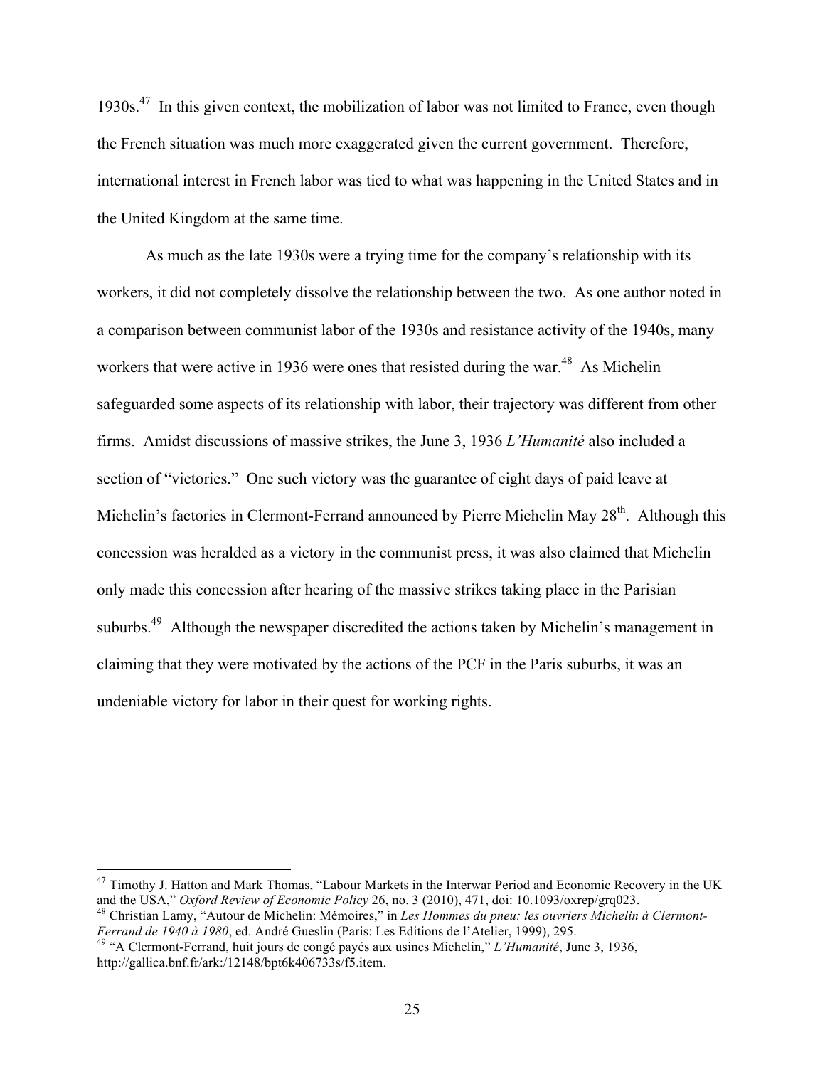1930s.[47] In this given context, the mobilization of labor was not limited to France, even though the French situation was much more exaggerated given the current government. Therefore, international interest in French labor was tied to what was happening in the United States and in the United Kingdom at the same time.

As much as the late 1930s were a trying time for the company's relationship with its workers, it did not completely dissolve the relationship between the two. As one author noted in a comparison between communist labor of the 1930s and resistance activity of the 1940s, many workers that were active in 1936 were ones that resisted during the war.[48] As Michelin safeguarded some aspects of its relationship with labor, their trajectory was different from other firms. Amidst discussions of massive strikes, the June 3, 1936 *L'Humanité* also included a section of "victories." One such victory was the guarantee of eight days of paid leave at Michelin's factories in Clermont-Ferrand announced by Pierre Michelin May 28th. Although this concession was heralded as a victory in the communist press, it was also claimed that Michelin only made this concession after hearing of the massive strikes taking place in the Parisian suburbs.[49] Although the newspaper discredited the actions taken by Michelin's management in claiming that they were motivated by the actions of the PCF in the Paris suburbs, it was an undeniable victory for labor in their quest for working rights.

---

[47] Timothy J. Hatton and Mark Thomas, "Labour Markets in the Interwar Period and Economic Recovery in the UK and the USA," *Oxford Review of Economic Policy* 26, no. 3 (2010), 471, doi: 10.1093/oxrep/grq023.

[48] Christian Lamy, "Autour de Michelin: Mémoires," in *Les Hommes du pneu: les ouvriers Michelin à Clermont-Ferrand de 1940 à 1980*, ed. André Gueslin (Paris: Les Editions de l'Atelier, 1999), 295.

[49] "A Clermont-Ferrand, huit jours de congé payés aux usines Michelin," *L'Humanité*, June 3, 1936, http://gallica.bnf.fr/ark:/12148/bpt6k406733s/f5.item.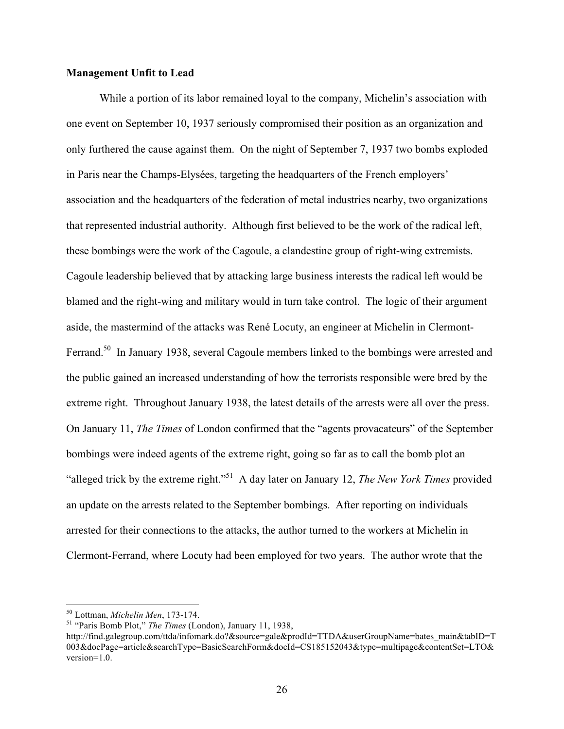**Management Unfit to Lead**

While a portion of its labor remained loyal to the company, Michelin's association with one event on September 10, 1937 seriously compromised their position as an organization and only furthered the cause against them. On the night of September 7, 1937 two bombs exploded in Paris near the Champs-Elysées, targeting the headquarters of the French employers' association and the headquarters of the federation of metal industries nearby, two organizations that represented industrial authority. Although first believed to be the work of the radical left, these bombings were the work of the Cagoule, a clandestine group of right-wing extremists. Cagoule leadership believed that by attacking large business interests the radical left would be blamed and the right-wing and military would in turn take control. The logic of their argument aside, the mastermind of the attacks was René Locuty, an engineer at Michelin in Clermont-Ferrand.[50] In January 1938, several Cagoule members linked to the bombings were arrested and the public gained an increased understanding of how the terrorists responsible were bred by the extreme right. Throughout January 1938, the latest details of the arrests were all over the press. On January 11, *The Times* of London confirmed that the "agents provacateurs" of the September bombings were indeed agents of the extreme right, going so far as to call the bomb plot an "alleged trick by the extreme right."[51] A day later on January 12, *The New York Times* provided an update on the arrests related to the September bombings. After reporting on individuals arrested for their connections to the attacks, the author turned to the workers at Michelin in Clermont-Ferrand, where Locuty had been employed for two years. The author wrote that the

---

[50] Lottman, *Michelin Men*, 173-174.

[51] "Paris Bomb Plot," *The Times* (London), January 11, 1938, http://find.galegroup.com/ttda/infomark.do?&source=gale&prodId=TTDA&userGroupName=bates_main&tabID=T003&docPage=article&searchType=BasicSearchForm&docId=CS185152043&type=multipage&contentSet=LTO&version=1.0.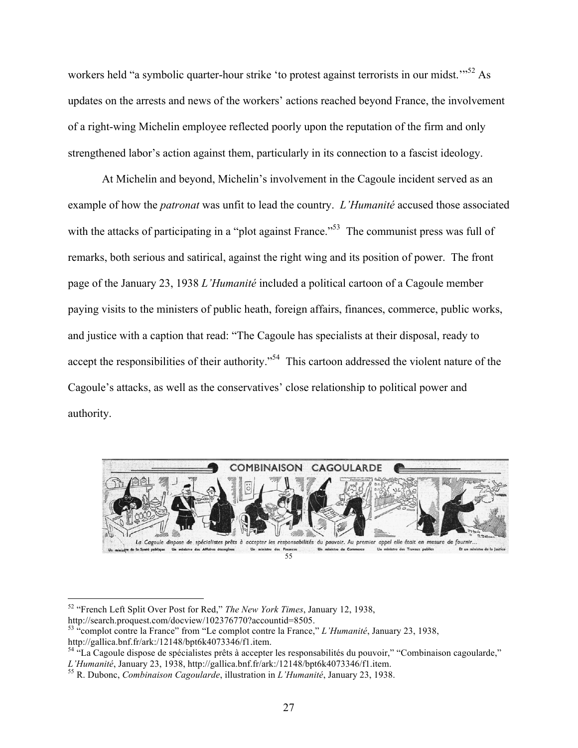workers held "a symbolic quarter-hour strike 'to protest against terrorists in our midst.'"[52] As updates on the arrests and news of the workers' actions reached beyond France, the involvement of a right-wing Michelin employee reflected poorly upon the reputation of the firm and only strengthened labor's action against them, particularly in its connection to a fascist ideology.

At Michelin and beyond, Michelin's involvement in the Cagoule incident served as an example of how the *patronat* was unfit to lead the country. *L'Humanité* accused those associated with the attacks of participating in a "plot against France."[53] The communist press was full of remarks, both serious and satirical, against the right wing and its position of power. The front page of the January 23, 1938 *L'Humanité* included a political cartoon of a Cagoule member paying visits to the ministers of public heath, foreign affairs, finances, commerce, public works, and justice with a caption that read: "The Cagoule has specialists at their disposal, ready to accept the responsibilities of their authority."[54] This cartoon addressed the violent nature of the Cagoule's attacks, as well as the conservatives' close relationship to political power and authority.

COMBINAISON CAGOULARDE

La Cagoule dispose de spécialistes prêts à accepter les responsabilités du pouvoir. Au premier appel elle était en mesure de fournir...

Un ministre de la Santé publique — Un ministre des Affaires étrangères — Un ministre des Finances — Un ministre du Commerce — Un ministre des Travaux publics — Et un ministre de la Justice

[55]

---

[52] "French Left Split Over Post for Red," *The New York Times*, January 12, 1938, http://search.proquest.com/docview/102376770?accountid=8505.

[53] "complot contre la France" from "Le complot contre la France," *L'Humanité*, January 23, 1938, http://gallica.bnf.fr/ark:/12148/bpt6k4073346/f1.item.

[54] "La Cagoule dispose de spécialistes prêts à accepter les responsabilités du pouvoir," "Combinaison cagoularde," *L'Humanité*, January 23, 1938, http://gallica.bnf.fr/ark:/12148/bpt6k4073346/f1.item.

[55] R. Dubonc, *Combinaison Cagoularde*, illustration in *L'Humanité*, January 23, 1938.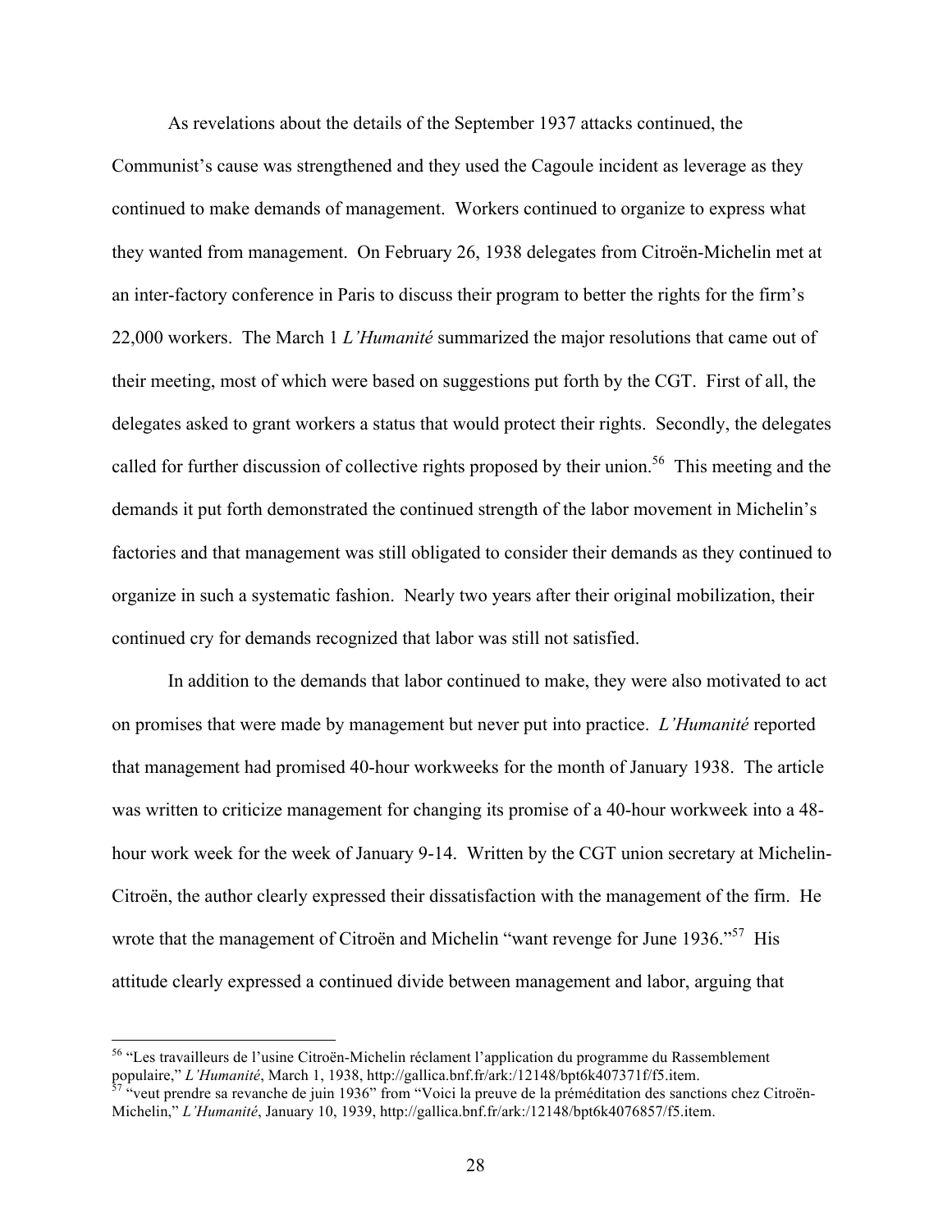As revelations about the details of the September 1937 attacks continued, the Communist's cause was strengthened and they used the Cagoule incident as leverage as they continued to make demands of management. Workers continued to organize to express what they wanted from management. On February 26, 1938 delegates from Citroën-Michelin met at an inter-factory conference in Paris to discuss their program to better the rights for the firm's 22,000 workers. The March 1 *L'Humanité* summarized the major resolutions that came out of their meeting, most of which were based on suggestions put forth by the CGT. First of all, the delegates asked to grant workers a status that would protect their rights. Secondly, the delegates called for further discussion of collective rights proposed by their union.[56] This meeting and the demands it put forth demonstrated the continued strength of the labor movement in Michelin's factories and that management was still obligated to consider their demands as they continued to organize in such a systematic fashion. Nearly two years after their original mobilization, their continued cry for demands recognized that labor was still not satisfied.

In addition to the demands that labor continued to make, they were also motivated to act on promises that were made by management but never put into practice. *L'Humanité* reported that management had promised 40-hour workweeks for the month of January 1938. The article was written to criticize management for changing its promise of a 40-hour workweek into a 48-hour work week for the week of January 9-14. Written by the CGT union secretary at Michelin-Citroën, the author clearly expressed their dissatisfaction with the management of the firm. He wrote that the management of Citroën and Michelin "want revenge for June 1936."[57] His attitude clearly expressed a continued divide between management and labor, arguing that

---

[56] "Les travailleurs de l'usine Citroën-Michelin réclament l'application du programme du Rassemblement populaire," *L'Humanité*, March 1, 1938, http://gallica.bnf.fr/ark:/12148/bpt6k407371f/f5.item.

[57] "veut prendre sa revanche de juin 1936" from "Voici la preuve de la préméditation des sanctions chez Citroën-Michelin," *L'Humanité*, January 10, 1939, http://gallica.bnf.fr/ark:/12148/bpt6k4076857/f5.item.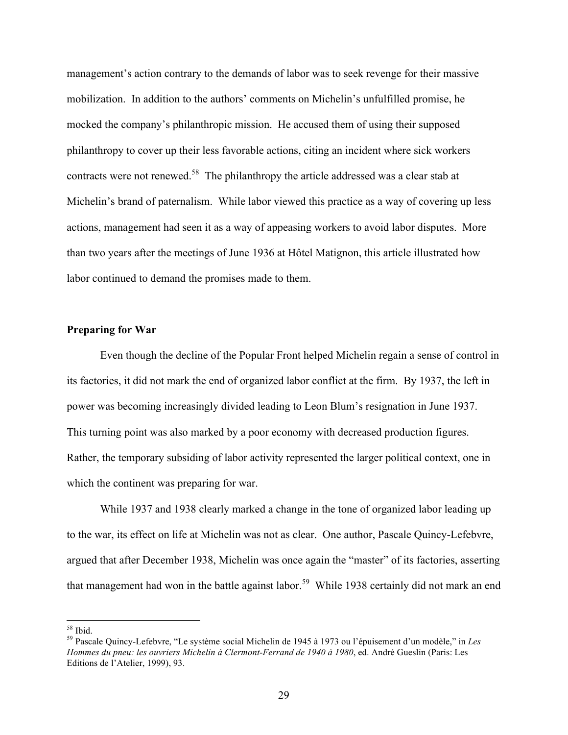management's action contrary to the demands of labor was to seek revenge for their massive mobilization. In addition to the authors' comments on Michelin's unfulfilled promise, he mocked the company's philanthropic mission. He accused them of using their supposed philanthropy to cover up their less favorable actions, citing an incident where sick workers contracts were not renewed.[58] The philanthropy the article addressed was a clear stab at Michelin's brand of paternalism. While labor viewed this practice as a way of covering up less actions, management had seen it as a way of appeasing workers to avoid labor disputes. More than two years after the meetings of June 1936 at Hôtel Matignon, this article illustrated how labor continued to demand the promises made to them.

**Preparing for War**

Even though the decline of the Popular Front helped Michelin regain a sense of control in its factories, it did not mark the end of organized labor conflict at the firm. By 1937, the left in power was becoming increasingly divided leading to Leon Blum's resignation in June 1937. This turning point was also marked by a poor economy with decreased production figures. Rather, the temporary subsiding of labor activity represented the larger political context, one in which the continent was preparing for war.

While 1937 and 1938 clearly marked a change in the tone of organized labor leading up to the war, its effect on life at Michelin was not as clear. One author, Pascale Quincy-Lefebvre, argued that after December 1938, Michelin was once again the "master" of its factories, asserting that management had won in the battle against labor.[59] While 1938 certainly did not mark an end

[58] Ibid.

[59] Pascale Quincy-Lefebvre, "Le système social Michelin de 1945 à 1973 ou l'épuisement d'un modèle," in *Les Hommes du pneu: les ouvriers Michelin à Clermont-Ferrand de 1940 à 1980*, ed. André Gueslin (Paris: Les Editions de l'Atelier, 1999), 93.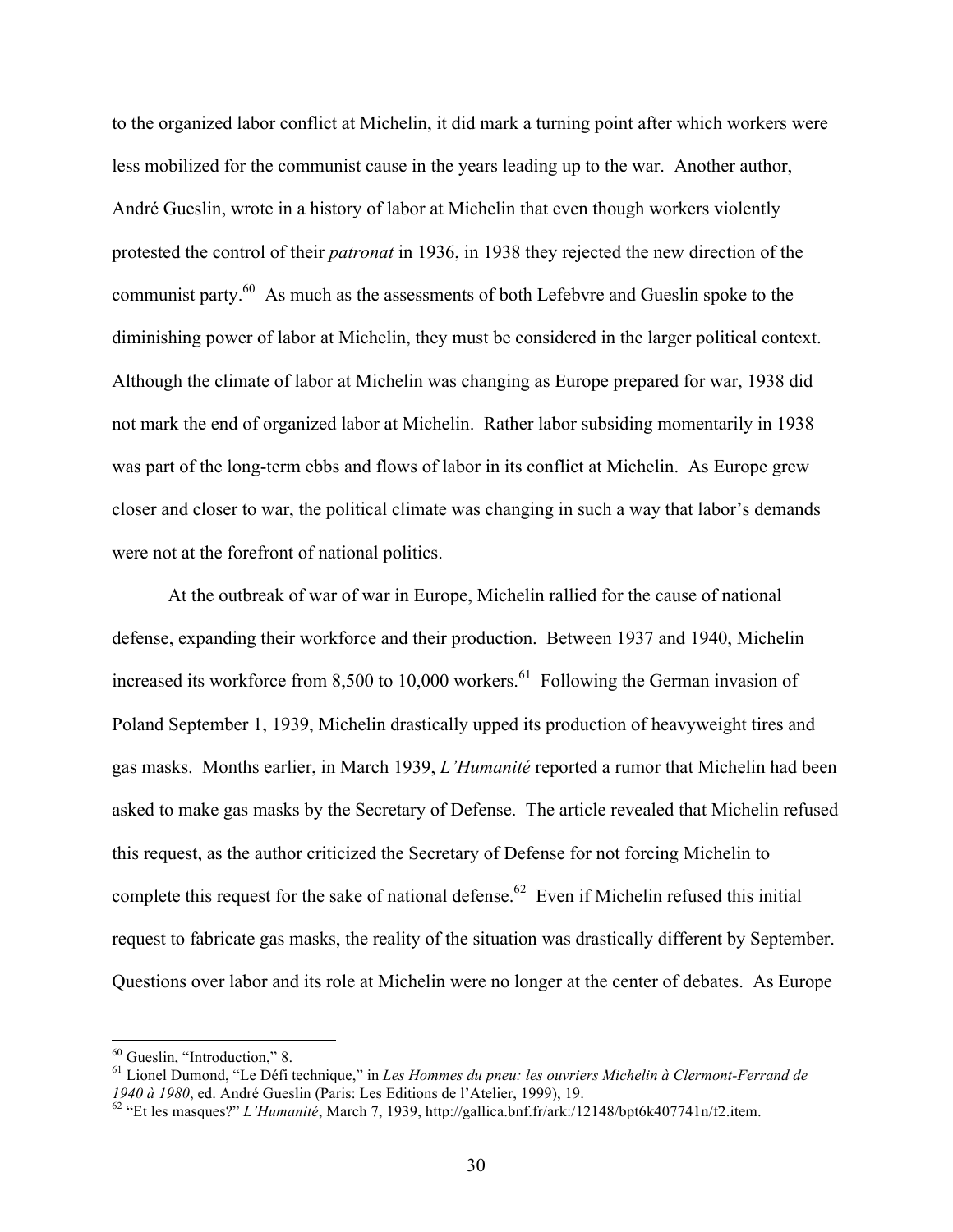to the organized labor conflict at Michelin, it did mark a turning point after which workers were less mobilized for the communist cause in the years leading up to the war. Another author, André Gueslin, wrote in a history of labor at Michelin that even though workers violently protested the control of their *patronat* in 1936, in 1938 they rejected the new direction of the communist party.[60] As much as the assessments of both Lefebvre and Gueslin spoke to the diminishing power of labor at Michelin, they must be considered in the larger political context. Although the climate of labor at Michelin was changing as Europe prepared for war, 1938 did not mark the end of organized labor at Michelin. Rather labor subsiding momentarily in 1938 was part of the long-term ebbs and flows of labor in its conflict at Michelin. As Europe grew closer and closer to war, the political climate was changing in such a way that labor's demands were not at the forefront of national politics.

At the outbreak of war of war in Europe, Michelin rallied for the cause of national defense, expanding their workforce and their production. Between 1937 and 1940, Michelin increased its workforce from 8,500 to 10,000 workers.[61] Following the German invasion of Poland September 1, 1939, Michelin drastically upped its production of heavyweight tires and gas masks. Months earlier, in March 1939, *L'Humanité* reported a rumor that Michelin had been asked to make gas masks by the Secretary of Defense. The article revealed that Michelin refused this request, as the author criticized the Secretary of Defense for not forcing Michelin to complete this request for the sake of national defense.[62] Even if Michelin refused this initial request to fabricate gas masks, the reality of the situation was drastically different by September. Questions over labor and its role at Michelin were no longer at the center of debates. As Europe

---

[60] Gueslin, "Introduction," 8.

[61] Lionel Dumond, "Le Défi technique," in *Les Hommes du pneu: les ouvriers Michelin à Clermont-Ferrand de 1940 à 1980*, ed. André Gueslin (Paris: Les Editions de l'Atelier, 1999), 19.

[62] "Et les masques?" *L'Humanité*, March 7, 1939, http://gallica.bnf.fr/ark:/12148/bpt6k407741n/f2.item.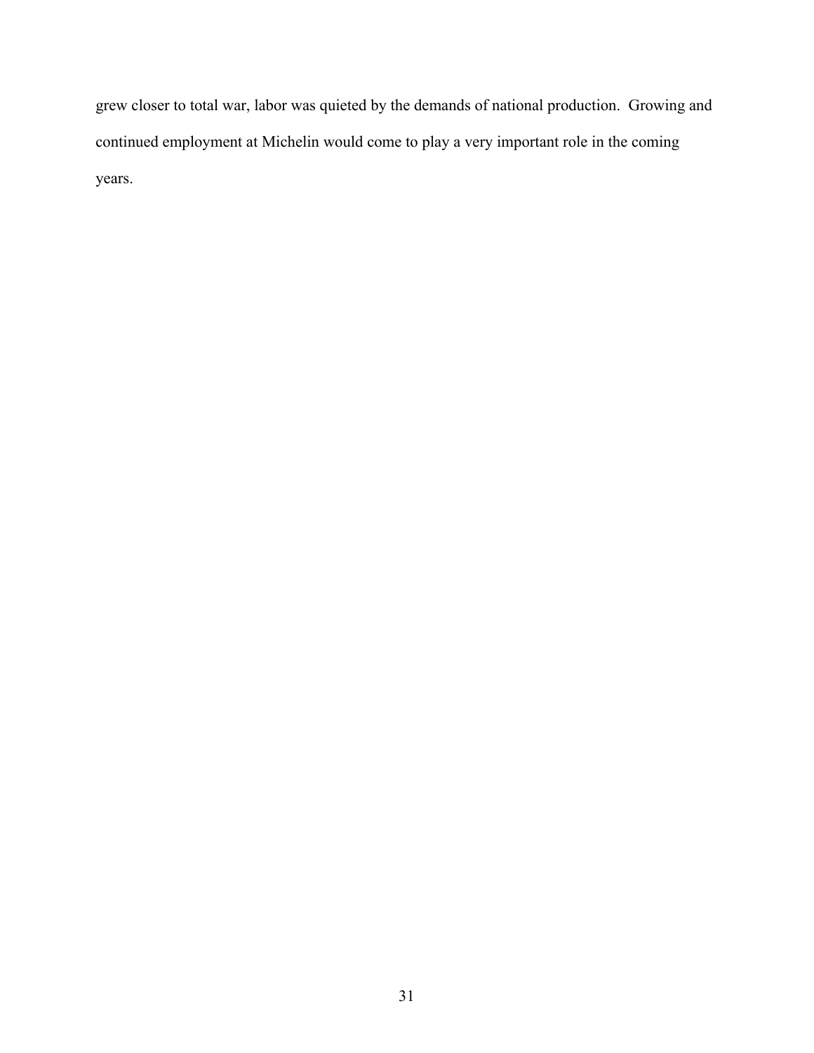grew closer to total war, labor was quieted by the demands of national production. Growing and continued employment at Michelin would come to play a very important role in the coming years.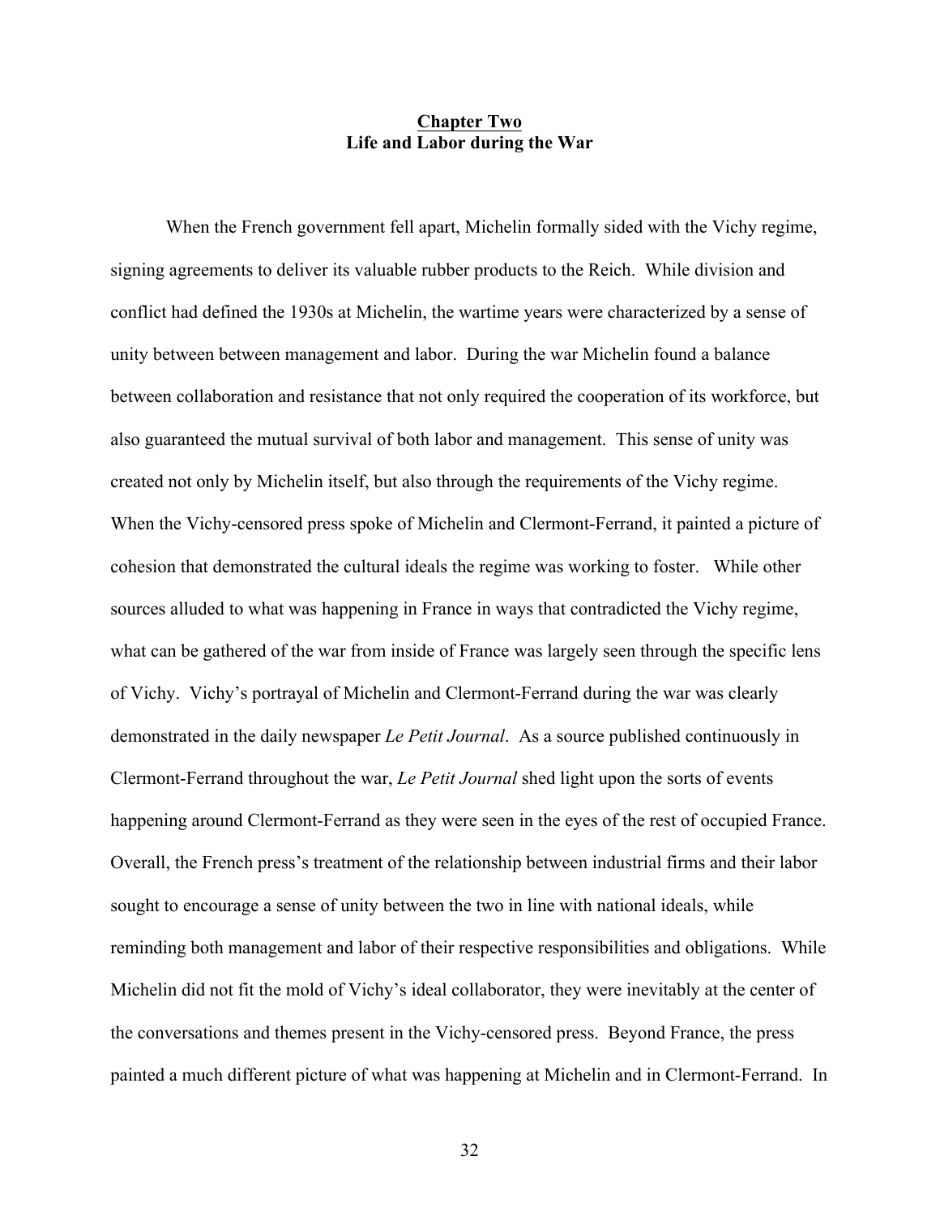# Chapter Two
## Life and Labor during the War

When the French government fell apart, Michelin formally sided with the Vichy regime, signing agreements to deliver its valuable rubber products to the Reich. While division and conflict had defined the 1930s at Michelin, the wartime years were characterized by a sense of unity between between management and labor. During the war Michelin found a balance between collaboration and resistance that not only required the cooperation of its workforce, but also guaranteed the mutual survival of both labor and management. This sense of unity was created not only by Michelin itself, but also through the requirements of the Vichy regime. When the Vichy-censored press spoke of Michelin and Clermont-Ferrand, it painted a picture of cohesion that demonstrated the cultural ideals the regime was working to foster. While other sources alluded to what was happening in France in ways that contradicted the Vichy regime, what can be gathered of the war from inside of France was largely seen through the specific lens of Vichy. Vichy's portrayal of Michelin and Clermont-Ferrand during the war was clearly demonstrated in the daily newspaper *Le Petit Journal*. As a source published continuously in Clermont-Ferrand throughout the war, *Le Petit Journal* shed light upon the sorts of events happening around Clermont-Ferrand as they were seen in the eyes of the rest of occupied France. Overall, the French press's treatment of the relationship between industrial firms and their labor sought to encourage a sense of unity between the two in line with national ideals, while reminding both management and labor of their respective responsibilities and obligations. While Michelin did not fit the mold of Vichy's ideal collaborator, they were inevitably at the center of the conversations and themes present in the Vichy-censored press. Beyond France, the press painted a much different picture of what was happening at Michelin and in Clermont-Ferrand. In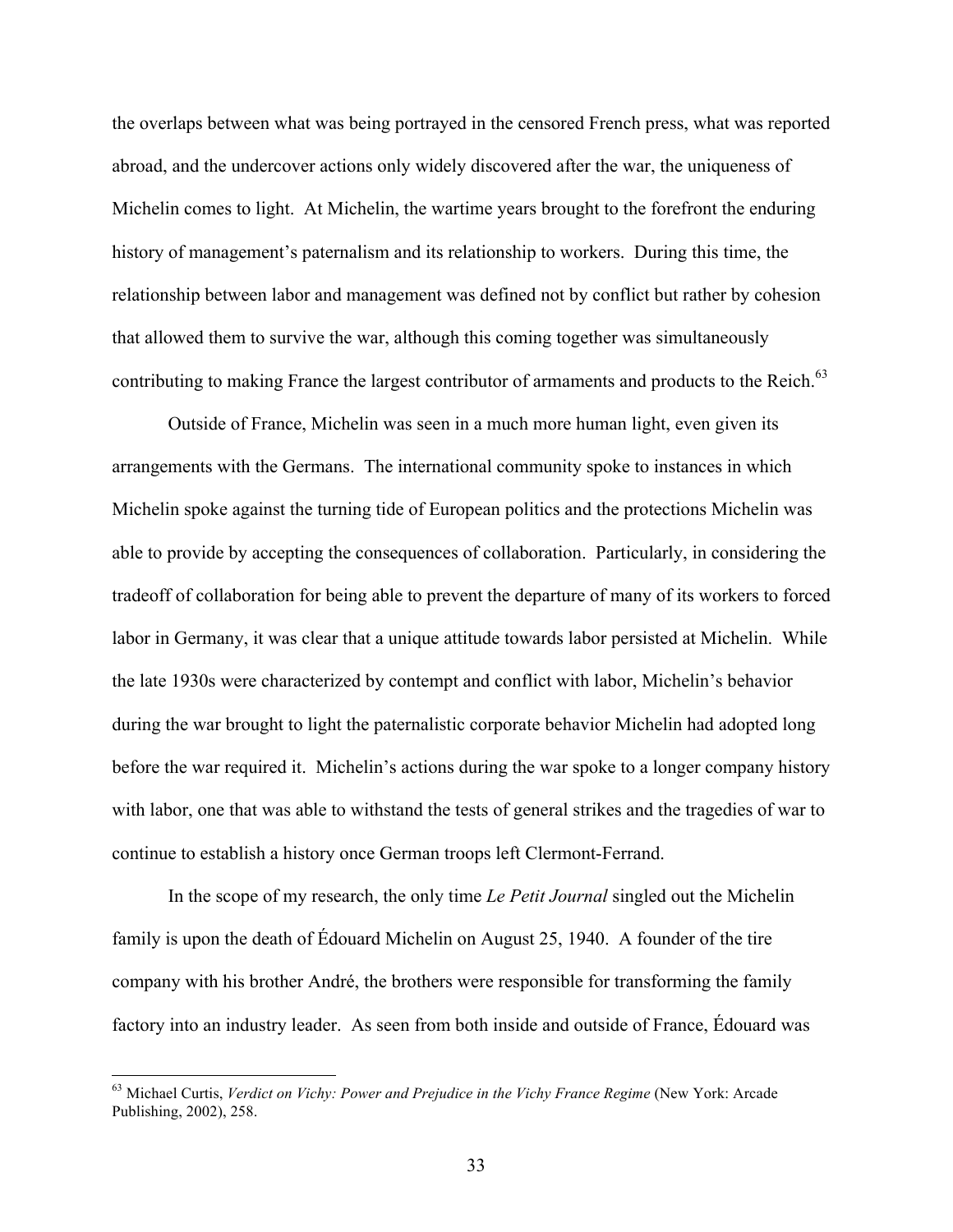the overlaps between what was being portrayed in the censored French press, what was reported abroad, and the undercover actions only widely discovered after the war, the uniqueness of Michelin comes to light. At Michelin, the wartime years brought to the forefront the enduring history of management's paternalism and its relationship to workers. During this time, the relationship between labor and management was defined not by conflict but rather by cohesion that allowed them to survive the war, although this coming together was simultaneously contributing to making France the largest contributor of armaments and products to the Reich.[63]

Outside of France, Michelin was seen in a much more human light, even given its arrangements with the Germans. The international community spoke to instances in which Michelin spoke against the turning tide of European politics and the protections Michelin was able to provide by accepting the consequences of collaboration. Particularly, in considering the tradeoff of collaboration for being able to prevent the departure of many of its workers to forced labor in Germany, it was clear that a unique attitude towards labor persisted at Michelin. While the late 1930s were characterized by contempt and conflict with labor, Michelin's behavior during the war brought to light the paternalistic corporate behavior Michelin had adopted long before the war required it. Michelin's actions during the war spoke to a longer company history with labor, one that was able to withstand the tests of general strikes and the tragedies of war to continue to establish a history once German troops left Clermont-Ferrand.

In the scope of my research, the only time *Le Petit Journal* singled out the Michelin family is upon the death of Édouard Michelin on August 25, 1940. A founder of the tire company with his brother André, the brothers were responsible for transforming the family factory into an industry leader. As seen from both inside and outside of France, Édouard was

---

[63] Michael Curtis, *Verdict on Vichy: Power and Prejudice in the Vichy France Regime* (New York: Arcade Publishing, 2002), 258.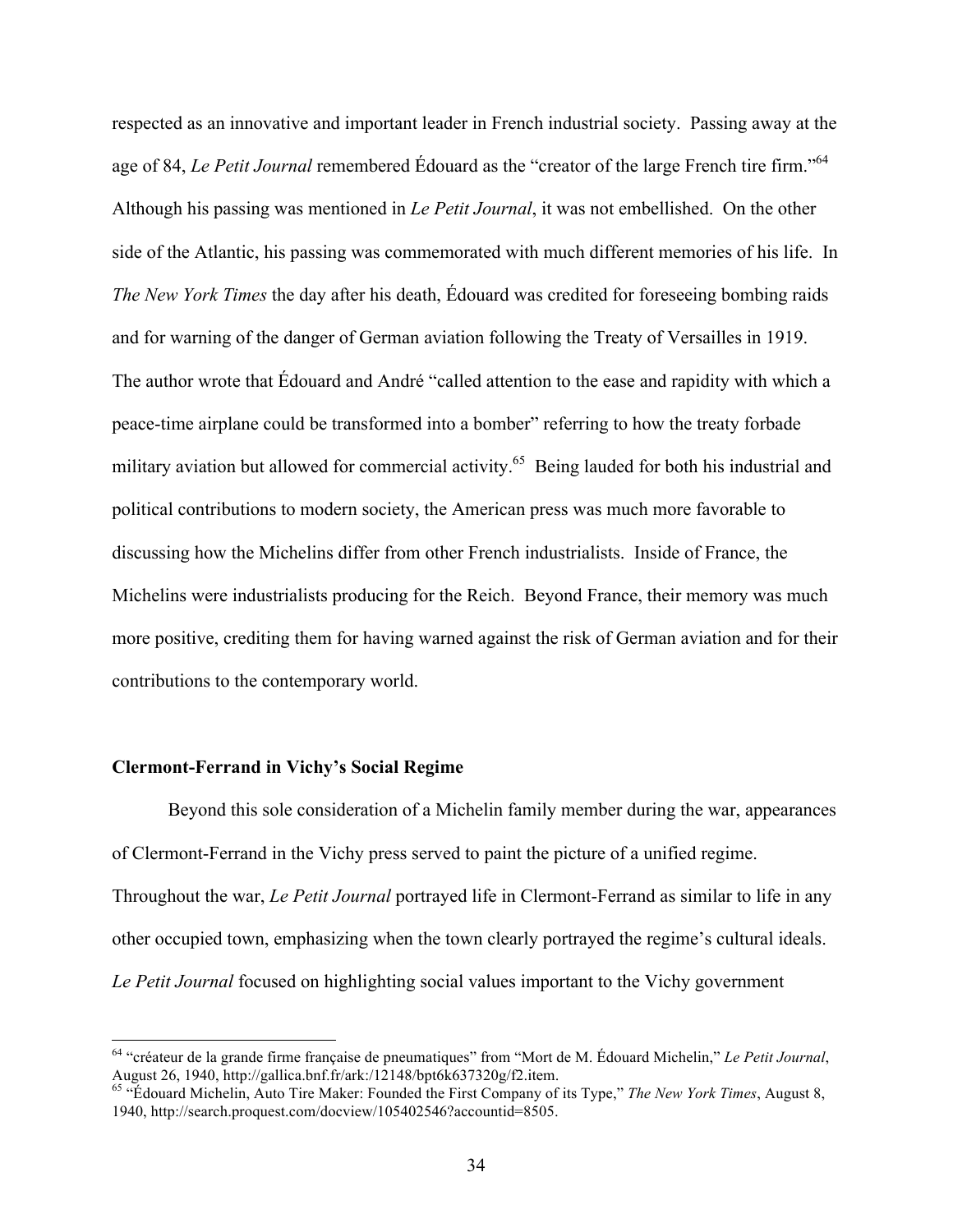respected as an innovative and important leader in French industrial society. Passing away at the age of 84, *Le Petit Journal* remembered Édouard as the "creator of the large French tire firm."[64] Although his passing was mentioned in *Le Petit Journal*, it was not embellished. On the other side of the Atlantic, his passing was commemorated with much different memories of his life. In *The New York Times* the day after his death, Édouard was credited for foreseeing bombing raids and for warning of the danger of German aviation following the Treaty of Versailles in 1919. The author wrote that Édouard and André "called attention to the ease and rapidity with which a peace-time airplane could be transformed into a bomber" referring to how the treaty forbade military aviation but allowed for commercial activity.[65] Being lauded for both his industrial and political contributions to modern society, the American press was much more favorable to discussing how the Michelins differ from other French industrialists. Inside of France, the Michelins were industrialists producing for the Reich. Beyond France, their memory was much more positive, crediting them for having warned against the risk of German aviation and for their contributions to the contemporary world.

**Clermont-Ferrand in Vichy's Social Regime**

Beyond this sole consideration of a Michelin family member during the war, appearances of Clermont-Ferrand in the Vichy press served to paint the picture of a unified regime. Throughout the war, *Le Petit Journal* portrayed life in Clermont-Ferrand as similar to life in any other occupied town, emphasizing when the town clearly portrayed the regime's cultural ideals. *Le Petit Journal* focused on highlighting social values important to the Vichy government

---

[64] "créateur de la grande firme française de pneumatiques" from "Mort de M. Édouard Michelin," *Le Petit Journal*, August 26, 1940, http://gallica.bnf.fr/ark:/12148/bpt6k637320g/f2.item.

[65] "Édouard Michelin, Auto Tire Maker: Founded the First Company of its Type," *The New York Times*, August 8, 1940, http://search.proquest.com/docview/105402546?accountid=8505.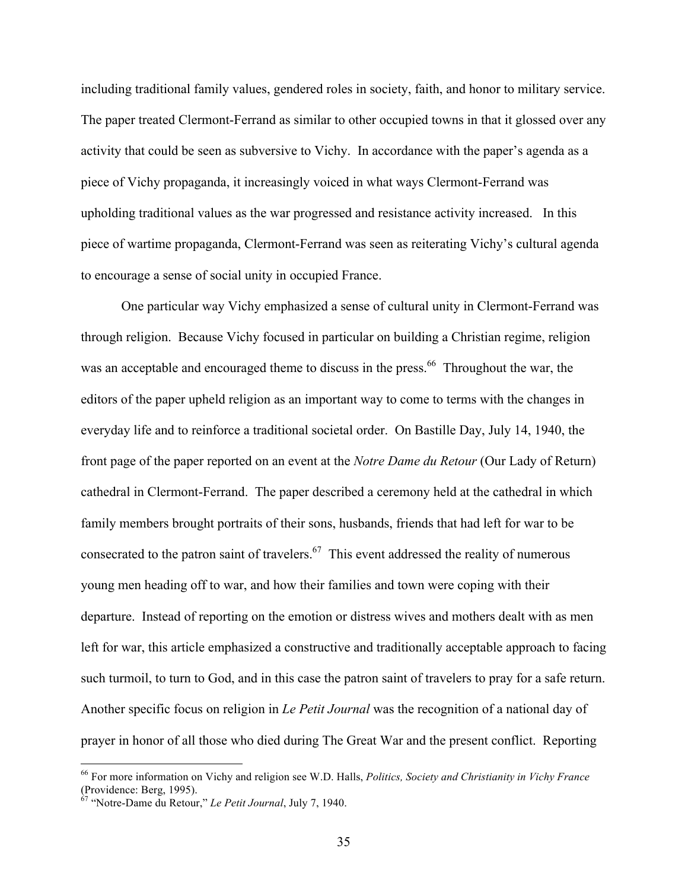including traditional family values, gendered roles in society, faith, and honor to military service. The paper treated Clermont-Ferrand as similar to other occupied towns in that it glossed over any activity that could be seen as subversive to Vichy. In accordance with the paper's agenda as a piece of Vichy propaganda, it increasingly voiced in what ways Clermont-Ferrand was upholding traditional values as the war progressed and resistance activity increased. In this piece of wartime propaganda, Clermont-Ferrand was seen as reiterating Vichy's cultural agenda to encourage a sense of social unity in occupied France.

One particular way Vichy emphasized a sense of cultural unity in Clermont-Ferrand was through religion. Because Vichy focused in particular on building a Christian regime, religion was an acceptable and encouraged theme to discuss in the press.[66] Throughout the war, the editors of the paper upheld religion as an important way to come to terms with the changes in everyday life and to reinforce a traditional societal order. On Bastille Day, July 14, 1940, the front page of the paper reported on an event at the *Notre Dame du Retour* (Our Lady of Return) cathedral in Clermont-Ferrand. The paper described a ceremony held at the cathedral in which family members brought portraits of their sons, husbands, friends that had left for war to be consecrated to the patron saint of travelers.[67] This event addressed the reality of numerous young men heading off to war, and how their families and town were coping with their departure. Instead of reporting on the emotion or distress wives and mothers dealt with as men left for war, this article emphasized a constructive and traditionally acceptable approach to facing such turmoil, to turn to God, and in this case the patron saint of travelers to pray for a safe return. Another specific focus on religion in *Le Petit Journal* was the recognition of a national day of prayer in honor of all those who died during The Great War and the present conflict. Reporting

---

[66] For more information on Vichy and religion see W.D. Halls, *Politics, Society and Christianity in Vichy France* (Providence: Berg, 1995).

[67] "Notre-Dame du Retour," *Le Petit Journal*, July 7, 1940.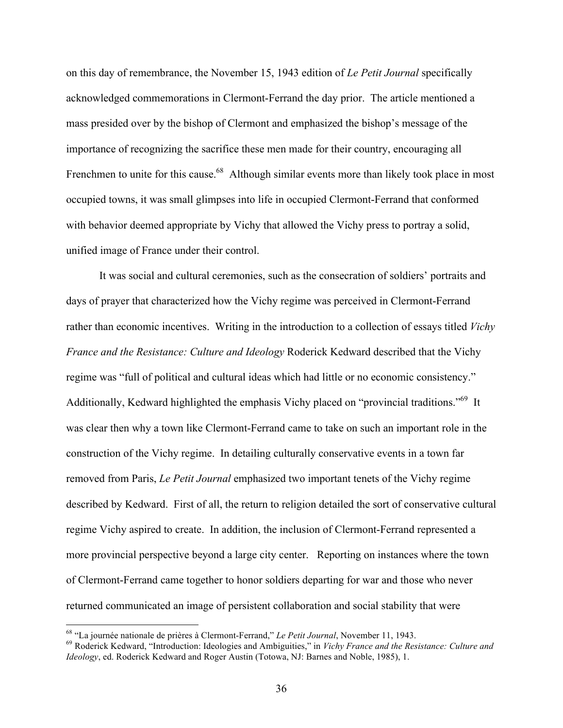on this day of remembrance, the November 15, 1943 edition of *Le Petit Journal* specifically acknowledged commemorations in Clermont-Ferrand the day prior. The article mentioned a mass presided over by the bishop of Clermont and emphasized the bishop's message of the importance of recognizing the sacrifice these men made for their country, encouraging all Frenchmen to unite for this cause.[68] Although similar events more than likely took place in most occupied towns, it was small glimpses into life in occupied Clermont-Ferrand that conformed with behavior deemed appropriate by Vichy that allowed the Vichy press to portray a solid, unified image of France under their control.

It was social and cultural ceremonies, such as the consecration of soldiers' portraits and days of prayer that characterized how the Vichy regime was perceived in Clermont-Ferrand rather than economic incentives. Writing in the introduction to a collection of essays titled *Vichy France and the Resistance: Culture and Ideology* Roderick Kedward described that the Vichy regime was "full of political and cultural ideas which had little or no economic consistency." Additionally, Kedward highlighted the emphasis Vichy placed on "provincial traditions."[69] It was clear then why a town like Clermont-Ferrand came to take on such an important role in the construction of the Vichy regime. In detailing culturally conservative events in a town far removed from Paris, *Le Petit Journal* emphasized two important tenets of the Vichy regime described by Kedward. First of all, the return to religion detailed the sort of conservative cultural regime Vichy aspired to create. In addition, the inclusion of Clermont-Ferrand represented a more provincial perspective beyond a large city center. Reporting on instances where the town of Clermont-Ferrand came together to honor soldiers departing for war and those who never returned communicated an image of persistent collaboration and social stability that were

---

[68] "La journée nationale de prières à Clermont-Ferrand," *Le Petit Journal*, November 11, 1943.

[69] Roderick Kedward, "Introduction: Ideologies and Ambiguities," in *Vichy France and the Resistance: Culture and Ideology*, ed. Roderick Kedward and Roger Austin (Totowa, NJ: Barnes and Noble, 1985), 1.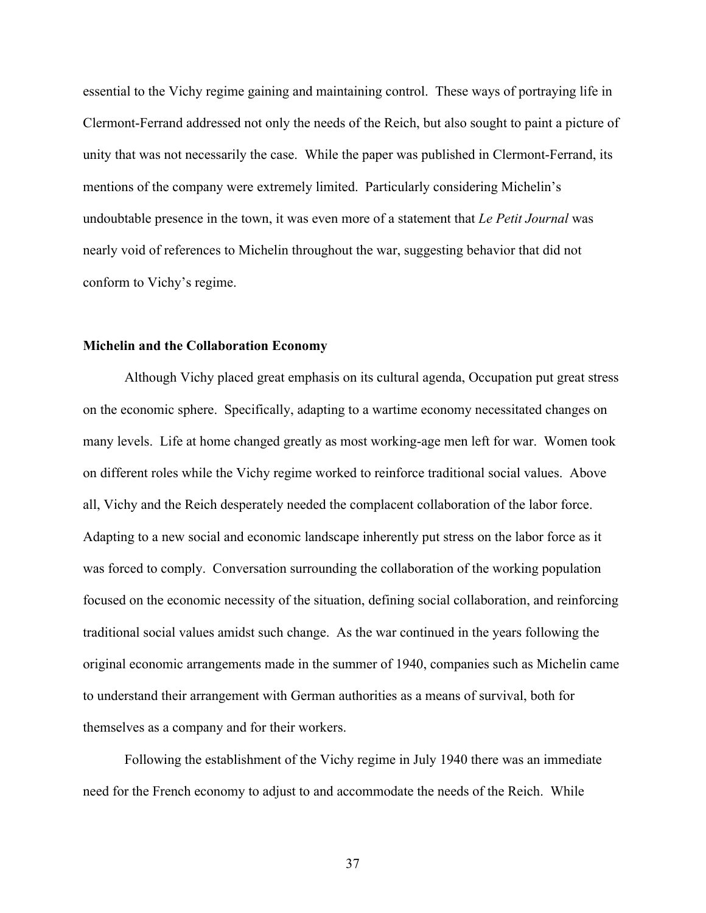essential to the Vichy regime gaining and maintaining control. These ways of portraying life in Clermont-Ferrand addressed not only the needs of the Reich, but also sought to paint a picture of unity that was not necessarily the case. While the paper was published in Clermont-Ferrand, its mentions of the company were extremely limited. Particularly considering Michelin's undoubtable presence in the town, it was even more of a statement that *Le Petit Journal* was nearly void of references to Michelin throughout the war, suggesting behavior that did not conform to Vichy's regime.

**Michelin and the Collaboration Economy**

Although Vichy placed great emphasis on its cultural agenda, Occupation put great stress on the economic sphere. Specifically, adapting to a wartime economy necessitated changes on many levels. Life at home changed greatly as most working-age men left for war. Women took on different roles while the Vichy regime worked to reinforce traditional social values. Above all, Vichy and the Reich desperately needed the complacent collaboration of the labor force. Adapting to a new social and economic landscape inherently put stress on the labor force as it was forced to comply. Conversation surrounding the collaboration of the working population focused on the economic necessity of the situation, defining social collaboration, and reinforcing traditional social values amidst such change. As the war continued in the years following the original economic arrangements made in the summer of 1940, companies such as Michelin came to understand their arrangement with German authorities as a means of survival, both for themselves as a company and for their workers.

Following the establishment of the Vichy regime in July 1940 there was an immediate need for the French economy to adjust to and accommodate the needs of the Reich. While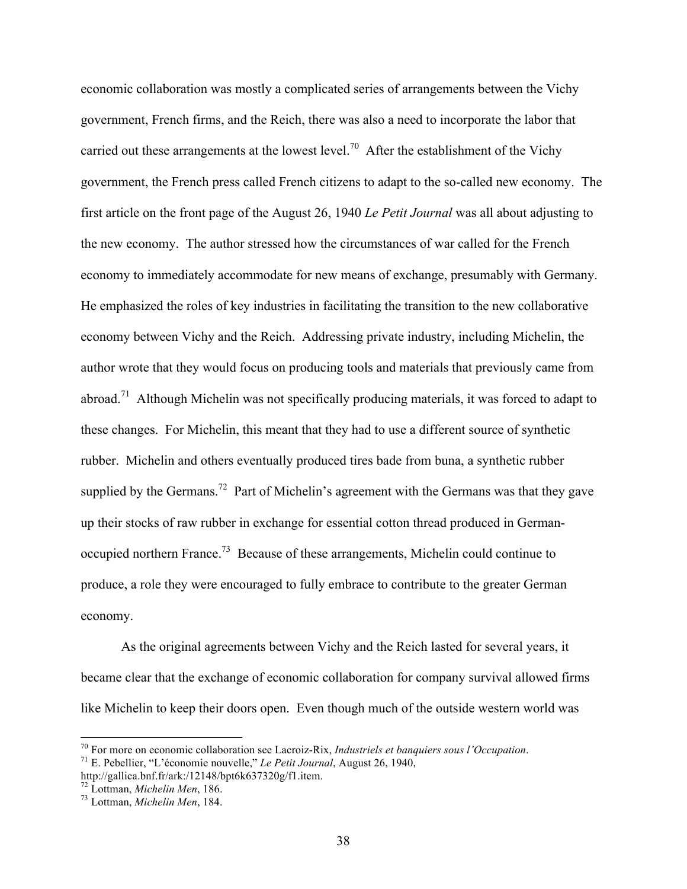economic collaboration was mostly a complicated series of arrangements between the Vichy government, French firms, and the Reich, there was also a need to incorporate the labor that carried out these arrangements at the lowest level.[70] After the establishment of the Vichy government, the French press called French citizens to adapt to the so-called new economy. The first article on the front page of the August 26, 1940 *Le Petit Journal* was all about adjusting to the new economy. The author stressed how the circumstances of war called for the French economy to immediately accommodate for new means of exchange, presumably with Germany. He emphasized the roles of key industries in facilitating the transition to the new collaborative economy between Vichy and the Reich. Addressing private industry, including Michelin, the author wrote that they would focus on producing tools and materials that previously came from abroad.[71] Although Michelin was not specifically producing materials, it was forced to adapt to these changes. For Michelin, this meant that they had to use a different source of synthetic rubber. Michelin and others eventually produced tires bade from buna, a synthetic rubber supplied by the Germans.[72] Part of Michelin's agreement with the Germans was that they gave up their stocks of raw rubber in exchange for essential cotton thread produced in German-occupied northern France.[73] Because of these arrangements, Michelin could continue to produce, a role they were encouraged to fully embrace to contribute to the greater German economy.

As the original agreements between Vichy and the Reich lasted for several years, it became clear that the exchange of economic collaboration for company survival allowed firms like Michelin to keep their doors open. Even though much of the outside western world was

---

[70] For more on economic collaboration see Lacroiz-Rix, *Industriels et banquiers sous l'Occupation*.

[71] E. Pebellier, "L'économie nouvelle," *Le Petit Journal*, August 26, 1940, http://gallica.bnf.fr/ark:/12148/bpt6k637320g/f1.item.

[72] Lottman, *Michelin Men*, 186.

[73] Lottman, *Michelin Men*, 184.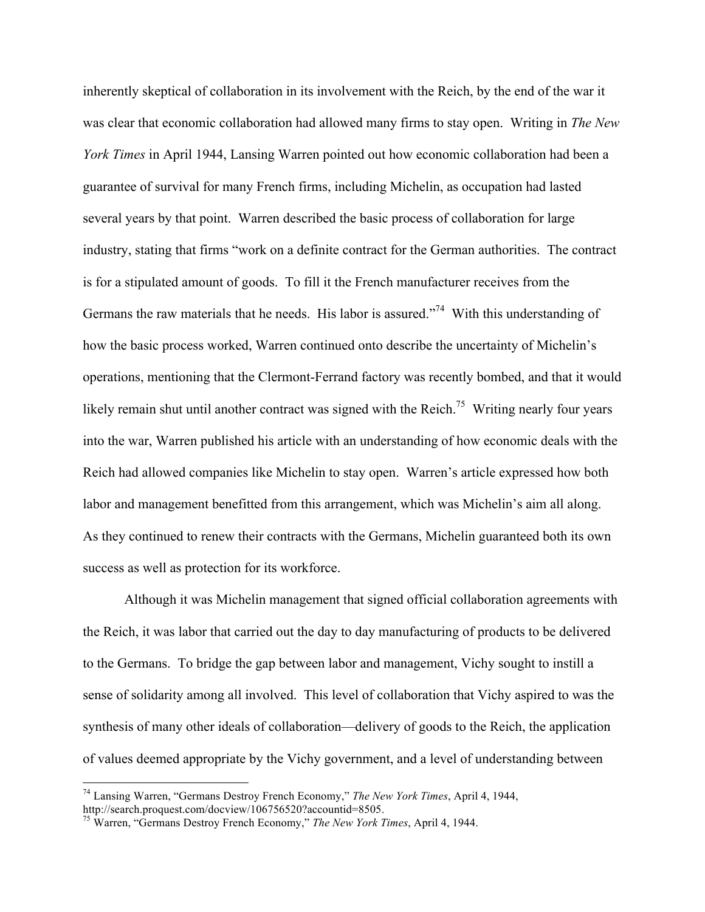inherently skeptical of collaboration in its involvement with the Reich, by the end of the war it was clear that economic collaboration had allowed many firms to stay open. Writing in *The New York Times* in April 1944, Lansing Warren pointed out how economic collaboration had been a guarantee of survival for many French firms, including Michelin, as occupation had lasted several years by that point. Warren described the basic process of collaboration for large industry, stating that firms "work on a definite contract for the German authorities. The contract is for a stipulated amount of goods. To fill it the French manufacturer receives from the Germans the raw materials that he needs. His labor is assured."[74] With this understanding of how the basic process worked, Warren continued onto describe the uncertainty of Michelin's operations, mentioning that the Clermont-Ferrand factory was recently bombed, and that it would likely remain shut until another contract was signed with the Reich.[75] Writing nearly four years into the war, Warren published his article with an understanding of how economic deals with the Reich had allowed companies like Michelin to stay open. Warren's article expressed how both labor and management benefitted from this arrangement, which was Michelin's aim all along. As they continued to renew their contracts with the Germans, Michelin guaranteed both its own success as well as protection for its workforce.

Although it was Michelin management that signed official collaboration agreements with the Reich, it was labor that carried out the day to day manufacturing of products to be delivered to the Germans. To bridge the gap between labor and management, Vichy sought to instill a sense of solidarity among all involved. This level of collaboration that Vichy aspired to was the synthesis of many other ideals of collaboration—delivery of goods to the Reich, the application of values deemed appropriate by the Vichy government, and a level of understanding between

---

[74] Lansing Warren, "Germans Destroy French Economy," *The New York Times*, April 4, 1944, http://search.proquest.com/docview/106756520?accountid=8505.

[75] Warren, "Germans Destroy French Economy," *The New York Times*, April 4, 1944.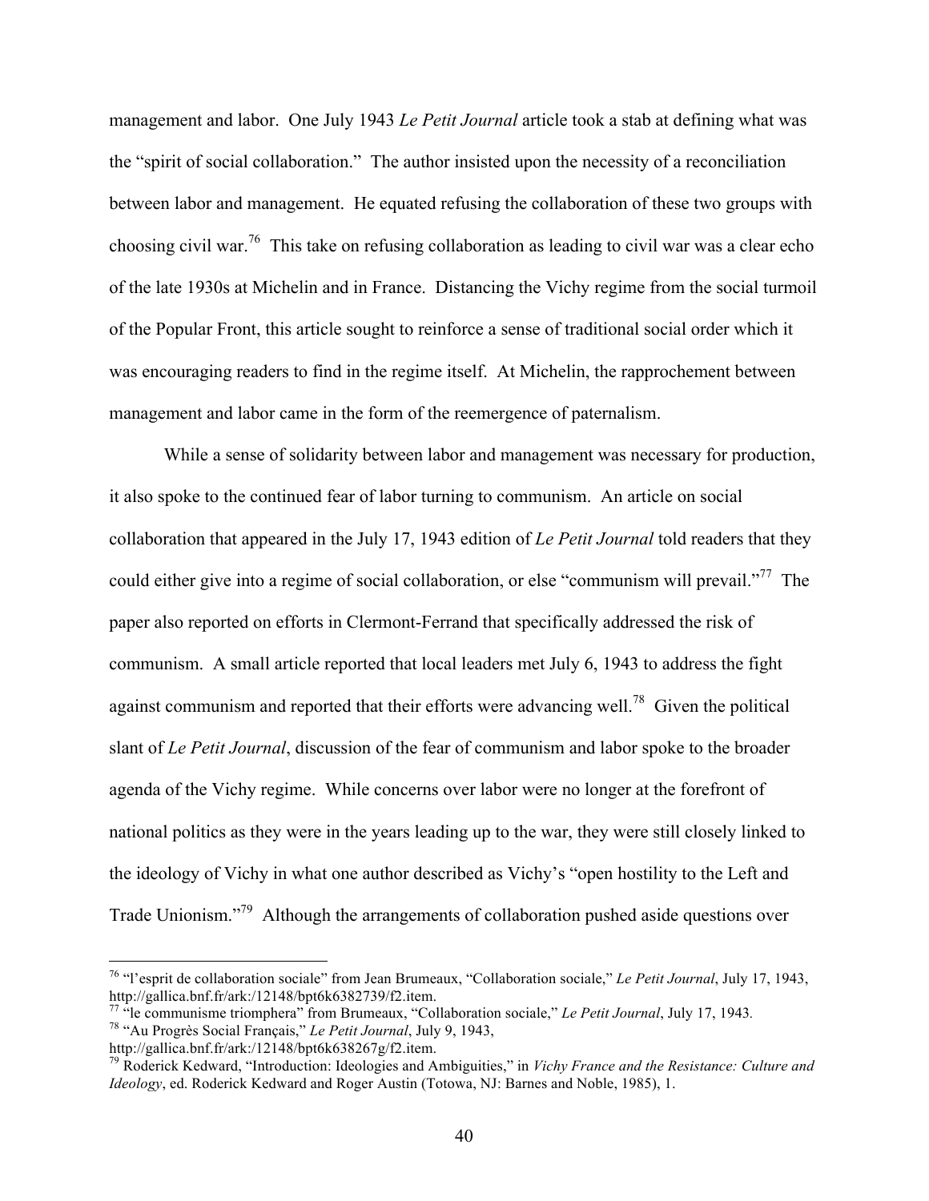management and labor. One July 1943 *Le Petit Journal* article took a stab at defining what was the "spirit of social collaboration." The author insisted upon the necessity of a reconciliation between labor and management. He equated refusing the collaboration of these two groups with choosing civil war.[76] This take on refusing collaboration as leading to civil war was a clear echo of the late 1930s at Michelin and in France. Distancing the Vichy regime from the social turmoil of the Popular Front, this article sought to reinforce a sense of traditional social order which it was encouraging readers to find in the regime itself. At Michelin, the rapprochement between management and labor came in the form of the reemergence of paternalism.

While a sense of solidarity between labor and management was necessary for production, it also spoke to the continued fear of labor turning to communism. An article on social collaboration that appeared in the July 17, 1943 edition of *Le Petit Journal* told readers that they could either give into a regime of social collaboration, or else "communism will prevail."[77] The paper also reported on efforts in Clermont-Ferrand that specifically addressed the risk of communism. A small article reported that local leaders met July 6, 1943 to address the fight against communism and reported that their efforts were advancing well.[78] Given the political slant of *Le Petit Journal*, discussion of the fear of communism and labor spoke to the broader agenda of the Vichy regime. While concerns over labor were no longer at the forefront of national politics as they were in the years leading up to the war, they were still closely linked to the ideology of Vichy in what one author described as Vichy's "open hostility to the Left and Trade Unionism."[79] Although the arrangements of collaboration pushed aside questions over

---

[76] "l'esprit de collaboration sociale" from Jean Brumeaux, "Collaboration sociale," *Le Petit Journal*, July 17, 1943, http://gallica.bnf.fr/ark:/12148/bpt6k6382739/f2.item.

[77] "le communisme triomphera" from Brumeaux, "Collaboration sociale," *Le Petit Journal*, July 17, 1943.

[78] "Au Progrès Social Français," *Le Petit Journal*, July 9, 1943, http://gallica.bnf.fr/ark:/12148/bpt6k638267g/f2.item.

[79] Roderick Kedward, "Introduction: Ideologies and Ambiguities," in *Vichy France and the Resistance: Culture and Ideology*, ed. Roderick Kedward and Roger Austin (Totowa, NJ: Barnes and Noble, 1985), 1.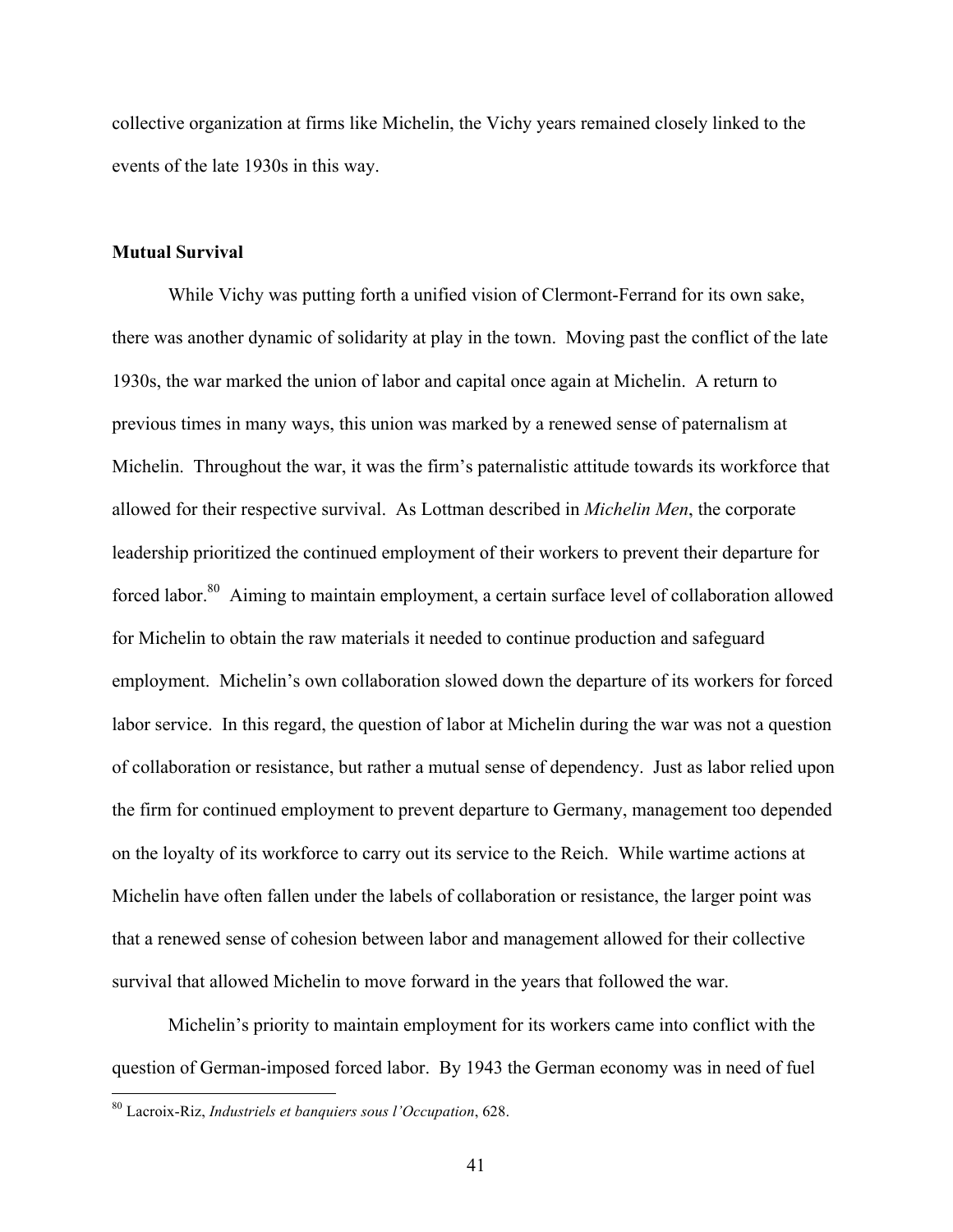collective organization at firms like Michelin, the Vichy years remained closely linked to the events of the late 1930s in this way.

**Mutual Survival**

While Vichy was putting forth a unified vision of Clermont-Ferrand for its own sake, there was another dynamic of solidarity at play in the town. Moving past the conflict of the late 1930s, the war marked the union of labor and capital once again at Michelin. A return to previous times in many ways, this union was marked by a renewed sense of paternalism at Michelin. Throughout the war, it was the firm's paternalistic attitude towards its workforce that allowed for their respective survival. As Lottman described in *Michelin Men*, the corporate leadership prioritized the continued employment of their workers to prevent their departure for forced labor.[80] Aiming to maintain employment, a certain surface level of collaboration allowed for Michelin to obtain the raw materials it needed to continue production and safeguard employment. Michelin's own collaboration slowed down the departure of its workers for forced labor service. In this regard, the question of labor at Michelin during the war was not a question of collaboration or resistance, but rather a mutual sense of dependency. Just as labor relied upon the firm for continued employment to prevent departure to Germany, management too depended on the loyalty of its workforce to carry out its service to the Reich. While wartime actions at Michelin have often fallen under the labels of collaboration or resistance, the larger point was that a renewed sense of cohesion between labor and management allowed for their collective survival that allowed Michelin to move forward in the years that followed the war.

Michelin's priority to maintain employment for its workers came into conflict with the question of German-imposed forced labor. By 1943 the German economy was in need of fuel

[80] Lacroix-Riz, *Industriels et banquiers sous l'Occupation*, 628.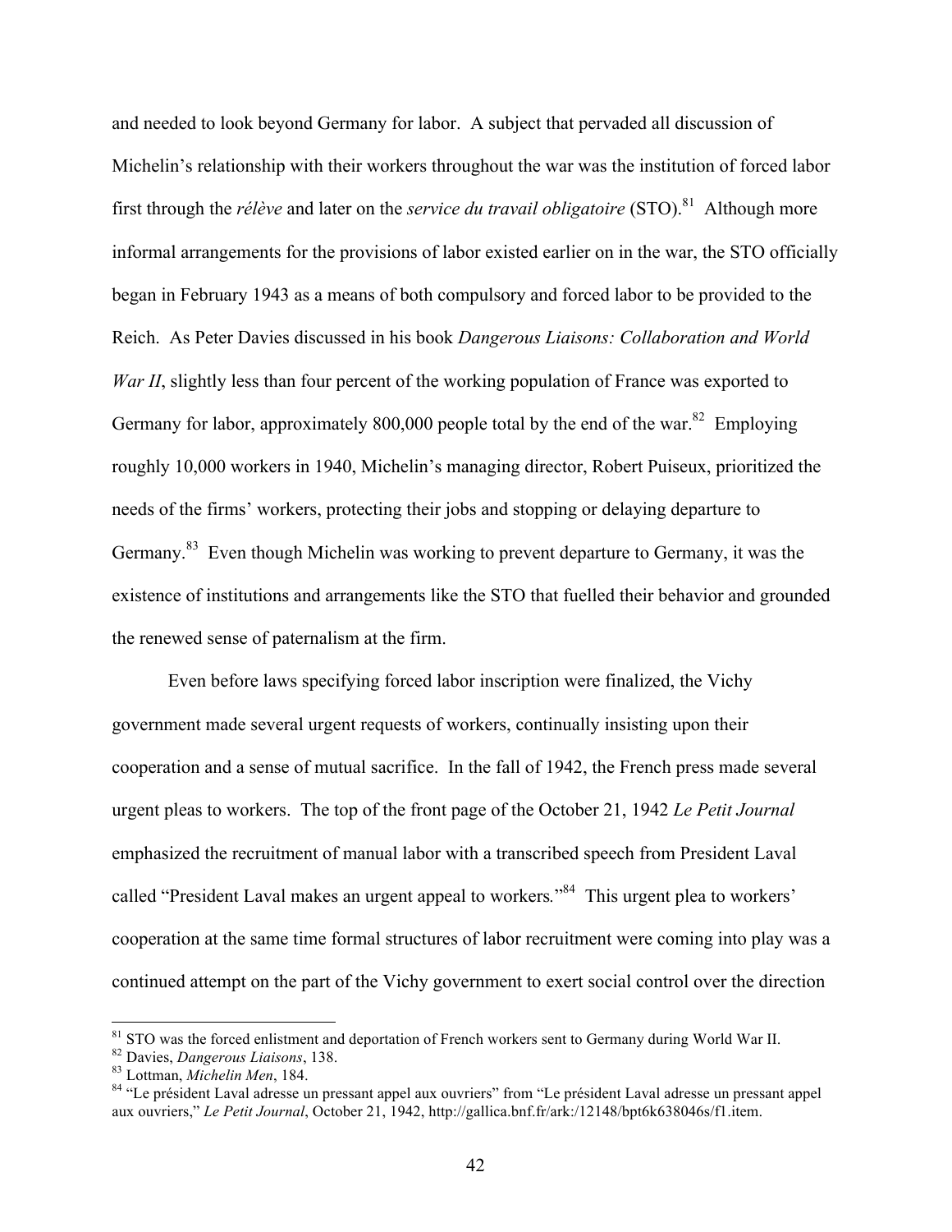and needed to look beyond Germany for labor. A subject that pervaded all discussion of Michelin's relationship with their workers throughout the war was the institution of forced labor first through the *rélève* and later on the *service du travail obligatoire* (STO).[81] Although more informal arrangements for the provisions of labor existed earlier on in the war, the STO officially began in February 1943 as a means of both compulsory and forced labor to be provided to the Reich. As Peter Davies discussed in his book *Dangerous Liaisons: Collaboration and World War II*, slightly less than four percent of the working population of France was exported to Germany for labor, approximately 800,000 people total by the end of the war.[82] Employing roughly 10,000 workers in 1940, Michelin's managing director, Robert Puiseux, prioritized the needs of the firms' workers, protecting their jobs and stopping or delaying departure to Germany.[83] Even though Michelin was working to prevent departure to Germany, it was the existence of institutions and arrangements like the STO that fuelled their behavior and grounded the renewed sense of paternalism at the firm.

Even before laws specifying forced labor inscription were finalized, the Vichy government made several urgent requests of workers, continually insisting upon their cooperation and a sense of mutual sacrifice. In the fall of 1942, the French press made several urgent pleas to workers. The top of the front page of the October 21, 1942 *Le Petit Journal* emphasized the recruitment of manual labor with a transcribed speech from President Laval called "President Laval makes an urgent appeal to workers."[84] This urgent plea to workers' cooperation at the same time formal structures of labor recruitment were coming into play was a continued attempt on the part of the Vichy government to exert social control over the direction

---

[81] STO was the forced enlistment and deportation of French workers sent to Germany during World War II.

[82] Davies, *Dangerous Liaisons*, 138.

[83] Lottman, *Michelin Men*, 184.

[84] "Le président Laval adresse un pressant appel aux ouvriers" from "Le président Laval adresse un pressant appel aux ouvriers," *Le Petit Journal*, October 21, 1942, http://gallica.bnf.fr/ark:/12148/bpt6k638046s/f1.item.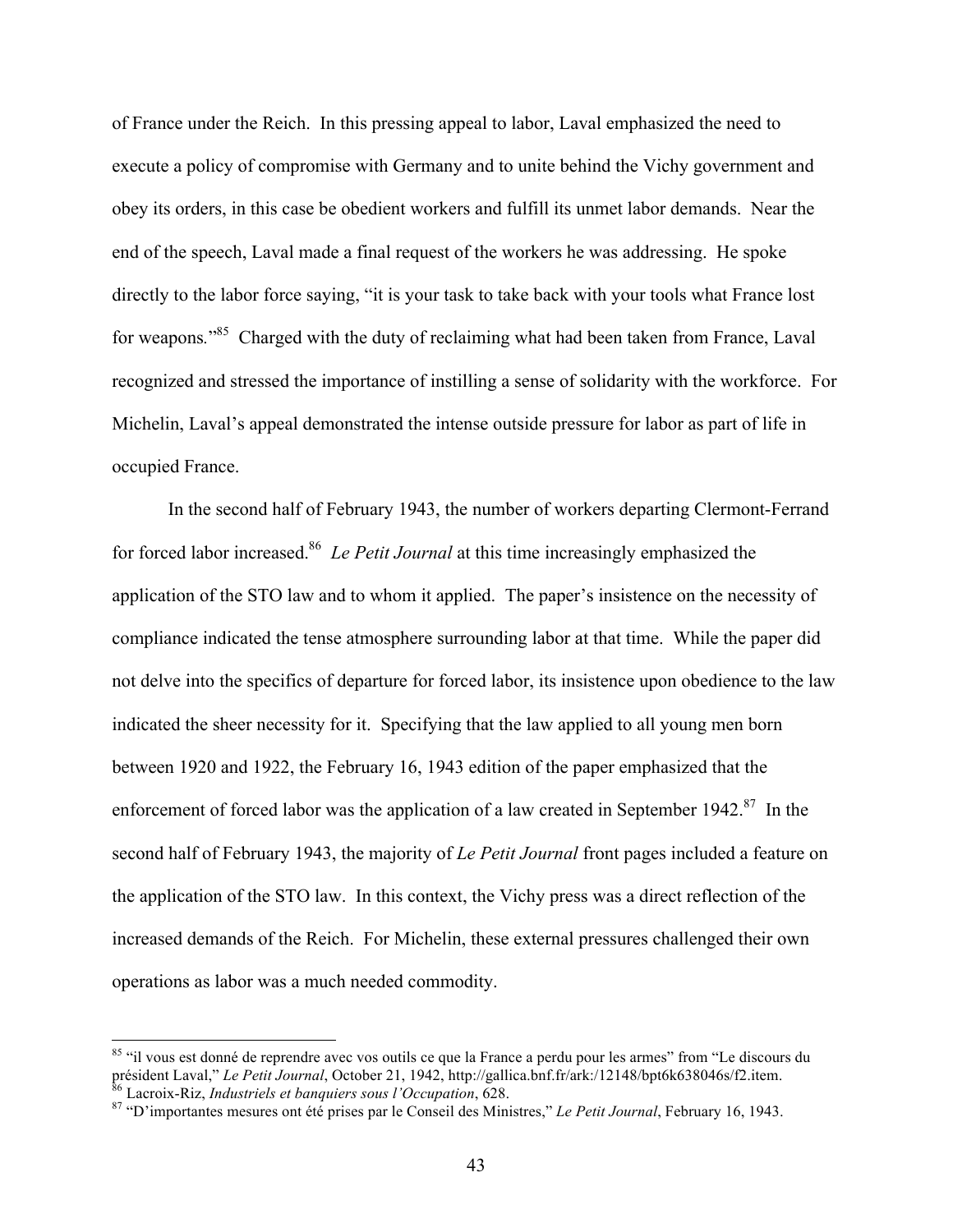of France under the Reich. In this pressing appeal to labor, Laval emphasized the need to execute a policy of compromise with Germany and to unite behind the Vichy government and obey its orders, in this case be obedient workers and fulfill its unmet labor demands. Near the end of the speech, Laval made a final request of the workers he was addressing. He spoke directly to the labor force saying, "it is your task to take back with your tools what France lost for weapons."[85] Charged with the duty of reclaiming what had been taken from France, Laval recognized and stressed the importance of instilling a sense of solidarity with the workforce. For Michelin, Laval's appeal demonstrated the intense outside pressure for labor as part of life in occupied France.

In the second half of February 1943, the number of workers departing Clermont-Ferrand for forced labor increased.[86] *Le Petit Journal* at this time increasingly emphasized the application of the STO law and to whom it applied. The paper's insistence on the necessity of compliance indicated the tense atmosphere surrounding labor at that time. While the paper did not delve into the specifics of departure for forced labor, its insistence upon obedience to the law indicated the sheer necessity for it. Specifying that the law applied to all young men born between 1920 and 1922, the February 16, 1943 edition of the paper emphasized that the enforcement of forced labor was the application of a law created in September 1942.[87] In the second half of February 1943, the majority of *Le Petit Journal* front pages included a feature on the application of the STO law. In this context, the Vichy press was a direct reflection of the increased demands of the Reich. For Michelin, these external pressures challenged their own operations as labor was a much needed commodity.

---

[85] "il vous est donné de reprendre avec vos outils ce que la France a perdu pour les armes" from "Le discours du président Laval," *Le Petit Journal*, October 21, 1942, http://gallica.bnf.fr/ark:/12148/bpt6k638046s/f2.item.

[86] Lacroix-Riz, *Industriels et banquiers sous l'Occupation*, 628.

[87] "D'importantes mesures ont été prises par le Conseil des Ministres," *Le Petit Journal*, February 16, 1943.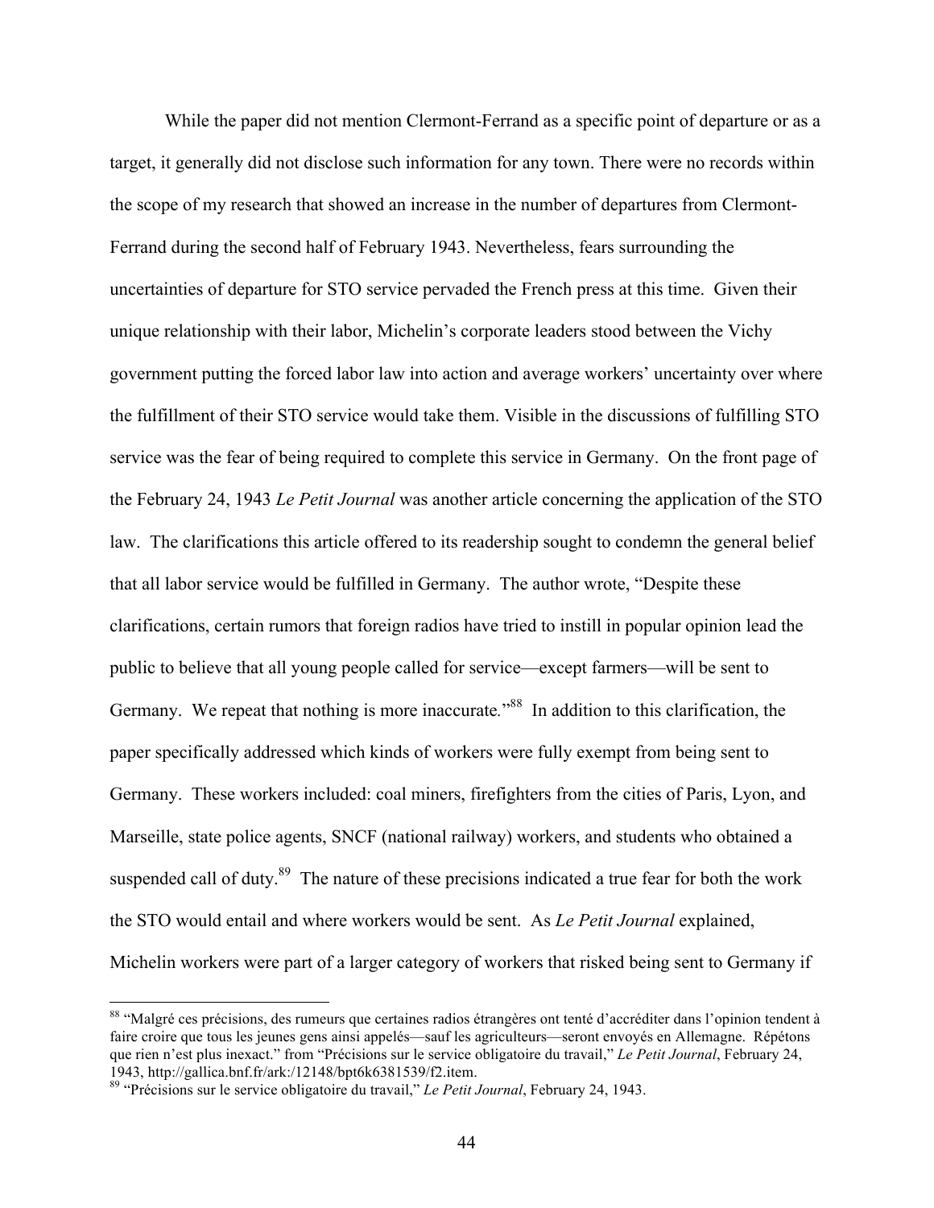While the paper did not mention Clermont-Ferrand as a specific point of departure or as a target, it generally did not disclose such information for any town. There were no records within the scope of my research that showed an increase in the number of departures from Clermont-Ferrand during the second half of February 1943. Nevertheless, fears surrounding the uncertainties of departure for STO service pervaded the French press at this time. Given their unique relationship with their labor, Michelin's corporate leaders stood between the Vichy government putting the forced labor law into action and average workers' uncertainty over where the fulfillment of their STO service would take them. Visible in the discussions of fulfilling STO service was the fear of being required to complete this service in Germany. On the front page of the February 24, 1943 *Le Petit Journal* was another article concerning the application of the STO law. The clarifications this article offered to its readership sought to condemn the general belief that all labor service would be fulfilled in Germany. The author wrote, "Despite these clarifications, certain rumors that foreign radios have tried to instill in popular opinion lead the public to believe that all young people called for service—except farmers—will be sent to Germany. We repeat that nothing is more inaccurate."[88] In addition to this clarification, the paper specifically addressed which kinds of workers were fully exempt from being sent to Germany. These workers included: coal miners, firefighters from the cities of Paris, Lyon, and Marseille, state police agents, SNCF (national railway) workers, and students who obtained a suspended call of duty.[89] The nature of these precisions indicated a true fear for both the work the STO would entail and where workers would be sent. As *Le Petit Journal* explained, Michelin workers were part of a larger category of workers that risked being sent to Germany if

---

[88] "Malgré ces précisions, des rumeurs que certaines radios étrangères ont tenté d'accréditer dans l'opinion tendent à faire croire que tous les jeunes gens ainsi appelés—sauf les agriculteurs—seront envoyés en Allemagne. Répétons que rien n'est plus inexact." from "Précisions sur le service obligatoire du travail," *Le Petit Journal*, February 24, 1943, http://gallica.bnf.fr/ark:/12148/bpt6k6381539/f2.item.

[89] "Précisions sur le service obligatoire du travail," *Le Petit Journal*, February 24, 1943.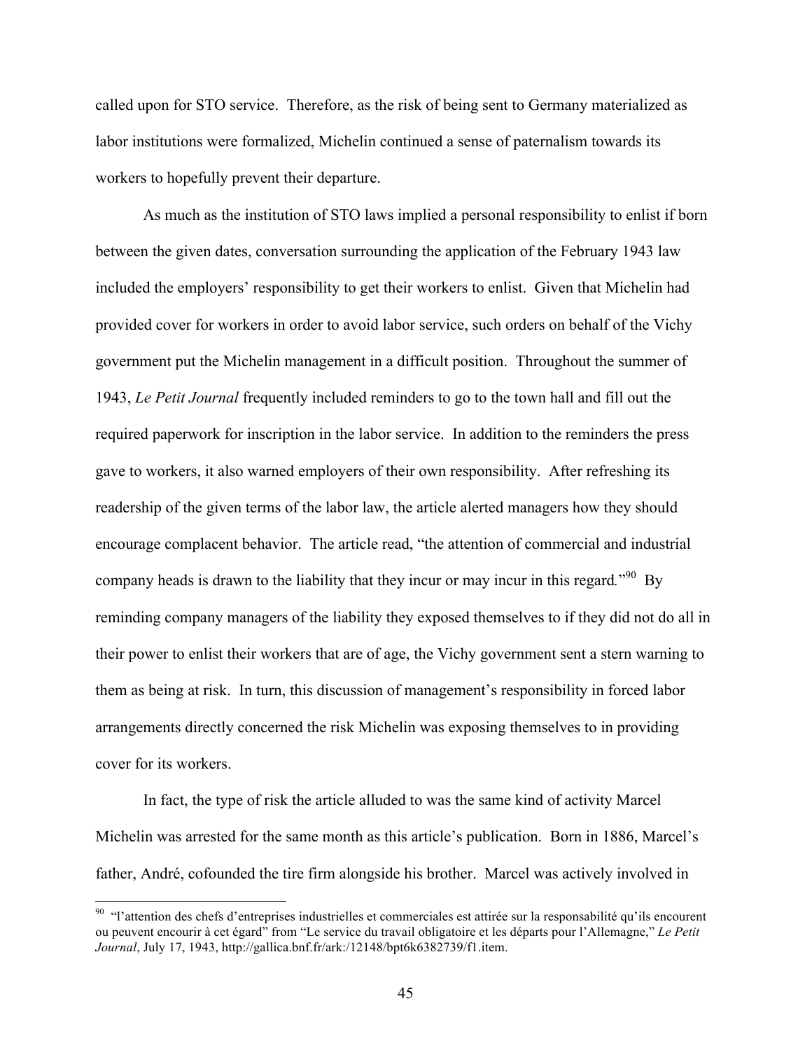called upon for STO service. Therefore, as the risk of being sent to Germany materialized as labor institutions were formalized, Michelin continued a sense of paternalism towards its workers to hopefully prevent their departure.

As much as the institution of STO laws implied a personal responsibility to enlist if born between the given dates, conversation surrounding the application of the February 1943 law included the employers' responsibility to get their workers to enlist. Given that Michelin had provided cover for workers in order to avoid labor service, such orders on behalf of the Vichy government put the Michelin management in a difficult position. Throughout the summer of 1943, *Le Petit Journal* frequently included reminders to go to the town hall and fill out the required paperwork for inscription in the labor service. In addition to the reminders the press gave to workers, it also warned employers of their own responsibility. After refreshing its readership of the given terms of the labor law, the article alerted managers how they should encourage complacent behavior. The article read, "the attention of commercial and industrial company heads is drawn to the liability that they incur or may incur in this regard."[90] By reminding company managers of the liability they exposed themselves to if they did not do all in their power to enlist their workers that are of age, the Vichy government sent a stern warning to them as being at risk. In turn, this discussion of management's responsibility in forced labor arrangements directly concerned the risk Michelin was exposing themselves to in providing cover for its workers.

In fact, the type of risk the article alluded to was the same kind of activity Marcel Michelin was arrested for the same month as this article's publication. Born in 1886, Marcel's father, André, cofounded the tire firm alongside his brother. Marcel was actively involved in

---

[90] "l'attention des chefs d'entreprises industrielles et commerciales est attirée sur la responsabilité qu'ils encourent ou peuvent encourir à cet égard" from "Le service du travail obligatoire et les départs pour l'Allemagne," *Le Petit Journal*, July 17, 1943, http://gallica.bnf.fr/ark:/12148/bpt6k6382739/f1.item.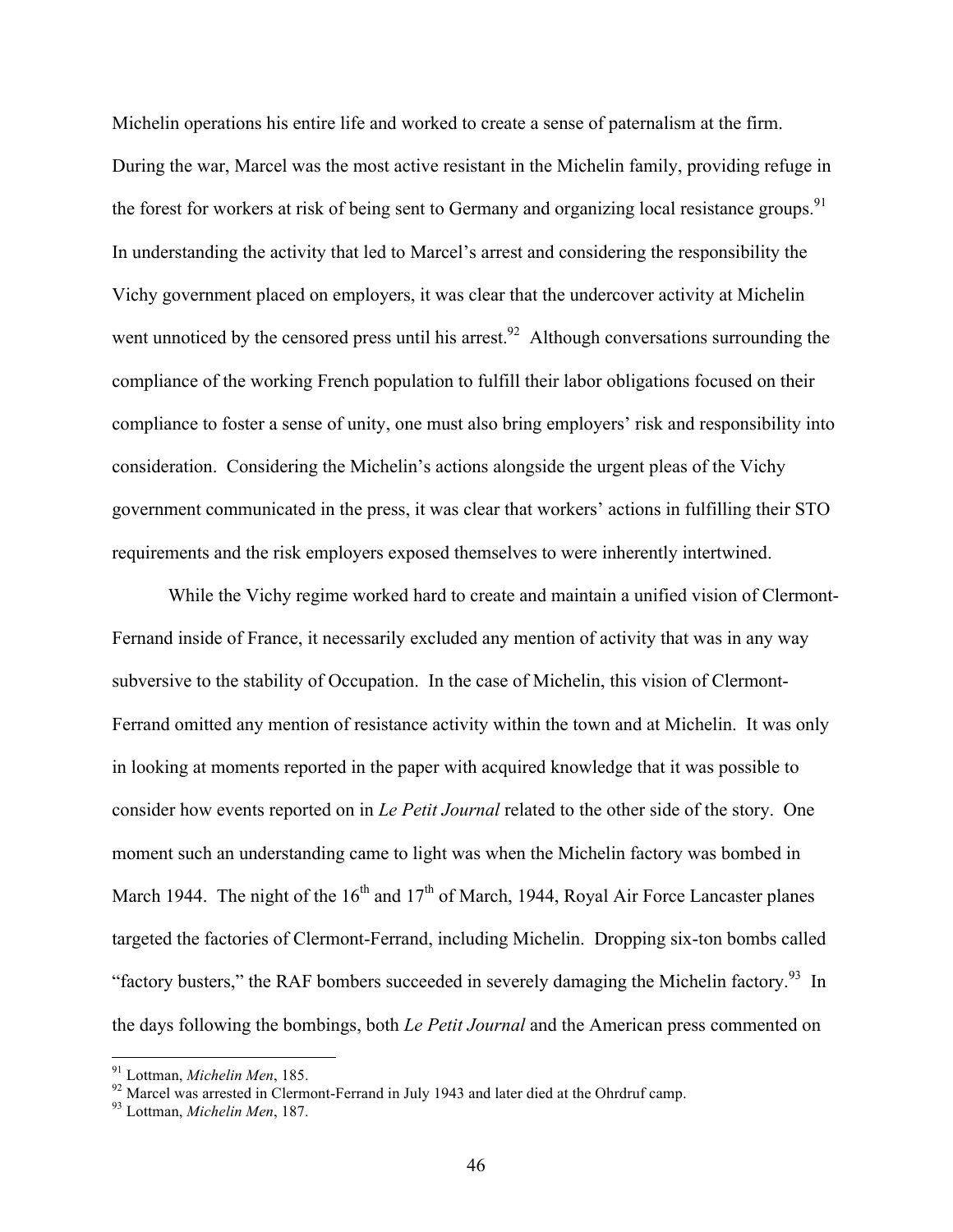Michelin operations his entire life and worked to create a sense of paternalism at the firm. During the war, Marcel was the most active resistant in the Michelin family, providing refuge in the forest for workers at risk of being sent to Germany and organizing local resistance groups.[91] In understanding the activity that led to Marcel's arrest and considering the responsibility the Vichy government placed on employers, it was clear that the undercover activity at Michelin went unnoticed by the censored press until his arrest.[92] Although conversations surrounding the compliance of the working French population to fulfill their labor obligations focused on their compliance to foster a sense of unity, one must also bring employers' risk and responsibility into consideration. Considering the Michelin's actions alongside the urgent pleas of the Vichy government communicated in the press, it was clear that workers' actions in fulfilling their STO requirements and the risk employers exposed themselves to were inherently intertwined.

While the Vichy regime worked hard to create and maintain a unified vision of Clermont-Fernand inside of France, it necessarily excluded any mention of activity that was in any way subversive to the stability of Occupation. In the case of Michelin, this vision of Clermont-Ferrand omitted any mention of resistance activity within the town and at Michelin. It was only in looking at moments reported in the paper with acquired knowledge that it was possible to consider how events reported on in *Le Petit Journal* related to the other side of the story. One moment such an understanding came to light was when the Michelin factory was bombed in March 1944. The night of the 16th and 17th of March, 1944, Royal Air Force Lancaster planes targeted the factories of Clermont-Ferrand, including Michelin. Dropping six-ton bombs called "factory busters," the RAF bombers succeeded in severely damaging the Michelin factory.[93] In the days following the bombings, both *Le Petit Journal* and the American press commented on

---

[91] Lottman, *Michelin Men*, 185.

[92] Marcel was arrested in Clermont-Ferrand in July 1943 and later died at the Ohrdruf camp.

[93] Lottman, *Michelin Men*, 187.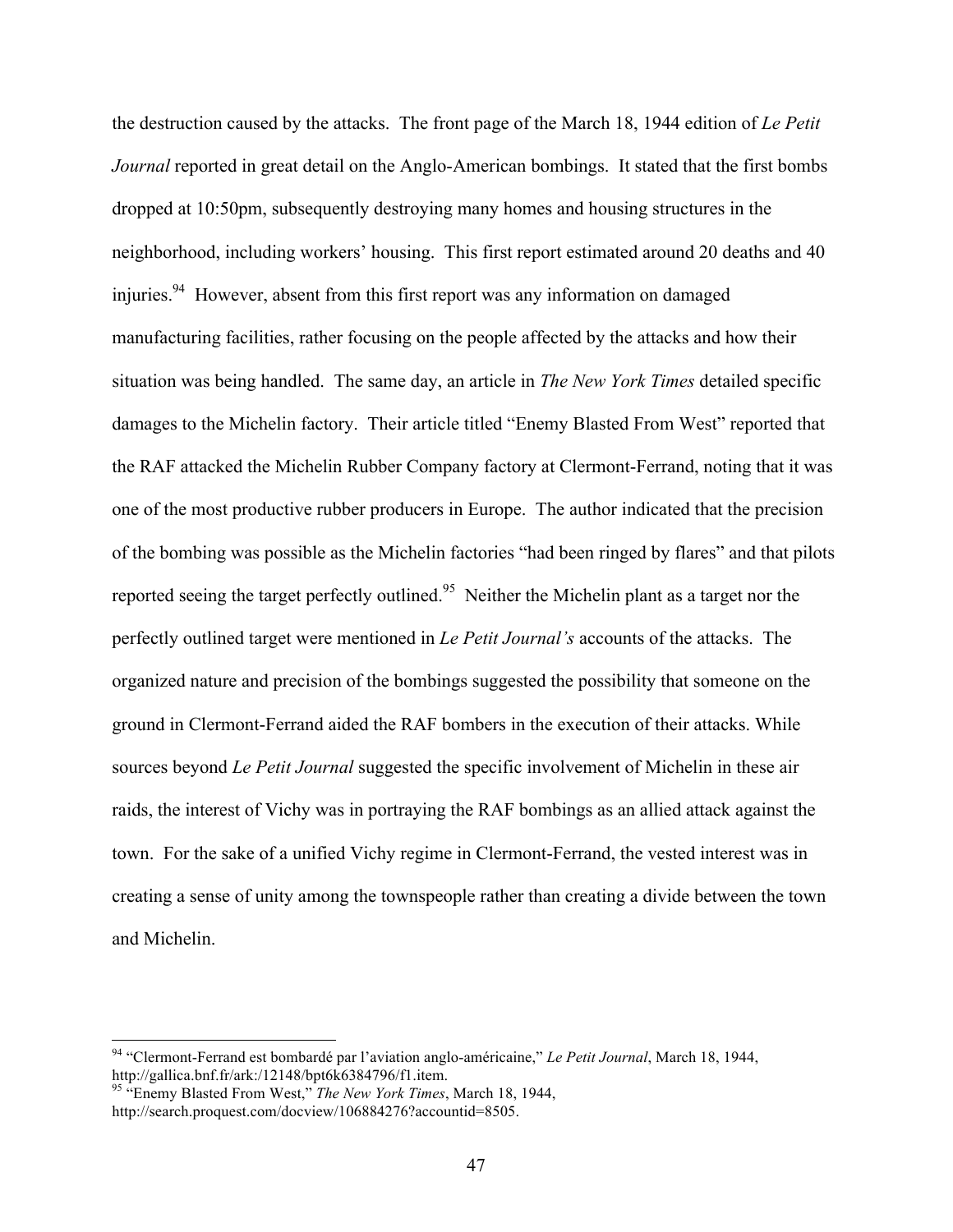the destruction caused by the attacks. The front page of the March 18, 1944 edition of *Le Petit Journal* reported in great detail on the Anglo-American bombings. It stated that the first bombs dropped at 10:50pm, subsequently destroying many homes and housing structures in the neighborhood, including workers' housing. This first report estimated around 20 deaths and 40 injuries.[94] However, absent from this first report was any information on damaged manufacturing facilities, rather focusing on the people affected by the attacks and how their situation was being handled. The same day, an article in *The New York Times* detailed specific damages to the Michelin factory. Their article titled "Enemy Blasted From West" reported that the RAF attacked the Michelin Rubber Company factory at Clermont-Ferrand, noting that it was one of the most productive rubber producers in Europe. The author indicated that the precision of the bombing was possible as the Michelin factories "had been ringed by flares" and that pilots reported seeing the target perfectly outlined.[95] Neither the Michelin plant as a target nor the perfectly outlined target were mentioned in *Le Petit Journal's* accounts of the attacks. The organized nature and precision of the bombings suggested the possibility that someone on the ground in Clermont-Ferrand aided the RAF bombers in the execution of their attacks. While sources beyond *Le Petit Journal* suggested the specific involvement of Michelin in these air raids, the interest of Vichy was in portraying the RAF bombings as an allied attack against the town. For the sake of a unified Vichy regime in Clermont-Ferrand, the vested interest was in creating a sense of unity among the townspeople rather than creating a divide between the town and Michelin.

---

[94] "Clermont-Ferrand est bombardé par l'aviation anglo-américaine," *Le Petit Journal*, March 18, 1944, http://gallica.bnf.fr/ark:/12148/bpt6k6384796/f1.item.

[95] "Enemy Blasted From West," *The New York Times*, March 18, 1944, http://search.proquest.com/docview/106884276?accountid=8505.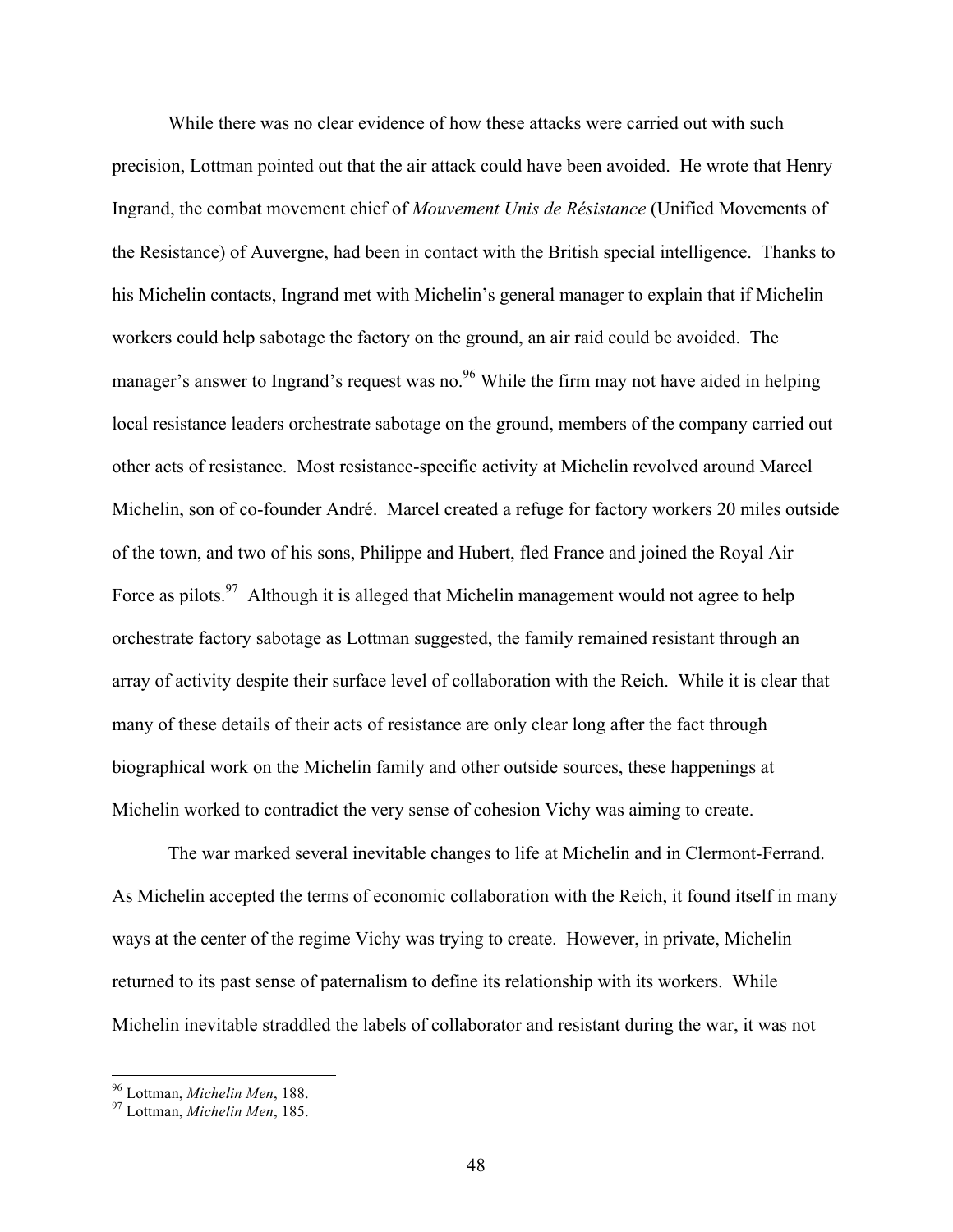While there was no clear evidence of how these attacks were carried out with such precision, Lottman pointed out that the air attack could have been avoided. He wrote that Henry Ingrand, the combat movement chief of *Mouvement Unis de Résistance* (Unified Movements of the Resistance) of Auvergne, had been in contact with the British special intelligence. Thanks to his Michelin contacts, Ingrand met with Michelin's general manager to explain that if Michelin workers could help sabotage the factory on the ground, an air raid could be avoided. The manager's answer to Ingrand's request was no.[96] While the firm may not have aided in helping local resistance leaders orchestrate sabotage on the ground, members of the company carried out other acts of resistance. Most resistance-specific activity at Michelin revolved around Marcel Michelin, son of co-founder André. Marcel created a refuge for factory workers 20 miles outside of the town, and two of his sons, Philippe and Hubert, fled France and joined the Royal Air Force as pilots.[97] Although it is alleged that Michelin management would not agree to help orchestrate factory sabotage as Lottman suggested, the family remained resistant through an array of activity despite their surface level of collaboration with the Reich. While it is clear that many of these details of their acts of resistance are only clear long after the fact through biographical work on the Michelin family and other outside sources, these happenings at Michelin worked to contradict the very sense of cohesion Vichy was aiming to create.

The war marked several inevitable changes to life at Michelin and in Clermont-Ferrand. As Michelin accepted the terms of economic collaboration with the Reich, it found itself in many ways at the center of the regime Vichy was trying to create. However, in private, Michelin returned to its past sense of paternalism to define its relationship with its workers. While Michelin inevitable straddled the labels of collaborator and resistant during the war, it was not

---

[96] Lottman, *Michelin Men*, 188.

[97] Lottman, *Michelin Men*, 185.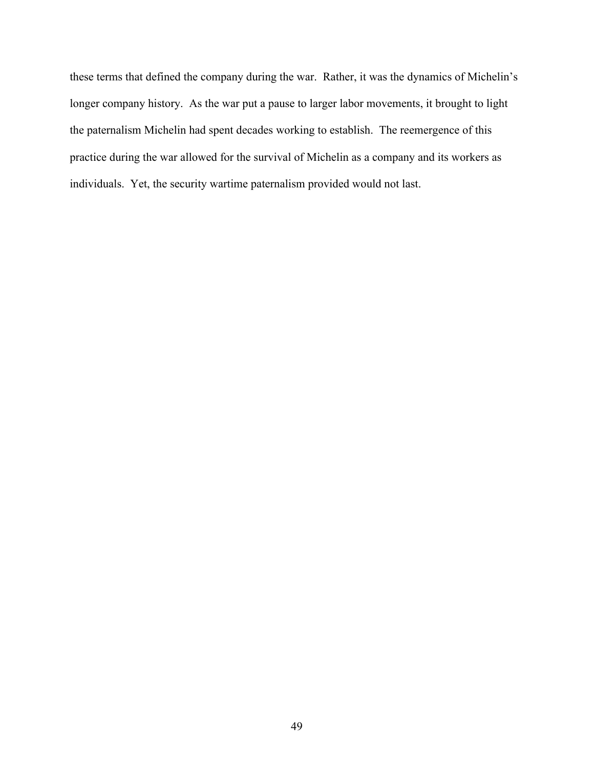these terms that defined the company during the war. Rather, it was the dynamics of Michelin's longer company history. As the war put a pause to larger labor movements, it brought to light the paternalism Michelin had spent decades working to establish. The reemergence of this practice during the war allowed for the survival of Michelin as a company and its workers as individuals. Yet, the security wartime paternalism provided would not last.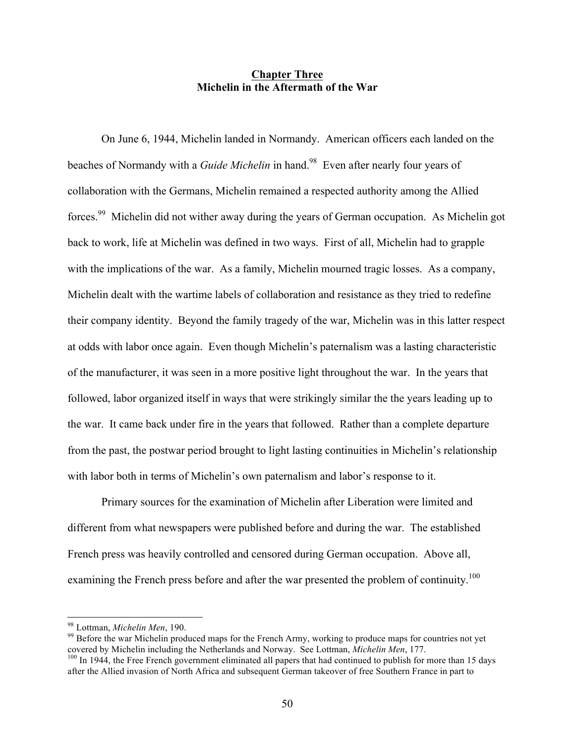## Chapter Three
## Michelin in the Aftermath of the War

On June 6, 1944, Michelin landed in Normandy. American officers each landed on the beaches of Normandy with a *Guide Michelin* in hand.[98] Even after nearly four years of collaboration with the Germans, Michelin remained a respected authority among the Allied forces.[99] Michelin did not wither away during the years of German occupation. As Michelin got back to work, life at Michelin was defined in two ways. First of all, Michelin had to grapple with the implications of the war. As a family, Michelin mourned tragic losses. As a company, Michelin dealt with the wartime labels of collaboration and resistance as they tried to redefine their company identity. Beyond the family tragedy of the war, Michelin was in this latter respect at odds with labor once again. Even though Michelin's paternalism was a lasting characteristic of the manufacturer, it was seen in a more positive light throughout the war. In the years that followed, labor organized itself in ways that were strikingly similar the the years leading up to the war. It came back under fire in the years that followed. Rather than a complete departure from the past, the postwar period brought to light lasting continuities in Michelin's relationship with labor both in terms of Michelin's own paternalism and labor's response to it.

Primary sources for the examination of Michelin after Liberation were limited and different from what newspapers were published before and during the war. The established French press was heavily controlled and censored during German occupation. Above all, examining the French press before and after the war presented the problem of continuity.[100]

---

[98] Lottman, *Michelin Men*, 190.

[99] Before the war Michelin produced maps for the French Army, working to produce maps for countries not yet covered by Michelin including the Netherlands and Norway. See Lottman, *Michelin Men*, 177.

[100] In 1944, the Free French government eliminated all papers that had continued to publish for more than 15 days after the Allied invasion of North Africa and subsequent German takeover of free Southern France in part to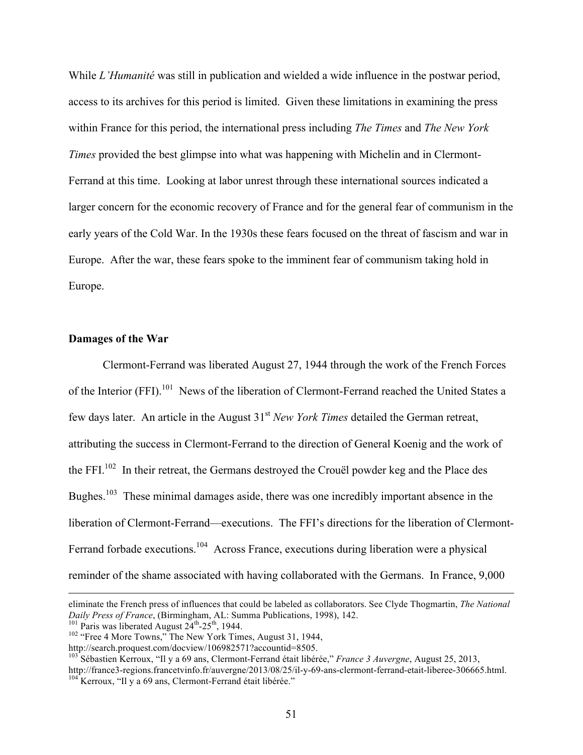While *L'Humanité* was still in publication and wielded a wide influence in the postwar period, access to its archives for this period is limited. Given these limitations in examining the press within France for this period, the international press including *The Times* and *The New York Times* provided the best glimpse into what was happening with Michelin and in Clermont-Ferrand at this time. Looking at labor unrest through these international sources indicated a larger concern for the economic recovery of France and for the general fear of communism in the early years of the Cold War. In the 1930s these fears focused on the threat of fascism and war in Europe. After the war, these fears spoke to the imminent fear of communism taking hold in Europe.

**Damages of the War**

Clermont-Ferrand was liberated August 27, 1944 through the work of the French Forces of the Interior (FFI).[101] News of the liberation of Clermont-Ferrand reached the United States a few days later. An article in the August 31st *New York Times* detailed the German retreat, attributing the success in Clermont-Ferrand to the direction of General Koenig and the work of the FFI.[102] In their retreat, the Germans destroyed the Crouël powder keg and the Place des Bughes.[103] These minimal damages aside, there was one incredibly important absence in the liberation of Clermont-Ferrand—executions. The FFI's directions for the liberation of Clermont-Ferrand forbade executions.[104] Across France, executions during liberation were a physical reminder of the shame associated with having collaborated with the Germans. In France, 9,000

---

eliminate the French press of influences that could be labeled as collaborators. See Clyde Thogmartin, *The National Daily Press of France*, (Birmingham, AL: Summa Publications, 1998), 142.

[101] Paris was liberated August 24th-25th, 1944.

[102] "Free 4 More Towns," The New York Times, August 31, 1944, http://search.proquest.com/docview/106982571?accountid=8505.

[103] Sébastien Kerroux, "Il y a 69 ans, Clermont-Ferrand était libérée," *France 3 Auvergne*, August 25, 2013, http://france3-regions.francetvinfo.fr/auvergne/2013/08/25/il-y-69-ans-clermont-ferrand-etait-liberee-306665.html.

[104] Kerroux, "Il y a 69 ans, Clermont-Ferrand était libérée."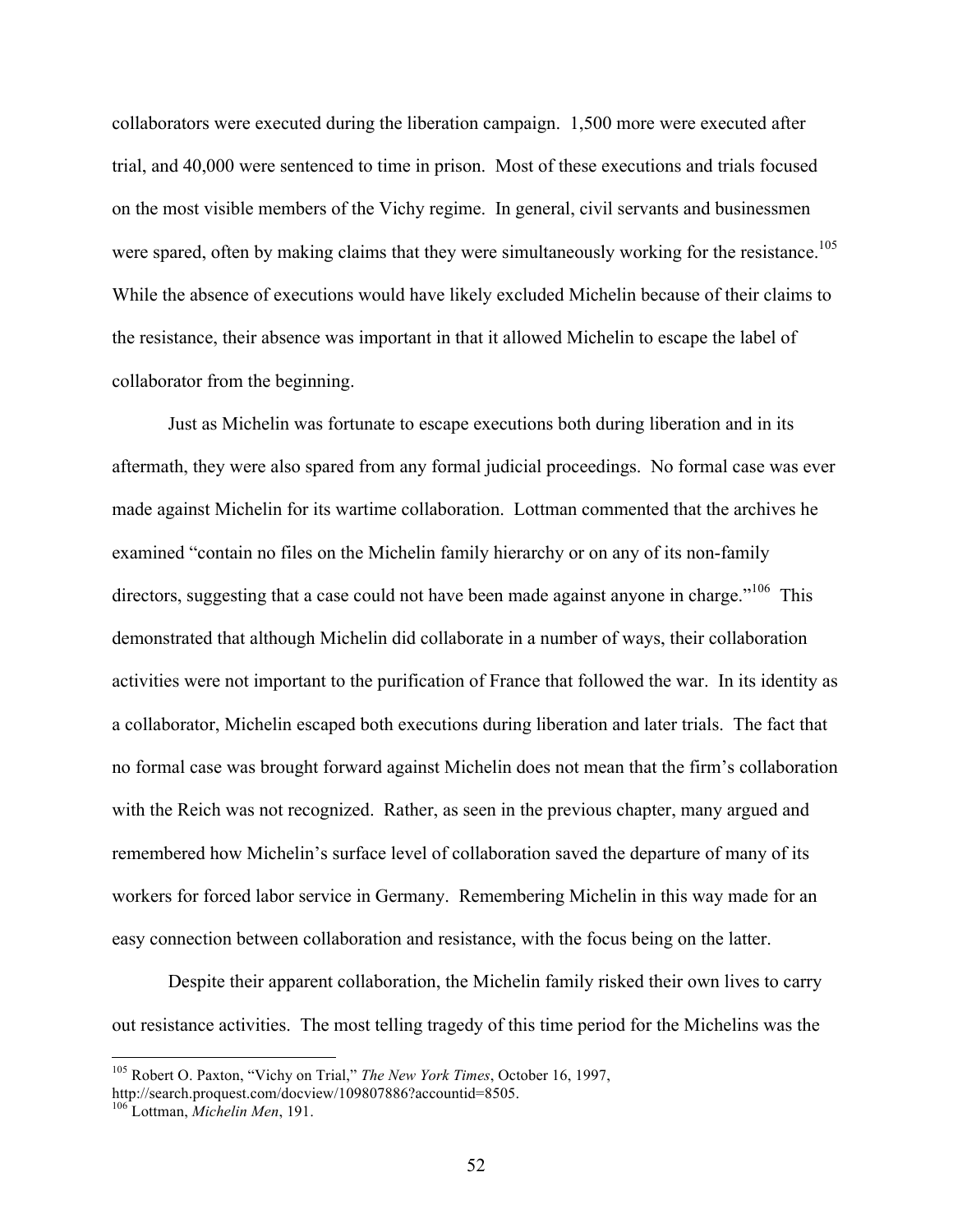collaborators were executed during the liberation campaign. 1,500 more were executed after trial, and 40,000 were sentenced to time in prison. Most of these executions and trials focused on the most visible members of the Vichy regime. In general, civil servants and businessmen were spared, often by making claims that they were simultaneously working for the resistance.[105] While the absence of executions would have likely excluded Michelin because of their claims to the resistance, their absence was important in that it allowed Michelin to escape the label of collaborator from the beginning.

Just as Michelin was fortunate to escape executions both during liberation and in its aftermath, they were also spared from any formal judicial proceedings. No formal case was ever made against Michelin for its wartime collaboration. Lottman commented that the archives he examined "contain no files on the Michelin family hierarchy or on any of its non-family directors, suggesting that a case could not have been made against anyone in charge."[106] This demonstrated that although Michelin did collaborate in a number of ways, their collaboration activities were not important to the purification of France that followed the war. In its identity as a collaborator, Michelin escaped both executions during liberation and later trials. The fact that no formal case was brought forward against Michelin does not mean that the firm's collaboration with the Reich was not recognized. Rather, as seen in the previous chapter, many argued and remembered how Michelin's surface level of collaboration saved the departure of many of its workers for forced labor service in Germany. Remembering Michelin in this way made for an easy connection between collaboration and resistance, with the focus being on the latter.

Despite their apparent collaboration, the Michelin family risked their own lives to carry out resistance activities. The most telling tragedy of this time period for the Michelins was the

---

[105] Robert O. Paxton, "Vichy on Trial," *The New York Times*, October 16, 1997, http://search.proquest.com/docview/109807886?accountid=8505.

[106] Lottman, *Michelin Men*, 191.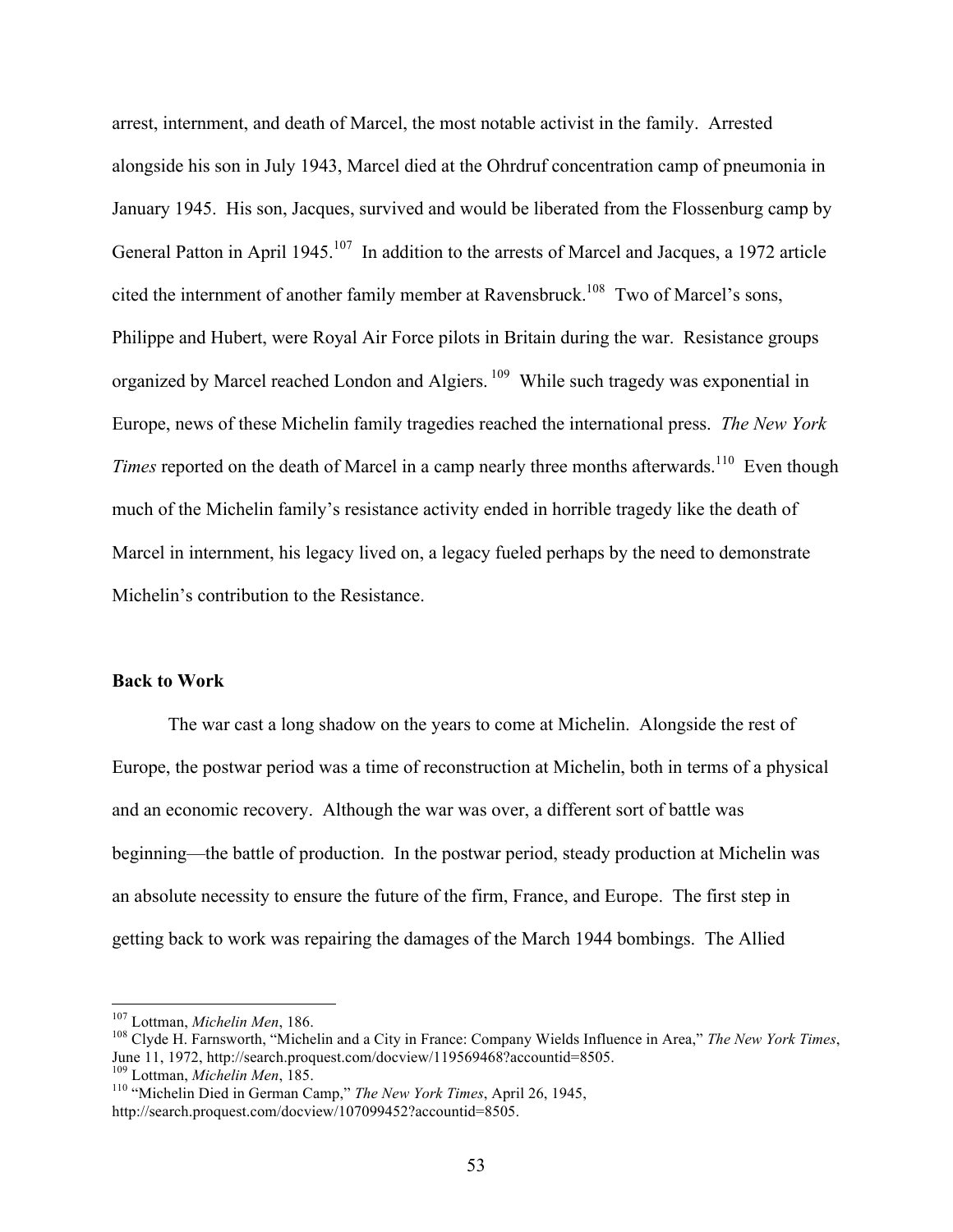arrest, internment, and death of Marcel, the most notable activist in the family. Arrested alongside his son in July 1943, Marcel died at the Ohrdruf concentration camp of pneumonia in January 1945. His son, Jacques, survived and would be liberated from the Flossenburg camp by General Patton in April 1945.[107] In addition to the arrests of Marcel and Jacques, a 1972 article cited the internment of another family member at Ravensbruck.[108] Two of Marcel's sons, Philippe and Hubert, were Royal Air Force pilots in Britain during the war. Resistance groups organized by Marcel reached London and Algiers.[109] While such tragedy was exponential in Europe, news of these Michelin family tragedies reached the international press. *The New York Times* reported on the death of Marcel in a camp nearly three months afterwards.[110] Even though much of the Michelin family's resistance activity ended in horrible tragedy like the death of Marcel in internment, his legacy lived on, a legacy fueled perhaps by the need to demonstrate Michelin's contribution to the Resistance.

**Back to Work**

The war cast a long shadow on the years to come at Michelin. Alongside the rest of Europe, the postwar period was a time of reconstruction at Michelin, both in terms of a physical and an economic recovery. Although the war was over, a different sort of battle was beginning—the battle of production. In the postwar period, steady production at Michelin was an absolute necessity to ensure the future of the firm, France, and Europe. The first step in getting back to work was repairing the damages of the March 1944 bombings. The Allied

---

[107] Lottman, *Michelin Men*, 186.

[108] Clyde H. Farnsworth, "Michelin and a City in France: Company Wields Influence in Area," *The New York Times*, June 11, 1972, http://search.proquest.com/docview/119569468?accountid=8505.

[109] Lottman, *Michelin Men*, 185.

[110] "Michelin Died in German Camp," *The New York Times*, April 26, 1945, http://search.proquest.com/docview/107099452?accountid=8505.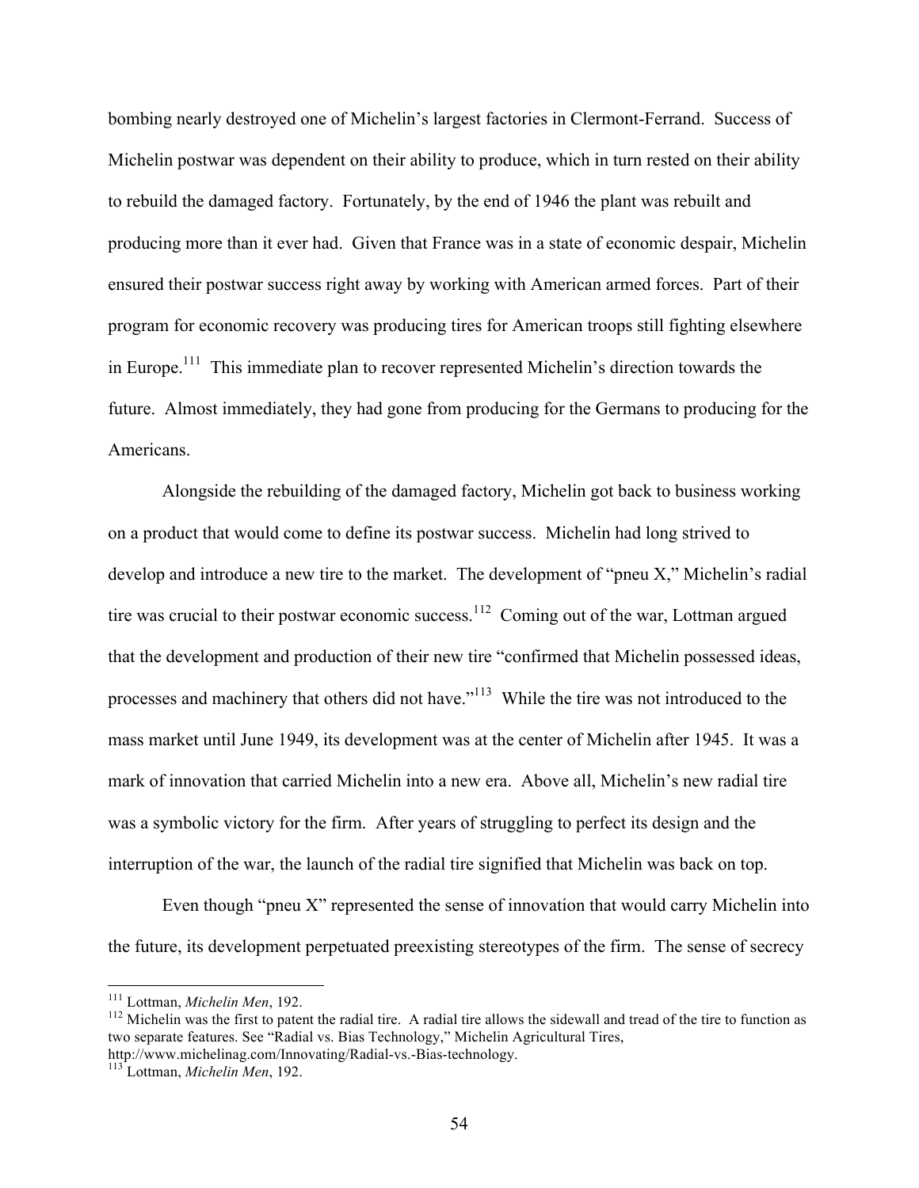bombing nearly destroyed one of Michelin's largest factories in Clermont-Ferrand. Success of Michelin postwar was dependent on their ability to produce, which in turn rested on their ability to rebuild the damaged factory. Fortunately, by the end of 1946 the plant was rebuilt and producing more than it ever had. Given that France was in a state of economic despair, Michelin ensured their postwar success right away by working with American armed forces. Part of their program for economic recovery was producing tires for American troops still fighting elsewhere in Europe.[111] This immediate plan to recover represented Michelin's direction towards the future. Almost immediately, they had gone from producing for the Germans to producing for the Americans.

Alongside the rebuilding of the damaged factory, Michelin got back to business working on a product that would come to define its postwar success. Michelin had long strived to develop and introduce a new tire to the market. The development of "pneu X," Michelin's radial tire was crucial to their postwar economic success.[112] Coming out of the war, Lottman argued that the development and production of their new tire "confirmed that Michelin possessed ideas, processes and machinery that others did not have."[113] While the tire was not introduced to the mass market until June 1949, its development was at the center of Michelin after 1945. It was a mark of innovation that carried Michelin into a new era. Above all, Michelin's new radial tire was a symbolic victory for the firm. After years of struggling to perfect its design and the interruption of the war, the launch of the radial tire signified that Michelin was back on top.

Even though "pneu X" represented the sense of innovation that would carry Michelin into the future, its development perpetuated preexisting stereotypes of the firm. The sense of secrecy

---

[111] Lottman, *Michelin Men*, 192.

[112] Michelin was the first to patent the radial tire. A radial tire allows the sidewall and tread of the tire to function as two separate features. See "Radial vs. Bias Technology," Michelin Agricultural Tires, http://www.michelinag.com/Innovating/Radial-vs.-Bias-technology.

[113] Lottman, *Michelin Men*, 192.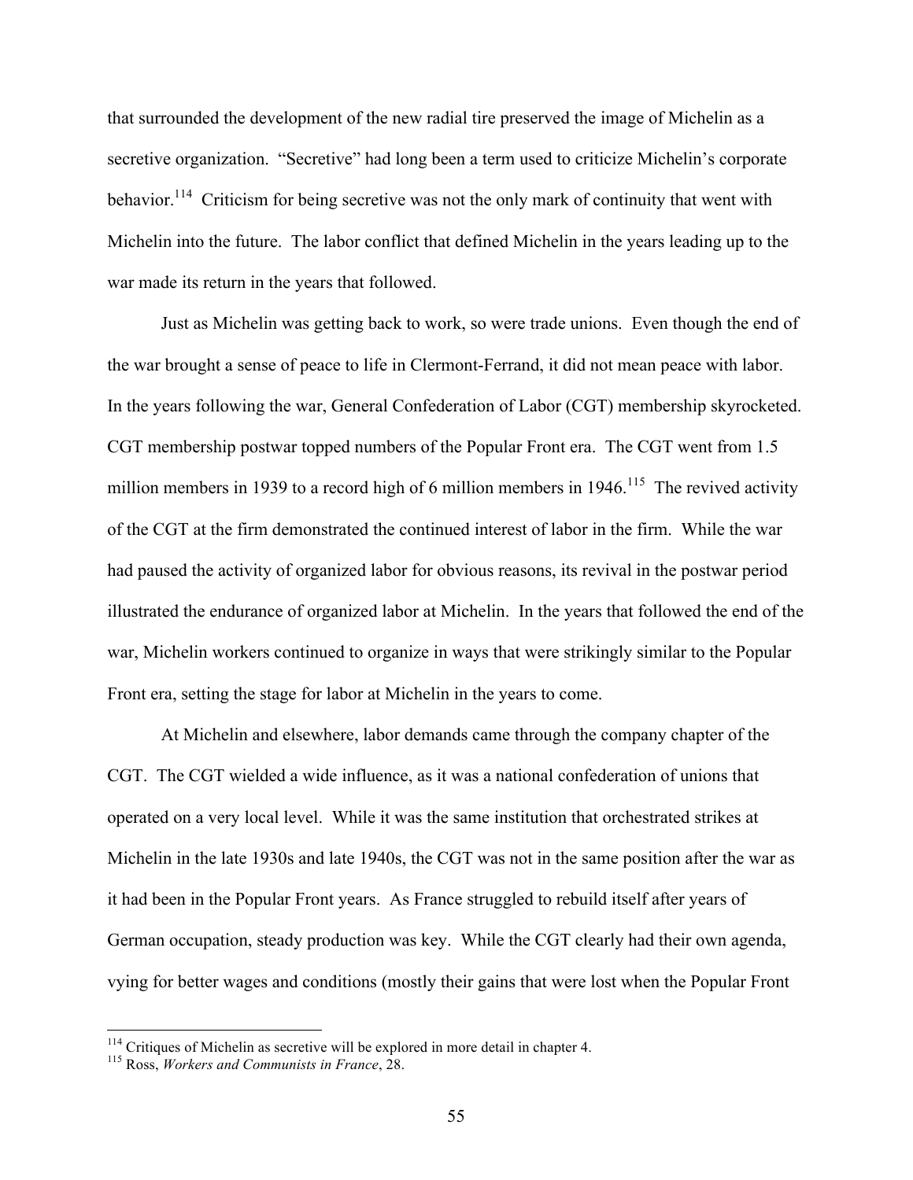that surrounded the development of the new radial tire preserved the image of Michelin as a secretive organization. "Secretive" had long been a term used to criticize Michelin's corporate behavior.[114] Criticism for being secretive was not the only mark of continuity that went with Michelin into the future. The labor conflict that defined Michelin in the years leading up to the war made its return in the years that followed.

Just as Michelin was getting back to work, so were trade unions. Even though the end of the war brought a sense of peace to life in Clermont-Ferrand, it did not mean peace with labor. In the years following the war, General Confederation of Labor (CGT) membership skyrocketed. CGT membership postwar topped numbers of the Popular Front era. The CGT went from 1.5 million members in 1939 to a record high of 6 million members in 1946.[115] The revived activity of the CGT at the firm demonstrated the continued interest of labor in the firm. While the war had paused the activity of organized labor for obvious reasons, its revival in the postwar period illustrated the endurance of organized labor at Michelin. In the years that followed the end of the war, Michelin workers continued to organize in ways that were strikingly similar to the Popular Front era, setting the stage for labor at Michelin in the years to come.

At Michelin and elsewhere, labor demands came through the company chapter of the CGT. The CGT wielded a wide influence, as it was a national confederation of unions that operated on a very local level. While it was the same institution that orchestrated strikes at Michelin in the late 1930s and late 1940s, the CGT was not in the same position after the war as it had been in the Popular Front years. As France struggled to rebuild itself after years of German occupation, steady production was key. While the CGT clearly had their own agenda, vying for better wages and conditions (mostly their gains that were lost when the Popular Front

[114] Critiques of Michelin as secretive will be explored in more detail in chapter 4.
[115] Ross, *Workers and Communists in France*, 28.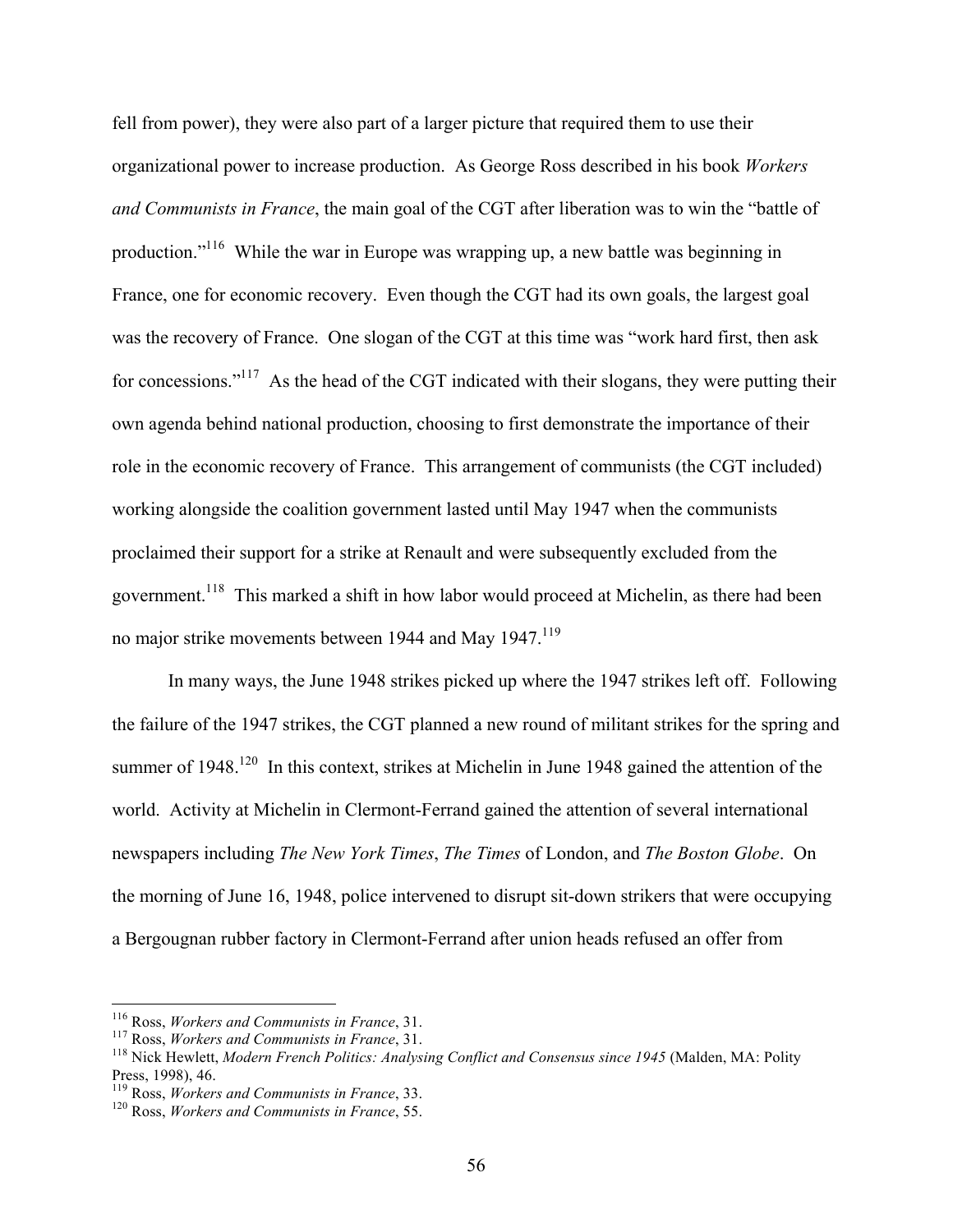fell from power), they were also part of a larger picture that required them to use their organizational power to increase production. As George Ross described in his book *Workers and Communists in France*, the main goal of the CGT after liberation was to win the "battle of production."[116] While the war in Europe was wrapping up, a new battle was beginning in France, one for economic recovery. Even though the CGT had its own goals, the largest goal was the recovery of France. One slogan of the CGT at this time was "work hard first, then ask for concessions."[117] As the head of the CGT indicated with their slogans, they were putting their own agenda behind national production, choosing to first demonstrate the importance of their role in the economic recovery of France. This arrangement of communists (the CGT included) working alongside the coalition government lasted until May 1947 when the communists proclaimed their support for a strike at Renault and were subsequently excluded from the government.[118] This marked a shift in how labor would proceed at Michelin, as there had been no major strike movements between 1944 and May 1947.[119]

In many ways, the June 1948 strikes picked up where the 1947 strikes left off. Following the failure of the 1947 strikes, the CGT planned a new round of militant strikes for the spring and summer of 1948.[120] In this context, strikes at Michelin in June 1948 gained the attention of the world. Activity at Michelin in Clermont-Ferrand gained the attention of several international newspapers including *The New York Times*, *The Times* of London, and *The Boston Globe*. On the morning of June 16, 1948, police intervened to disrupt sit-down strikers that were occupying a Bergougnan rubber factory in Clermont-Ferrand after union heads refused an offer from

---

[116] Ross, *Workers and Communists in France*, 31.

[117] Ross, *Workers and Communists in France*, 31.

[118] Nick Hewlett, *Modern French Politics: Analysing Conflict and Consensus since 1945* (Malden, MA: Polity Press, 1998), 46.

[119] Ross, *Workers and Communists in France*, 33.

[120] Ross, *Workers and Communists in France*, 55.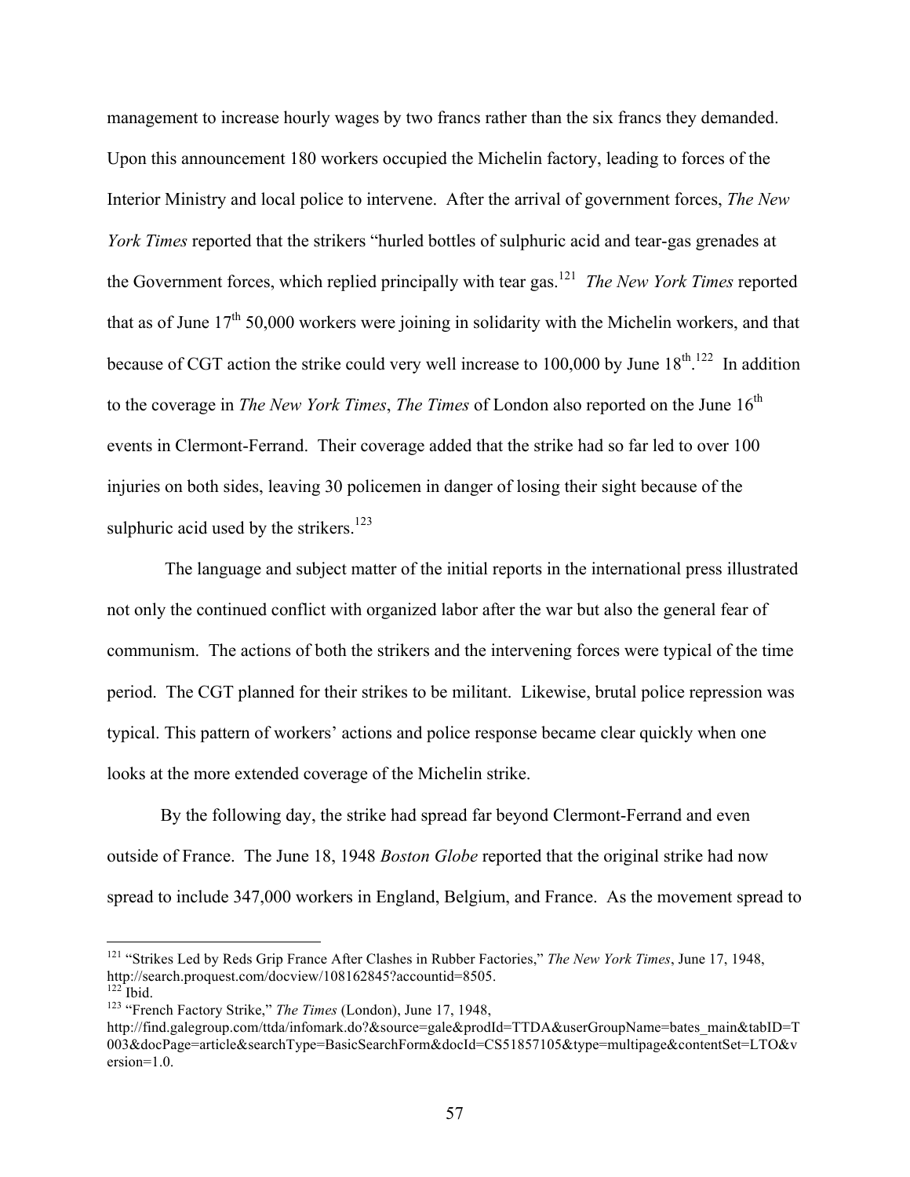management to increase hourly wages by two francs rather than the six francs they demanded. Upon this announcement 180 workers occupied the Michelin factory, leading to forces of the Interior Ministry and local police to intervene. After the arrival of government forces, *The New York Times* reported that the strikers "hurled bottles of sulphuric acid and tear-gas grenades at the Government forces, which replied principally with tear gas.[121] *The New York Times* reported that as of June 17th 50,000 workers were joining in solidarity with the Michelin workers, and that because of CGT action the strike could very well increase to 100,000 by June 18th.[122] In addition to the coverage in *The New York Times*, *The Times* of London also reported on the June 16th events in Clermont-Ferrand. Their coverage added that the strike had so far led to over 100 injuries on both sides, leaving 30 policemen in danger of losing their sight because of the sulphuric acid used by the strikers.[123]

The language and subject matter of the initial reports in the international press illustrated not only the continued conflict with organized labor after the war but also the general fear of communism. The actions of both the strikers and the intervening forces were typical of the time period. The CGT planned for their strikes to be militant. Likewise, brutal police repression was typical. This pattern of workers' actions and police response became clear quickly when one looks at the more extended coverage of the Michelin strike.

By the following day, the strike had spread far beyond Clermont-Ferrand and even outside of France. The June 18, 1948 *Boston Globe* reported that the original strike had now spread to include 347,000 workers in England, Belgium, and France. As the movement spread to

---

[121] "Strikes Led by Reds Grip France After Clashes in Rubber Factories," *The New York Times*, June 17, 1948, http://search.proquest.com/docview/108162845?accountid=8505.

[122] Ibid.

[123] "French Factory Strike," *The Times* (London), June 17, 1948, http://find.galegroup.com/ttda/infomark.do?&source=gale&prodId=TTDA&userGroupName=bates_main&tabID=T003&docPage=article&searchType=BasicSearchForm&docId=CS51857105&type=multipage&contentSet=LTO&version=1.0.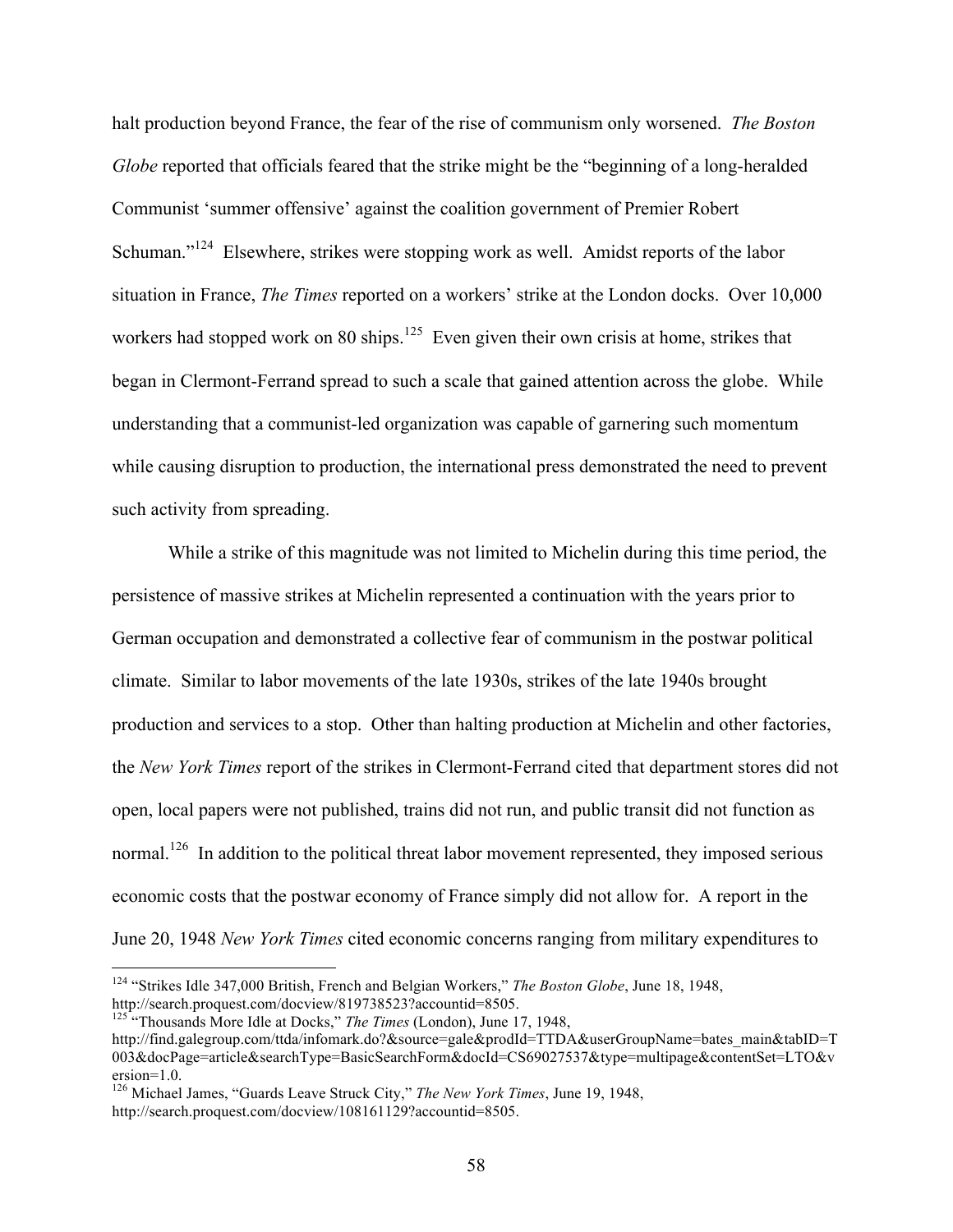halt production beyond France, the fear of the rise of communism only worsened. *The Boston Globe* reported that officials feared that the strike might be the "beginning of a long-heralded Communist 'summer offensive' against the coalition government of Premier Robert Schuman."[124] Elsewhere, strikes were stopping work as well. Amidst reports of the labor situation in France, *The Times* reported on a workers' strike at the London docks. Over 10,000 workers had stopped work on 80 ships.[125] Even given their own crisis at home, strikes that began in Clermont-Ferrand spread to such a scale that gained attention across the globe. While understanding that a communist-led organization was capable of garnering such momentum while causing disruption to production, the international press demonstrated the need to prevent such activity from spreading.

While a strike of this magnitude was not limited to Michelin during this time period, the persistence of massive strikes at Michelin represented a continuation with the years prior to German occupation and demonstrated a collective fear of communism in the postwar political climate. Similar to labor movements of the late 1930s, strikes of the late 1940s brought production and services to a stop. Other than halting production at Michelin and other factories, the *New York Times* report of the strikes in Clermont-Ferrand cited that department stores did not open, local papers were not published, trains did not run, and public transit did not function as normal.[126] In addition to the political threat labor movement represented, they imposed serious economic costs that the postwar economy of France simply did not allow for. A report in the June 20, 1948 *New York Times* cited economic concerns ranging from military expenditures to

---

[124] "Strikes Idle 347,000 British, French and Belgian Workers," *The Boston Globe*, June 18, 1948, http://search.proquest.com/docview/819738523?accountid=8505.

[125] "Thousands More Idle at Docks," *The Times* (London), June 17, 1948, http://find.galegroup.com/ttda/infomark.do?&source=gale&prodId=TTDA&userGroupName=bates_main&tabID=T003&docPage=article&searchType=BasicSearchForm&docId=CS69027537&type=multipage&contentSet=LTO&version=1.0.

[126] Michael James, "Guards Leave Struck City," *The New York Times*, June 19, 1948, http://search.proquest.com/docview/108161129?accountid=8505.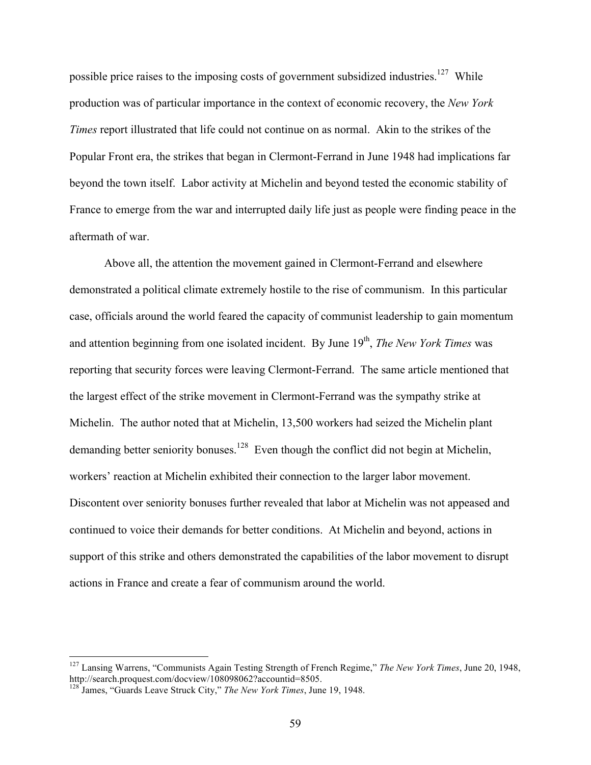possible price raises to the imposing costs of government subsidized industries.[127] While production was of particular importance in the context of economic recovery, the *New York Times* report illustrated that life could not continue on as normal. Akin to the strikes of the Popular Front era, the strikes that began in Clermont-Ferrand in June 1948 had implications far beyond the town itself. Labor activity at Michelin and beyond tested the economic stability of France to emerge from the war and interrupted daily life just as people were finding peace in the aftermath of war.

Above all, the attention the movement gained in Clermont-Ferrand and elsewhere demonstrated a political climate extremely hostile to the rise of communism. In this particular case, officials around the world feared the capacity of communist leadership to gain momentum and attention beginning from one isolated incident. By June 19th, *The New York Times* was reporting that security forces were leaving Clermont-Ferrand. The same article mentioned that the largest effect of the strike movement in Clermont-Ferrand was the sympathy strike at Michelin. The author noted that at Michelin, 13,500 workers had seized the Michelin plant demanding better seniority bonuses.[128] Even though the conflict did not begin at Michelin, workers' reaction at Michelin exhibited their connection to the larger labor movement. Discontent over seniority bonuses further revealed that labor at Michelin was not appeased and continued to voice their demands for better conditions. At Michelin and beyond, actions in support of this strike and others demonstrated the capabilities of the labor movement to disrupt actions in France and create a fear of communism around the world.

---

[127] Lansing Warrens, "Communists Again Testing Strength of French Regime," *The New York Times*, June 20, 1948, http://search.proquest.com/docview/108098062?accountid=8505.

[128] James, "Guards Leave Struck City," *The New York Times*, June 19, 1948.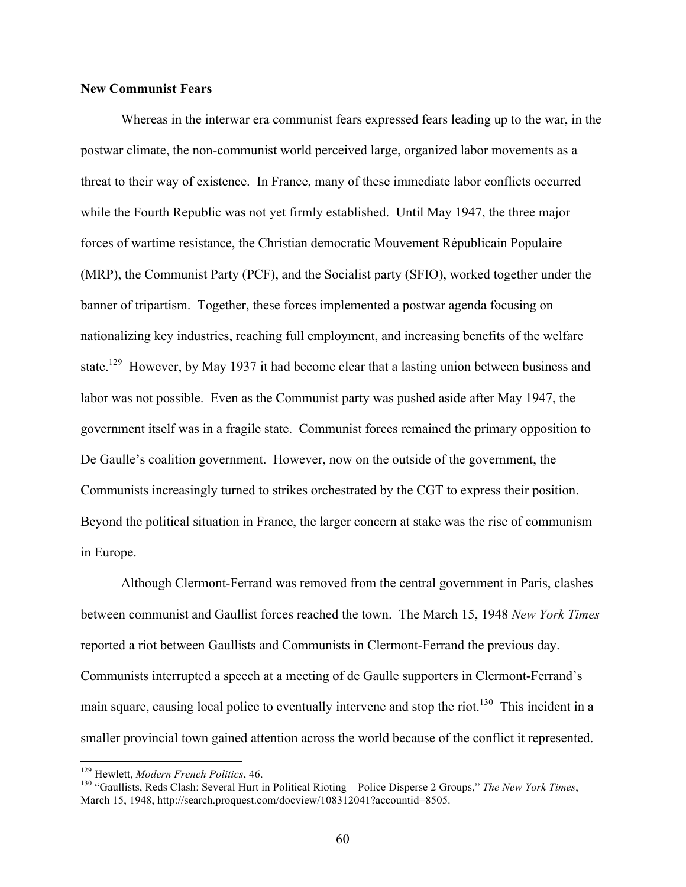**New Communist Fears**

Whereas in the interwar era communist fears expressed fears leading up to the war, in the postwar climate, the non-communist world perceived large, organized labor movements as a threat to their way of existence. In France, many of these immediate labor conflicts occurred while the Fourth Republic was not yet firmly established. Until May 1947, the three major forces of wartime resistance, the Christian democratic Mouvement Républicain Populaire (MRP), the Communist Party (PCF), and the Socialist party (SFIO), worked together under the banner of tripartism. Together, these forces implemented a postwar agenda focusing on nationalizing key industries, reaching full employment, and increasing benefits of the welfare state.[129] However, by May 1937 it had become clear that a lasting union between business and labor was not possible. Even as the Communist party was pushed aside after May 1947, the government itself was in a fragile state. Communist forces remained the primary opposition to De Gaulle's coalition government. However, now on the outside of the government, the Communists increasingly turned to strikes orchestrated by the CGT to express their position. Beyond the political situation in France, the larger concern at stake was the rise of communism in Europe.

Although Clermont-Ferrand was removed from the central government in Paris, clashes between communist and Gaullist forces reached the town. The March 15, 1948 *New York Times* reported a riot between Gaullists and Communists in Clermont-Ferrand the previous day. Communists interrupted a speech at a meeting of de Gaulle supporters in Clermont-Ferrand's main square, causing local police to eventually intervene and stop the riot.[130] This incident in a smaller provincial town gained attention across the world because of the conflict it represented.

---

[129] Hewlett, *Modern French Politics*, 46.

[130] "Gaullists, Reds Clash: Several Hurt in Political Rioting—Police Disperse 2 Groups," *The New York Times*, March 15, 1948, http://search.proquest.com/docview/108312041?accountid=8505.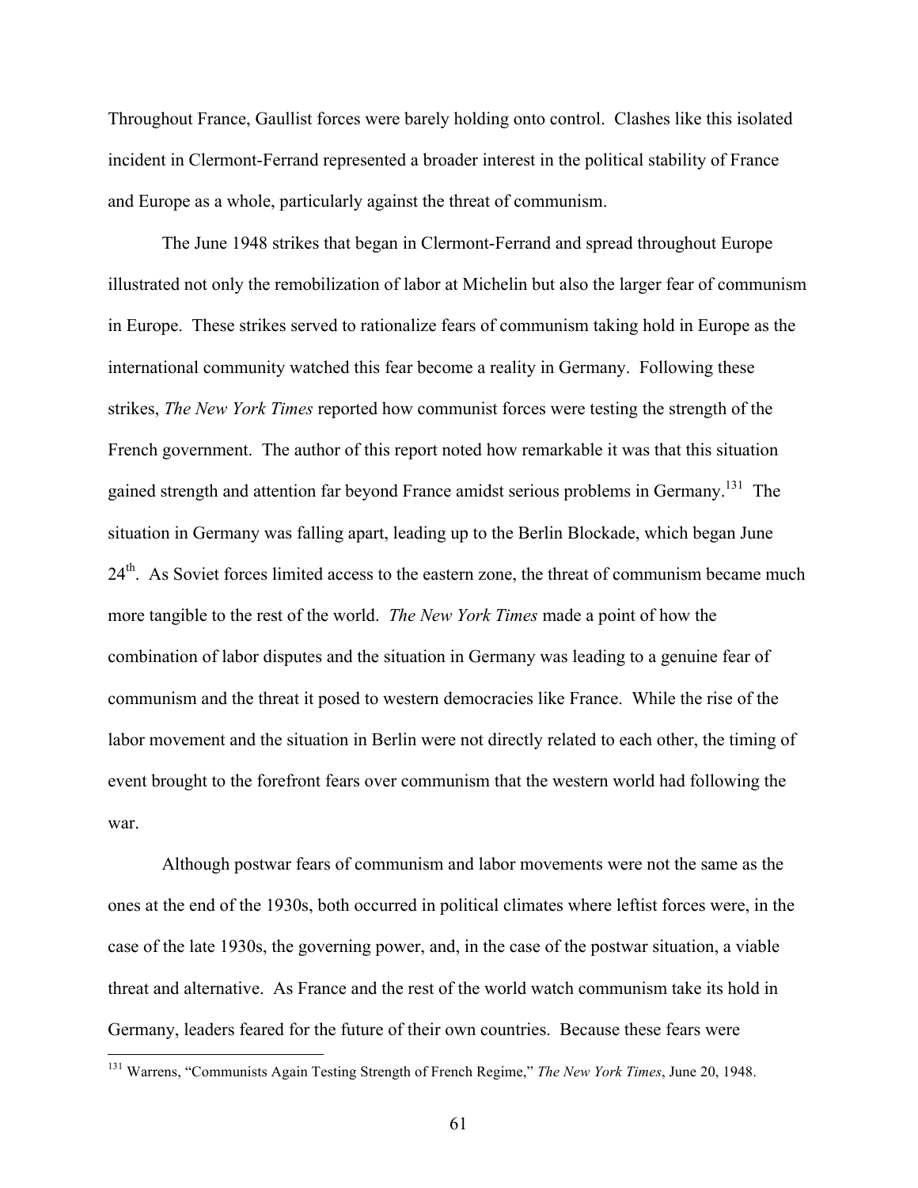Throughout France, Gaullist forces were barely holding onto control. Clashes like this isolated incident in Clermont-Ferrand represented a broader interest in the political stability of France and Europe as a whole, particularly against the threat of communism.

The June 1948 strikes that began in Clermont-Ferrand and spread throughout Europe illustrated not only the remobilization of labor at Michelin but also the larger fear of communism in Europe. These strikes served to rationalize fears of communism taking hold in Europe as the international community watched this fear become a reality in Germany. Following these strikes, *The New York Times* reported how communist forces were testing the strength of the French government. The author of this report noted how remarkable it was that this situation gained strength and attention far beyond France amidst serious problems in Germany.[131] The situation in Germany was falling apart, leading up to the Berlin Blockade, which began June 24th. As Soviet forces limited access to the eastern zone, the threat of communism became much more tangible to the rest of the world. *The New York Times* made a point of how the combination of labor disputes and the situation in Germany was leading to a genuine fear of communism and the threat it posed to western democracies like France. While the rise of the labor movement and the situation in Berlin were not directly related to each other, the timing of event brought to the forefront fears over communism that the western world had following the war.

Although postwar fears of communism and labor movements were not the same as the ones at the end of the 1930s, both occurred in political climates where leftist forces were, in the case of the late 1930s, the governing power, and, in the case of the postwar situation, a viable threat and alternative. As France and the rest of the world watch communism take its hold in Germany, leaders feared for the future of their own countries. Because these fears were

[131] Warrens, "Communists Again Testing Strength of French Regime," *The New York Times*, June 20, 1948.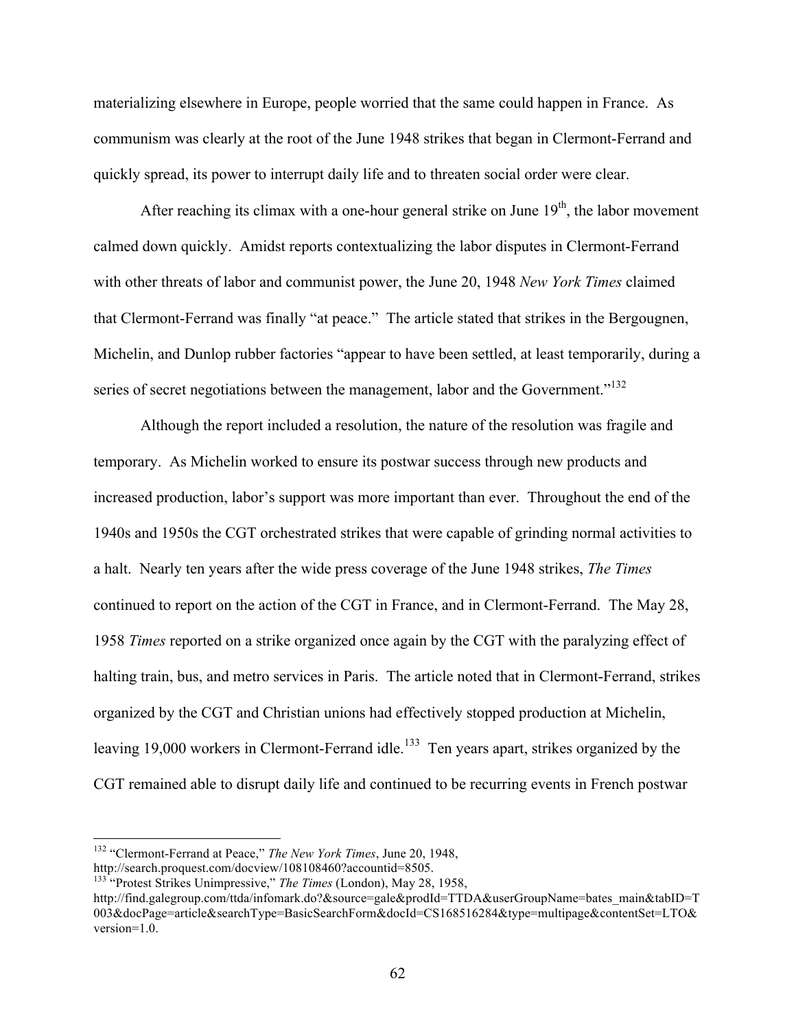materializing elsewhere in Europe, people worried that the same could happen in France. As communism was clearly at the root of the June 1948 strikes that began in Clermont-Ferrand and quickly spread, its power to interrupt daily life and to threaten social order were clear.

After reaching its climax with a one-hour general strike on June 19th, the labor movement calmed down quickly. Amidst reports contextualizing the labor disputes in Clermont-Ferrand with other threats of labor and communist power, the June 20, 1948 *New York Times* claimed that Clermont-Ferrand was finally "at peace." The article stated that strikes in the Bergougnen, Michelin, and Dunlop rubber factories "appear to have been settled, at least temporarily, during a series of secret negotiations between the management, labor and the Government."[132]

Although the report included a resolution, the nature of the resolution was fragile and temporary. As Michelin worked to ensure its postwar success through new products and increased production, labor's support was more important than ever. Throughout the end of the 1940s and 1950s the CGT orchestrated strikes that were capable of grinding normal activities to a halt. Nearly ten years after the wide press coverage of the June 1948 strikes, *The Times* continued to report on the action of the CGT in France, and in Clermont-Ferrand. The May 28, 1958 *Times* reported on a strike organized once again by the CGT with the paralyzing effect of halting train, bus, and metro services in Paris. The article noted that in Clermont-Ferrand, strikes organized by the CGT and Christian unions had effectively stopped production at Michelin, leaving 19,000 workers in Clermont-Ferrand idle.[133] Ten years apart, strikes organized by the CGT remained able to disrupt daily life and continued to be recurring events in French postwar

---

[132] "Clermont-Ferrand at Peace," *The New York Times*, June 20, 1948, http://search.proquest.com/docview/108108460?accountid=8505.

[133] "Protest Strikes Unimpressive," *The Times* (London), May 28, 1958, http://find.galegroup.com/ttda/infomark.do?&source=gale&prodId=TTDA&userGroupName=bates_main&tabID=T003&docPage=article&searchType=BasicSearchForm&docId=CS168516284&type=multipage&contentSet=LTO&version=1.0.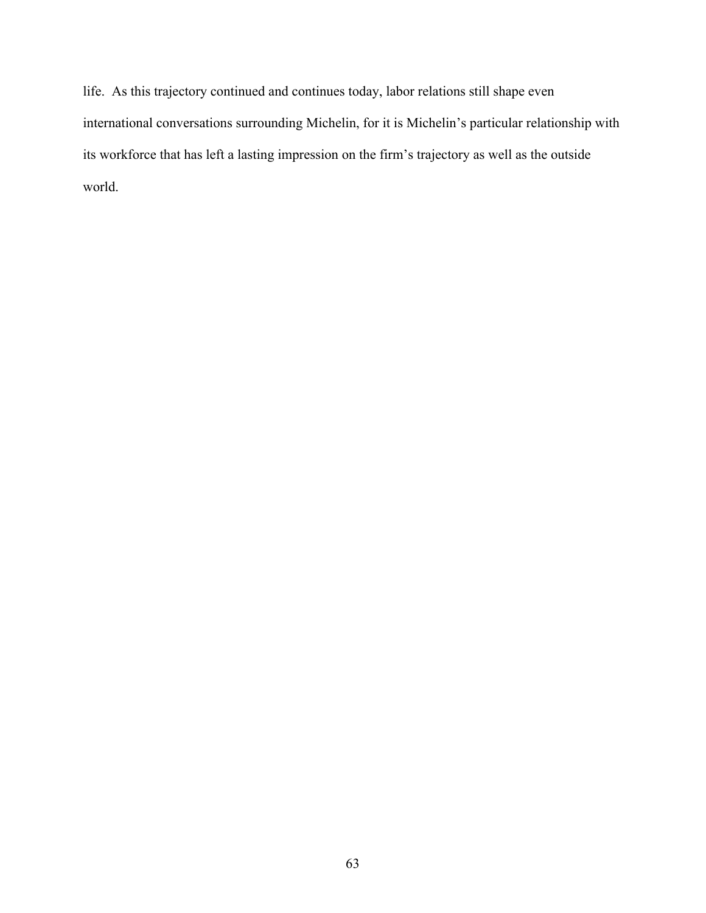life. As this trajectory continued and continues today, labor relations still shape even international conversations surrounding Michelin, for it is Michelin's particular relationship with its workforce that has left a lasting impression on the firm's trajectory as well as the outside world.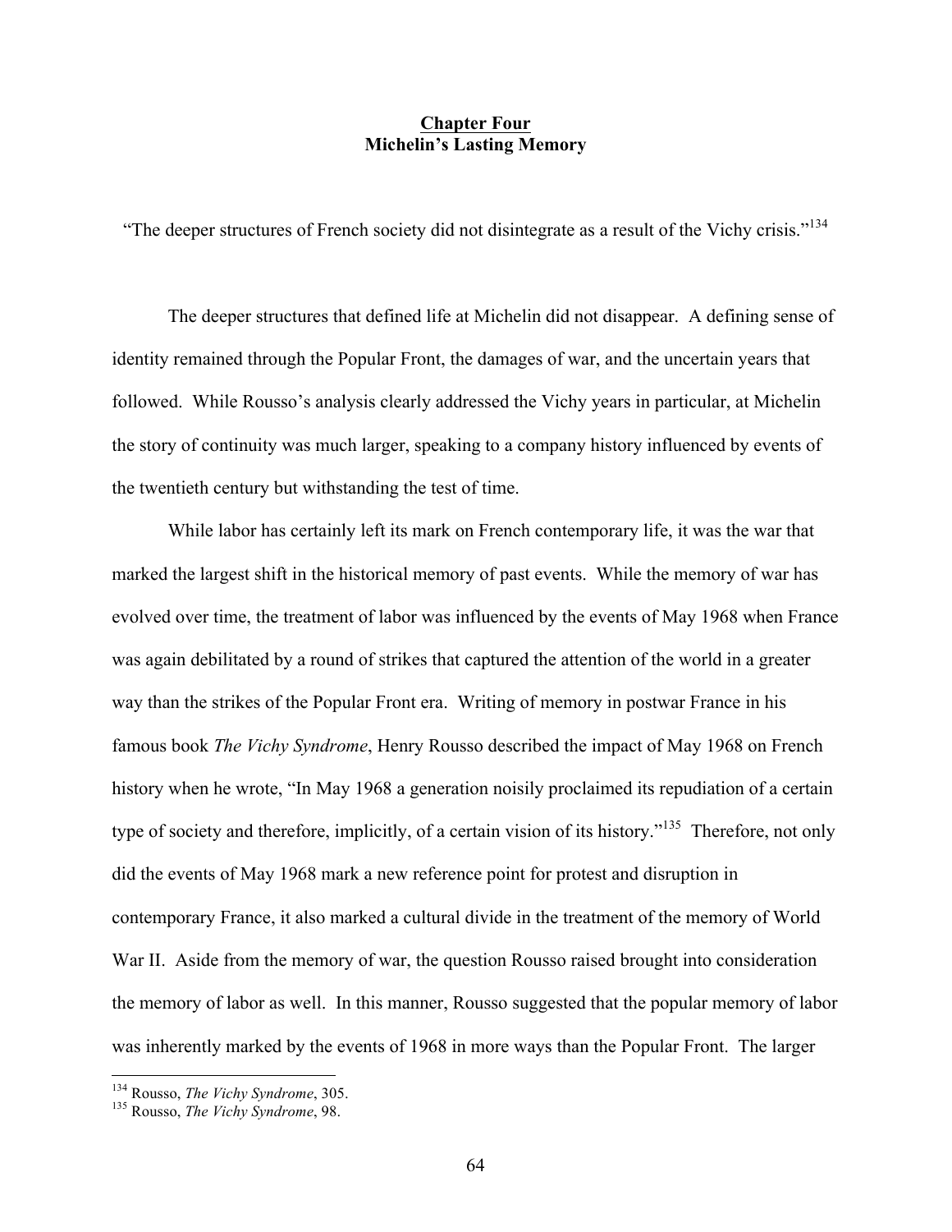# Chapter Four
## Michelin's Lasting Memory

"The deeper structures of French society did not disintegrate as a result of the Vichy crisis."[134]

The deeper structures that defined life at Michelin did not disappear. A defining sense of identity remained through the Popular Front, the damages of war, and the uncertain years that followed. While Rousso's analysis clearly addressed the Vichy years in particular, at Michelin the story of continuity was much larger, speaking to a company history influenced by events of the twentieth century but withstanding the test of time.

While labor has certainly left its mark on French contemporary life, it was the war that marked the largest shift in the historical memory of past events. While the memory of war has evolved over time, the treatment of labor was influenced by the events of May 1968 when France was again debilitated by a round of strikes that captured the attention of the world in a greater way than the strikes of the Popular Front era. Writing of memory in postwar France in his famous book *The Vichy Syndrome*, Henry Rousso described the impact of May 1968 on French history when he wrote, "In May 1968 a generation noisily proclaimed its repudiation of a certain type of society and therefore, implicitly, of a certain vision of its history."[135] Therefore, not only did the events of May 1968 mark a new reference point for protest and disruption in contemporary France, it also marked a cultural divide in the treatment of the memory of World War II. Aside from the memory of war, the question Rousso raised brought into consideration the memory of labor as well. In this manner, Rousso suggested that the popular memory of labor was inherently marked by the events of 1968 in more ways than the Popular Front. The larger

[134] Rousso, *The Vichy Syndrome*, 305.
[135] Rousso, *The Vichy Syndrome*, 98.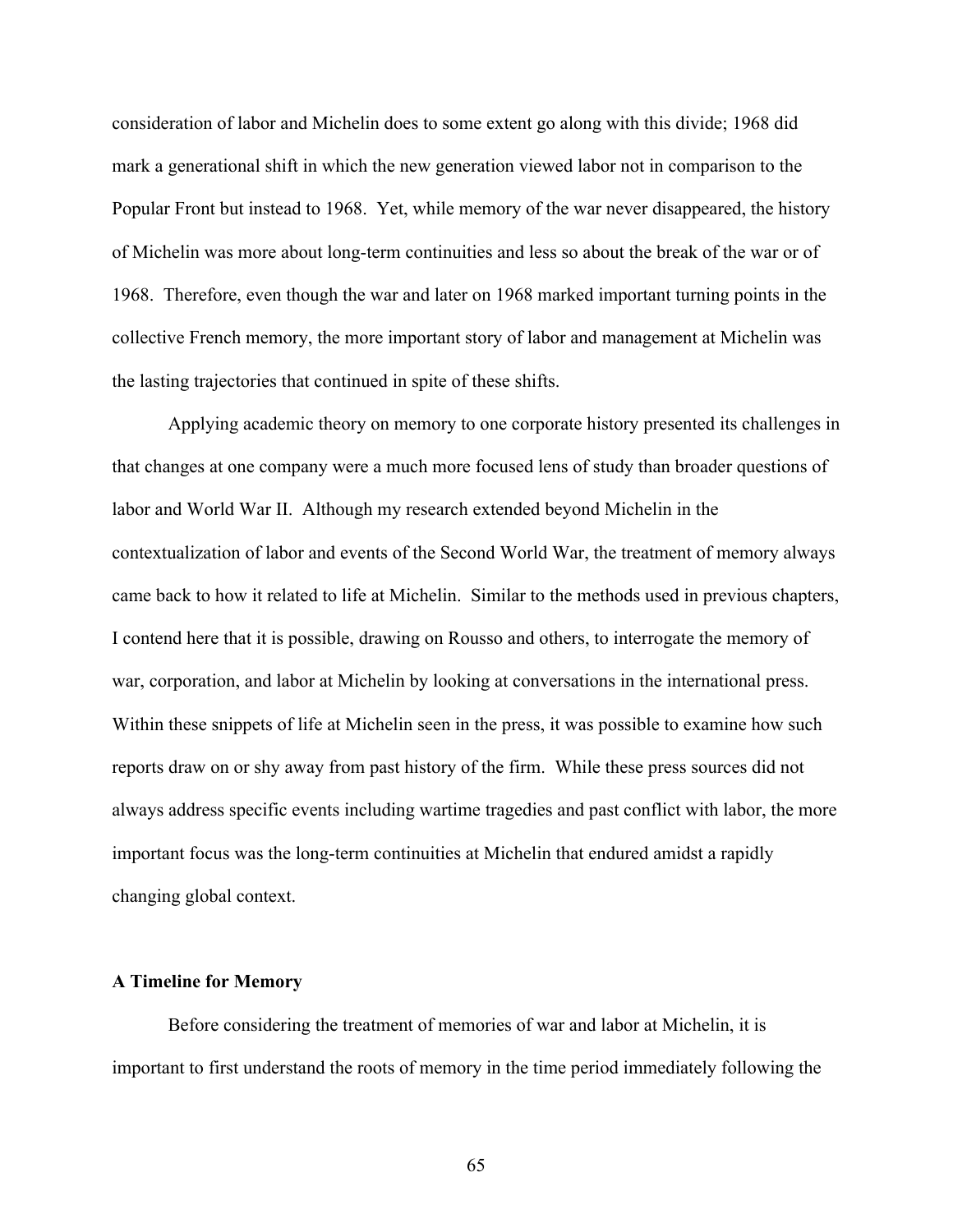consideration of labor and Michelin does to some extent go along with this divide; 1968 did mark a generational shift in which the new generation viewed labor not in comparison to the Popular Front but instead to 1968. Yet, while memory of the war never disappeared, the history of Michelin was more about long-term continuities and less so about the break of the war or of 1968. Therefore, even though the war and later on 1968 marked important turning points in the collective French memory, the more important story of labor and management at Michelin was the lasting trajectories that continued in spite of these shifts.

Applying academic theory on memory to one corporate history presented its challenges in that changes at one company were a much more focused lens of study than broader questions of labor and World War II. Although my research extended beyond Michelin in the contextualization of labor and events of the Second World War, the treatment of memory always came back to how it related to life at Michelin. Similar to the methods used in previous chapters, I contend here that it is possible, drawing on Rousso and others, to interrogate the memory of war, corporation, and labor at Michelin by looking at conversations in the international press. Within these snippets of life at Michelin seen in the press, it was possible to examine how such reports draw on or shy away from past history of the firm. While these press sources did not always address specific events including wartime tragedies and past conflict with labor, the more important focus was the long-term continuities at Michelin that endured amidst a rapidly changing global context.

### A Timeline for Memory

Before considering the treatment of memories of war and labor at Michelin, it is important to first understand the roots of memory in the time period immediately following the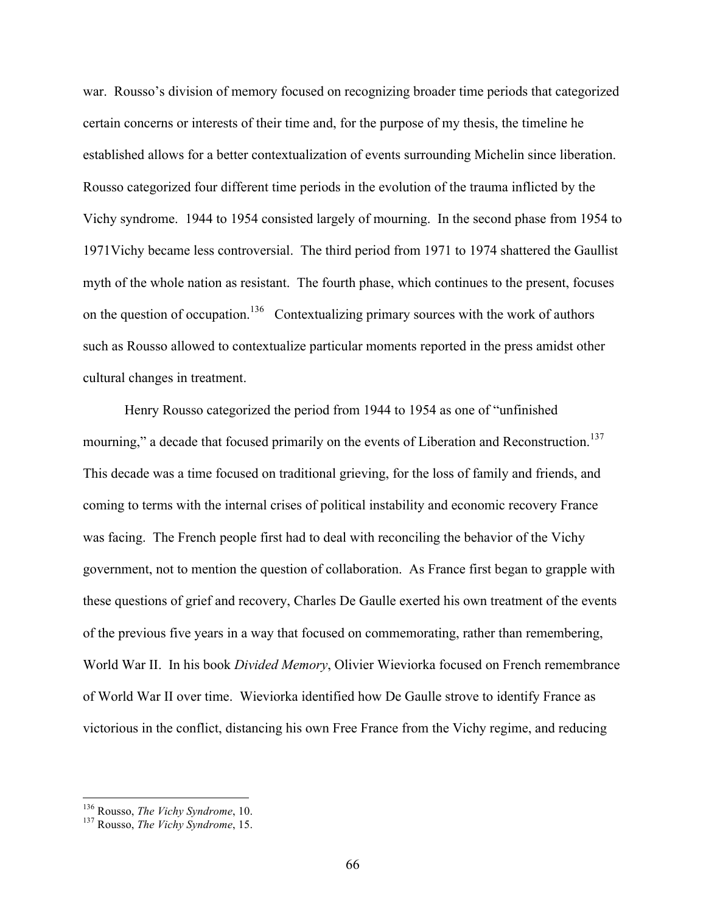war. Rousso's division of memory focused on recognizing broader time periods that categorized certain concerns or interests of their time and, for the purpose of my thesis, the timeline he established allows for a better contextualization of events surrounding Michelin since liberation. Rousso categorized four different time periods in the evolution of the trauma inflicted by the Vichy syndrome. 1944 to 1954 consisted largely of mourning. In the second phase from 1954 to 1971Vichy became less controversial. The third period from 1971 to 1974 shattered the Gaullist myth of the whole nation as resistant. The fourth phase, which continues to the present, focuses on the question of occupation.[136] Contextualizing primary sources with the work of authors such as Rousso allowed to contextualize particular moments reported in the press amidst other cultural changes in treatment.

Henry Rousso categorized the period from 1944 to 1954 as one of "unfinished mourning," a decade that focused primarily on the events of Liberation and Reconstruction.[137] This decade was a time focused on traditional grieving, for the loss of family and friends, and coming to terms with the internal crises of political instability and economic recovery France was facing. The French people first had to deal with reconciling the behavior of the Vichy government, not to mention the question of collaboration. As France first began to grapple with these questions of grief and recovery, Charles De Gaulle exerted his own treatment of the events of the previous five years in a way that focused on commemorating, rather than remembering, World War II. In his book *Divided Memory*, Olivier Wieviorka focused on French remembrance of World War II over time. Wieviorka identified how De Gaulle strove to identify France as victorious in the conflict, distancing his own Free France from the Vichy regime, and reducing

[136] Rousso, *The Vichy Syndrome*, 10.
[137] Rousso, *The Vichy Syndrome*, 15.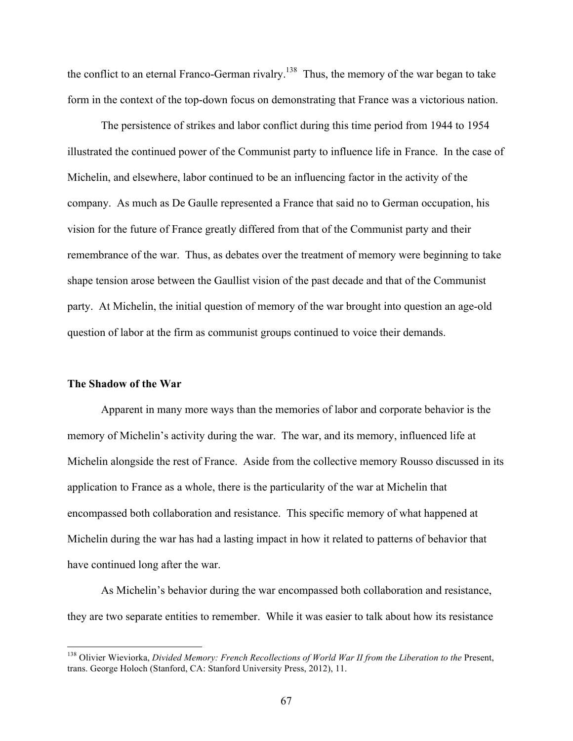the conflict to an eternal Franco-German rivalry.[138] Thus, the memory of the war began to take form in the context of the top-down focus on demonstrating that France was a victorious nation.

The persistence of strikes and labor conflict during this time period from 1944 to 1954 illustrated the continued power of the Communist party to influence life in France. In the case of Michelin, and elsewhere, labor continued to be an influencing factor in the activity of the company. As much as De Gaulle represented a France that said no to German occupation, his vision for the future of France greatly differed from that of the Communist party and their remembrance of the war. Thus, as debates over the treatment of memory were beginning to take shape tension arose between the Gaullist vision of the past decade and that of the Communist party. At Michelin, the initial question of memory of the war brought into question an age-old question of labor at the firm as communist groups continued to voice their demands.

**The Shadow of the War**

Apparent in many more ways than the memories of labor and corporate behavior is the memory of Michelin's activity during the war. The war, and its memory, influenced life at Michelin alongside the rest of France. Aside from the collective memory Rousso discussed in its application to France as a whole, there is the particularity of the war at Michelin that encompassed both collaboration and resistance. This specific memory of what happened at Michelin during the war has had a lasting impact in how it related to patterns of behavior that have continued long after the war.

As Michelin's behavior during the war encompassed both collaboration and resistance, they are two separate entities to remember. While it was easier to talk about how its resistance

[138] Olivier Wieviorka, *Divided Memory: French Recollections of World War II from the Liberation to the* Present, trans. George Holoch (Stanford, CA: Stanford University Press, 2012), 11.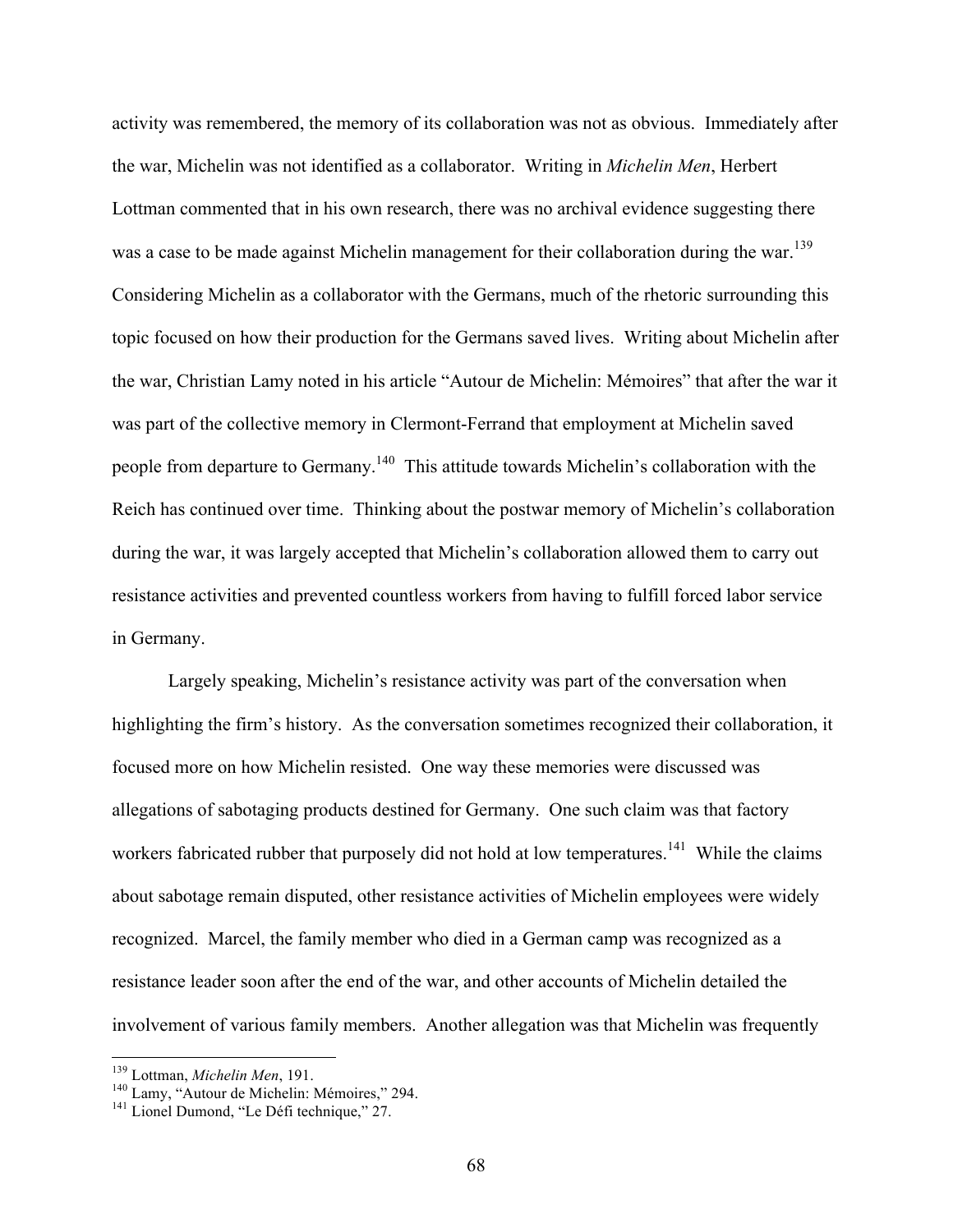activity was remembered, the memory of its collaboration was not as obvious. Immediately after the war, Michelin was not identified as a collaborator. Writing in *Michelin Men*, Herbert Lottman commented that in his own research, there was no archival evidence suggesting there was a case to be made against Michelin management for their collaboration during the war.[139] Considering Michelin as a collaborator with the Germans, much of the rhetoric surrounding this topic focused on how their production for the Germans saved lives. Writing about Michelin after the war, Christian Lamy noted in his article "Autour de Michelin: Mémoires" that after the war it was part of the collective memory in Clermont-Ferrand that employment at Michelin saved people from departure to Germany.[140] This attitude towards Michelin's collaboration with the Reich has continued over time. Thinking about the postwar memory of Michelin's collaboration during the war, it was largely accepted that Michelin's collaboration allowed them to carry out resistance activities and prevented countless workers from having to fulfill forced labor service in Germany.

Largely speaking, Michelin's resistance activity was part of the conversation when highlighting the firm's history. As the conversation sometimes recognized their collaboration, it focused more on how Michelin resisted. One way these memories were discussed was allegations of sabotaging products destined for Germany. One such claim was that factory workers fabricated rubber that purposely did not hold at low temperatures.[141] While the claims about sabotage remain disputed, other resistance activities of Michelin employees were widely recognized. Marcel, the family member who died in a German camp was recognized as a resistance leader soon after the end of the war, and other accounts of Michelin detailed the involvement of various family members. Another allegation was that Michelin was frequently

[139] Lottman, *Michelin Men*, 191.

[140] Lamy, "Autour de Michelin: Mémoires," 294.

[141] Lionel Dumond, "Le Défi technique," 27.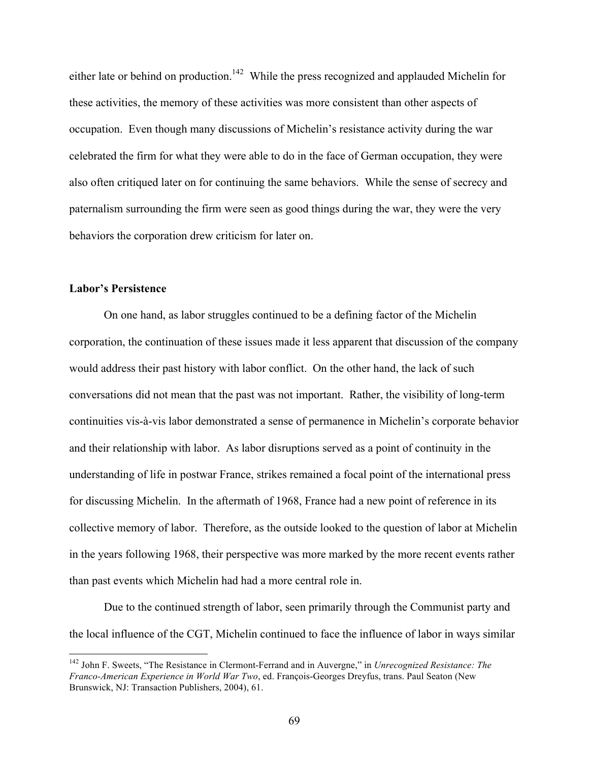either late or behind on production.[142] While the press recognized and applauded Michelin for these activities, the memory of these activities was more consistent than other aspects of occupation. Even though many discussions of Michelin's resistance activity during the war celebrated the firm for what they were able to do in the face of German occupation, they were also often critiqued later on for continuing the same behaviors. While the sense of secrecy and paternalism surrounding the firm were seen as good things during the war, they were the very behaviors the corporation drew criticism for later on.

**Labor's Persistence**

On one hand, as labor struggles continued to be a defining factor of the Michelin corporation, the continuation of these issues made it less apparent that discussion of the company would address their past history with labor conflict. On the other hand, the lack of such conversations did not mean that the past was not important. Rather, the visibility of long-term continuities vis-à-vis labor demonstrated a sense of permanence in Michelin's corporate behavior and their relationship with labor. As labor disruptions served as a point of continuity in the understanding of life in postwar France, strikes remained a focal point of the international press for discussing Michelin. In the aftermath of 1968, France had a new point of reference in its collective memory of labor. Therefore, as the outside looked to the question of labor at Michelin in the years following 1968, their perspective was more marked by the more recent events rather than past events which Michelin had had a more central role in.

Due to the continued strength of labor, seen primarily through the Communist party and the local influence of the CGT, Michelin continued to face the influence of labor in ways similar

---

[142] John F. Sweets, "The Resistance in Clermont-Ferrand and in Auvergne," in *Unrecognized Resistance: The Franco-American Experience in World War Two*, ed. François-Georges Dreyfus, trans. Paul Seaton (New Brunswick, NJ: Transaction Publishers, 2004), 61.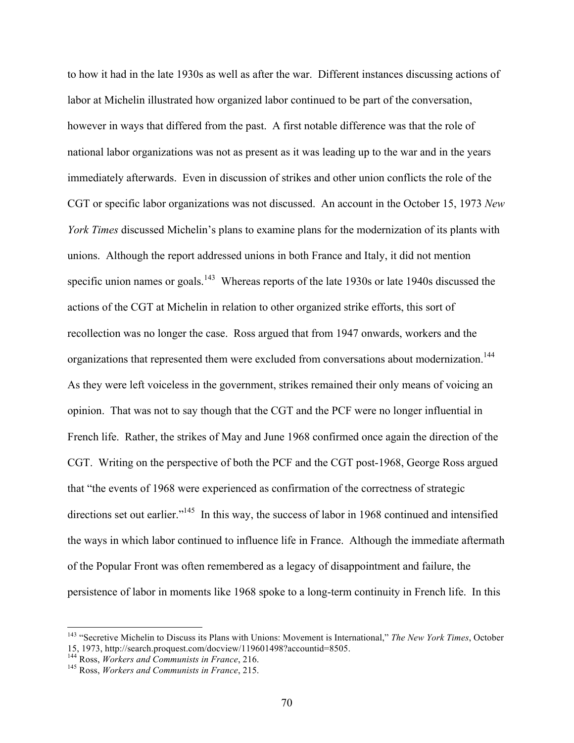to how it had in the late 1930s as well as after the war. Different instances discussing actions of labor at Michelin illustrated how organized labor continued to be part of the conversation, however in ways that differed from the past. A first notable difference was that the role of national labor organizations was not as present as it was leading up to the war and in the years immediately afterwards. Even in discussion of strikes and other union conflicts the role of the CGT or specific labor organizations was not discussed. An account in the October 15, 1973 *New York Times* discussed Michelin's plans to examine plans for the modernization of its plants with unions. Although the report addressed unions in both France and Italy, it did not mention specific union names or goals.[143] Whereas reports of the late 1930s or late 1940s discussed the actions of the CGT at Michelin in relation to other organized strike efforts, this sort of recollection was no longer the case. Ross argued that from 1947 onwards, workers and the organizations that represented them were excluded from conversations about modernization.[144] As they were left voiceless in the government, strikes remained their only means of voicing an opinion. That was not to say though that the CGT and the PCF were no longer influential in French life. Rather, the strikes of May and June 1968 confirmed once again the direction of the CGT. Writing on the perspective of both the PCF and the CGT post-1968, George Ross argued that "the events of 1968 were experienced as confirmation of the correctness of strategic directions set out earlier."[145] In this way, the success of labor in 1968 continued and intensified the ways in which labor continued to influence life in France. Although the immediate aftermath of the Popular Front was often remembered as a legacy of disappointment and failure, the persistence of labor in moments like 1968 spoke to a long-term continuity in French life. In this

---

[143] "Secretive Michelin to Discuss its Plans with Unions: Movement is International," *The New York Times*, October 15, 1973, http://search.proquest.com/docview/119601498?accountid=8505.

[144] Ross, *Workers and Communists in France*, 216.

[145] Ross, *Workers and Communists in France*, 215.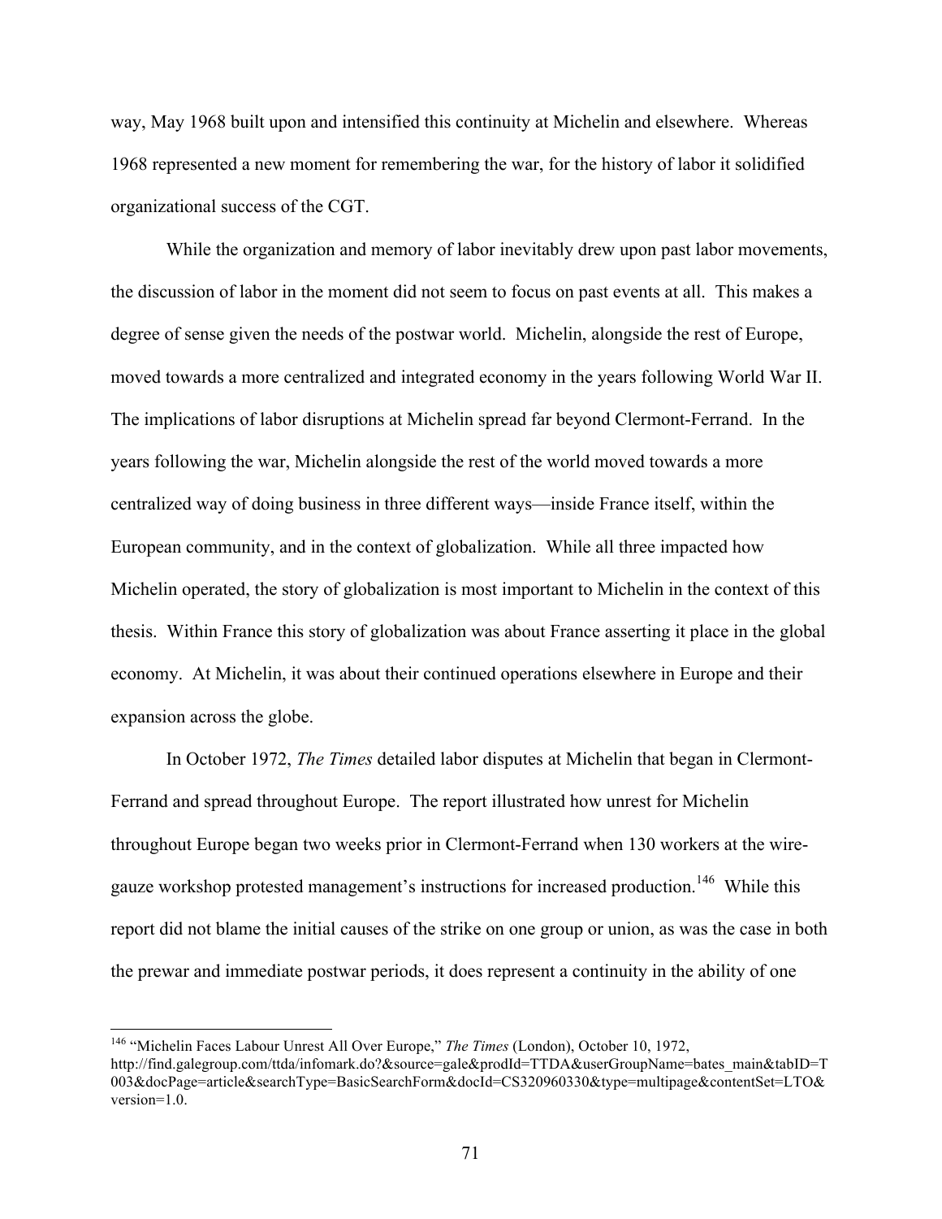way, May 1968 built upon and intensified this continuity at Michelin and elsewhere. Whereas 1968 represented a new moment for remembering the war, for the history of labor it solidified organizational success of the CGT.

While the organization and memory of labor inevitably drew upon past labor movements, the discussion of labor in the moment did not seem to focus on past events at all. This makes a degree of sense given the needs of the postwar world. Michelin, alongside the rest of Europe, moved towards a more centralized and integrated economy in the years following World War II. The implications of labor disruptions at Michelin spread far beyond Clermont-Ferrand. In the years following the war, Michelin alongside the rest of the world moved towards a more centralized way of doing business in three different ways—inside France itself, within the European community, and in the context of globalization. While all three impacted how Michelin operated, the story of globalization is most important to Michelin in the context of this thesis. Within France this story of globalization was about France asserting it place in the global economy. At Michelin, it was about their continued operations elsewhere in Europe and their expansion across the globe.

In October 1972, *The Times* detailed labor disputes at Michelin that began in Clermont-Ferrand and spread throughout Europe. The report illustrated how unrest for Michelin throughout Europe began two weeks prior in Clermont-Ferrand when 130 workers at the wire-gauze workshop protested management's instructions for increased production.[146] While this report did not blame the initial causes of the strike on one group or union, as was the case in both the prewar and immediate postwar periods, it does represent a continuity in the ability of one

---

[146] "Michelin Faces Labour Unrest All Over Europe," *The Times* (London), October 10, 1972, http://find.galegroup.com/ttda/infomark.do?&source=gale&prodId=TTDA&userGroupName=bates_main&tabID=T003&docPage=article&searchType=BasicSearchForm&docId=CS320960330&type=multipage&contentSet=LTO&version=1.0.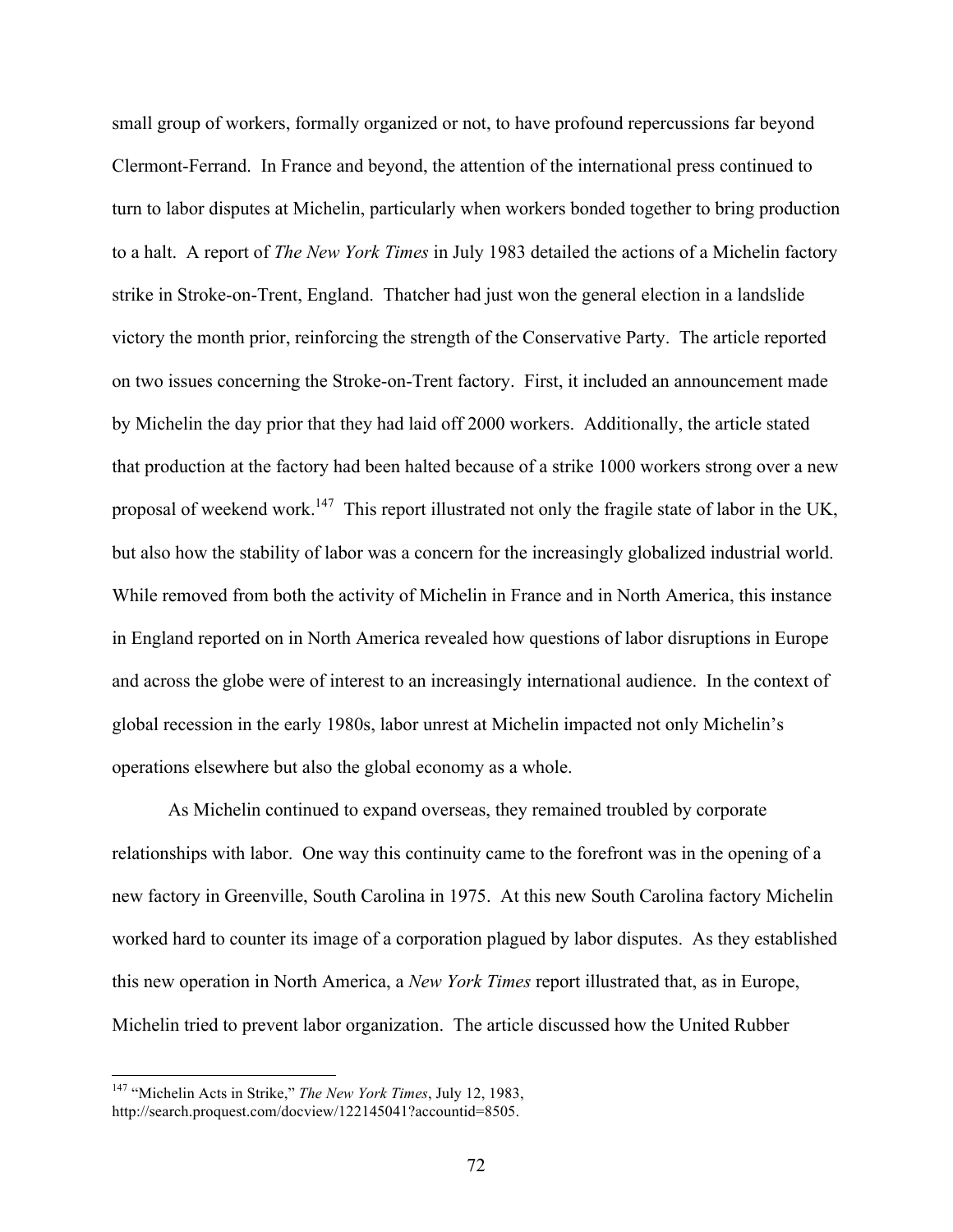small group of workers, formally organized or not, to have profound repercussions far beyond Clermont-Ferrand. In France and beyond, the attention of the international press continued to turn to labor disputes at Michelin, particularly when workers bonded together to bring production to a halt. A report of *The New York Times* in July 1983 detailed the actions of a Michelin factory strike in Stroke-on-Trent, England. Thatcher had just won the general election in a landslide victory the month prior, reinforcing the strength of the Conservative Party. The article reported on two issues concerning the Stroke-on-Trent factory. First, it included an announcement made by Michelin the day prior that they had laid off 2000 workers. Additionally, the article stated that production at the factory had been halted because of a strike 1000 workers strong over a new proposal of weekend work.[147] This report illustrated not only the fragile state of labor in the UK, but also how the stability of labor was a concern for the increasingly globalized industrial world. While removed from both the activity of Michelin in France and in North America, this instance in England reported on in North America revealed how questions of labor disruptions in Europe and across the globe were of interest to an increasingly international audience. In the context of global recession in the early 1980s, labor unrest at Michelin impacted not only Michelin's operations elsewhere but also the global economy as a whole.

As Michelin continued to expand overseas, they remained troubled by corporate relationships with labor. One way this continuity came to the forefront was in the opening of a new factory in Greenville, South Carolina in 1975. At this new South Carolina factory Michelin worked hard to counter its image of a corporation plagued by labor disputes. As they established this new operation in North America, a *New York Times* report illustrated that, as in Europe, Michelin tried to prevent labor organization. The article discussed how the United Rubber

---

[147] "Michelin Acts in Strike," *The New York Times*, July 12, 1983, http://search.proquest.com/docview/122145041?accountid=8505.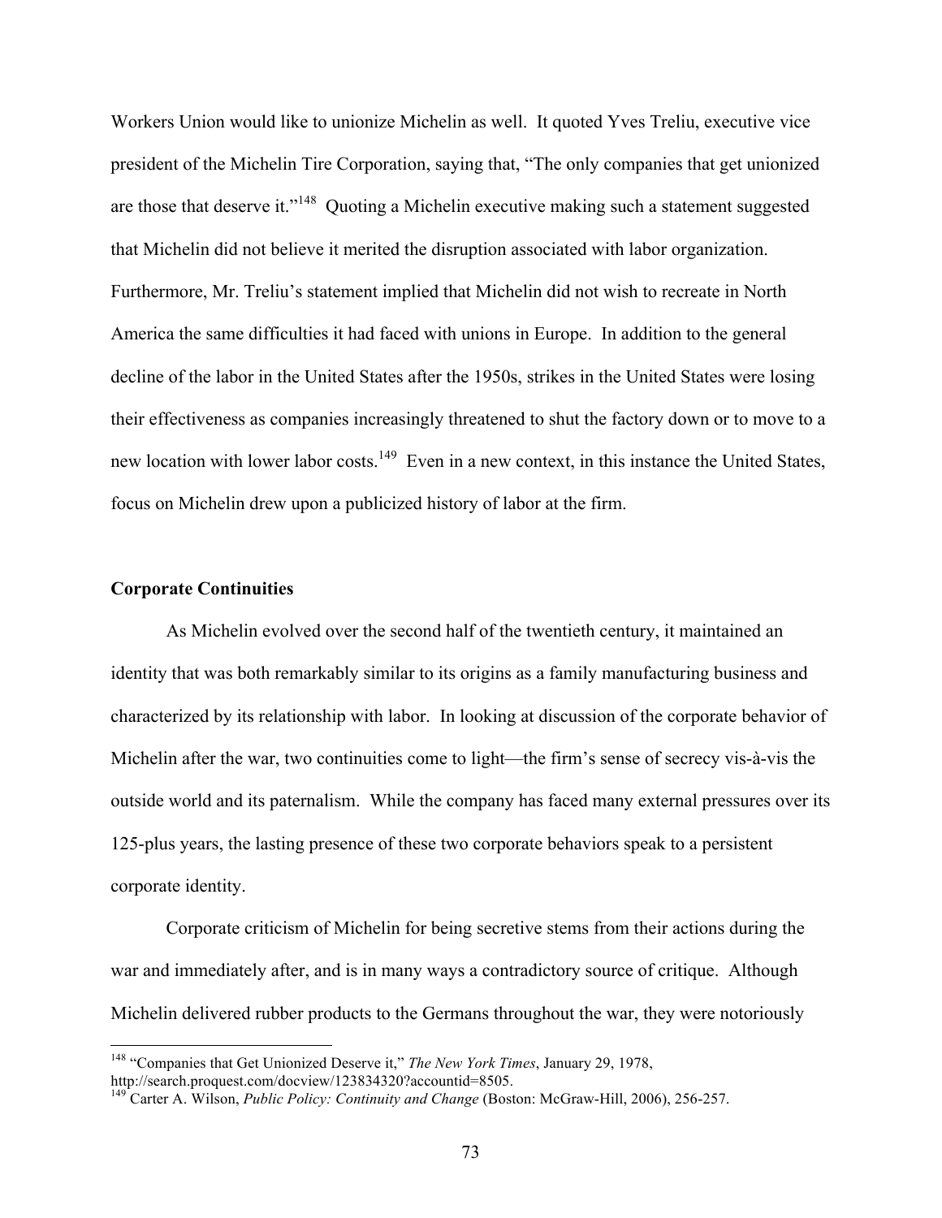Workers Union would like to unionize Michelin as well. It quoted Yves Treliu, executive vice president of the Michelin Tire Corporation, saying that, "The only companies that get unionized are those that deserve it."[148] Quoting a Michelin executive making such a statement suggested that Michelin did not believe it merited the disruption associated with labor organization. Furthermore, Mr. Treliu's statement implied that Michelin did not wish to recreate in North America the same difficulties it had faced with unions in Europe. In addition to the general decline of the labor in the United States after the 1950s, strikes in the United States were losing their effectiveness as companies increasingly threatened to shut the factory down or to move to a new location with lower labor costs.[149] Even in a new context, in this instance the United States, focus on Michelin drew upon a publicized history of labor at the firm.

**Corporate Continuities**

As Michelin evolved over the second half of the twentieth century, it maintained an identity that was both remarkably similar to its origins as a family manufacturing business and characterized by its relationship with labor. In looking at discussion of the corporate behavior of Michelin after the war, two continuities come to light—the firm's sense of secrecy vis-à-vis the outside world and its paternalism. While the company has faced many external pressures over its 125-plus years, the lasting presence of these two corporate behaviors speak to a persistent corporate identity.

Corporate criticism of Michelin for being secretive stems from their actions during the war and immediately after, and is in many ways a contradictory source of critique. Although Michelin delivered rubber products to the Germans throughout the war, they were notoriously

---

[148] "Companies that Get Unionized Deserve it," *The New York Times*, January 29, 1978, http://search.proquest.com/docview/123834320?accountid=8505.

[149] Carter A. Wilson, *Public Policy: Continuity and Change* (Boston: McGraw-Hill, 2006), 256-257.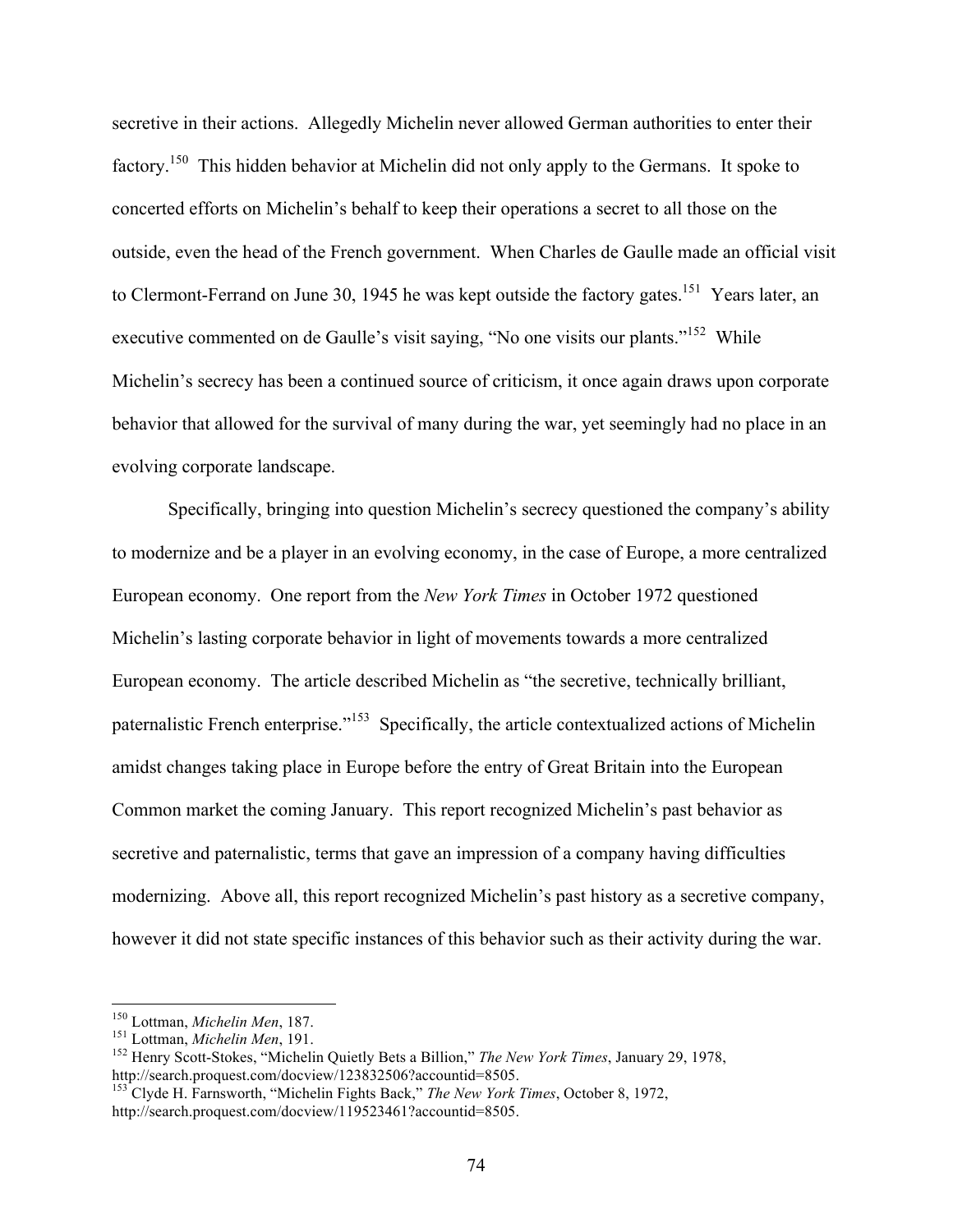secretive in their actions. Allegedly Michelin never allowed German authorities to enter their factory.[150] This hidden behavior at Michelin did not only apply to the Germans. It spoke to concerted efforts on Michelin's behalf to keep their operations a secret to all those on the outside, even the head of the French government. When Charles de Gaulle made an official visit to Clermont-Ferrand on June 30, 1945 he was kept outside the factory gates.[151] Years later, an executive commented on de Gaulle's visit saying, "No one visits our plants."[152] While Michelin's secrecy has been a continued source of criticism, it once again draws upon corporate behavior that allowed for the survival of many during the war, yet seemingly had no place in an evolving corporate landscape.

Specifically, bringing into question Michelin's secrecy questioned the company's ability to modernize and be a player in an evolving economy, in the case of Europe, a more centralized European economy. One report from the *New York Times* in October 1972 questioned Michelin's lasting corporate behavior in light of movements towards a more centralized European economy. The article described Michelin as "the secretive, technically brilliant, paternalistic French enterprise."[153] Specifically, the article contextualized actions of Michelin amidst changes taking place in Europe before the entry of Great Britain into the European Common market the coming January. This report recognized Michelin's past behavior as secretive and paternalistic, terms that gave an impression of a company having difficulties modernizing. Above all, this report recognized Michelin's past history as a secretive company, however it did not state specific instances of this behavior such as their activity during the war.

---

[150] Lottman, *Michelin Men*, 187.

[151] Lottman, *Michelin Men*, 191.

[152] Henry Scott-Stokes, "Michelin Quietly Bets a Billion," *The New York Times*, January 29, 1978, http://search.proquest.com/docview/123832506?accountid=8505.

[153] Clyde H. Farnsworth, "Michelin Fights Back," *The New York Times*, October 8, 1972, http://search.proquest.com/docview/119523461?accountid=8505.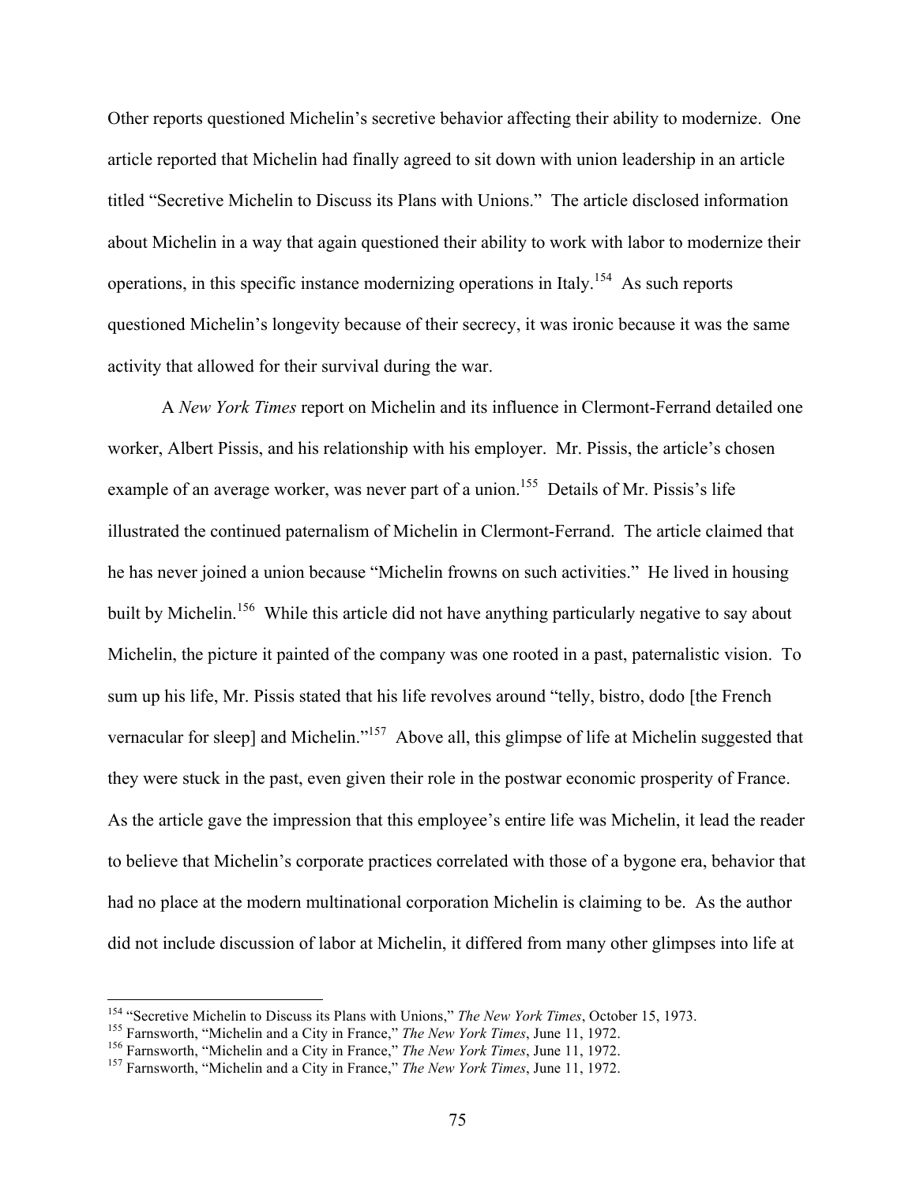Other reports questioned Michelin's secretive behavior affecting their ability to modernize. One article reported that Michelin had finally agreed to sit down with union leadership in an article titled "Secretive Michelin to Discuss its Plans with Unions." The article disclosed information about Michelin in a way that again questioned their ability to work with labor to modernize their operations, in this specific instance modernizing operations in Italy.[154] As such reports questioned Michelin's longevity because of their secrecy, it was ironic because it was the same activity that allowed for their survival during the war.

A *New York Times* report on Michelin and its influence in Clermont-Ferrand detailed one worker, Albert Pissis, and his relationship with his employer. Mr. Pissis, the article's chosen example of an average worker, was never part of a union.[155] Details of Mr. Pissis's life illustrated the continued paternalism of Michelin in Clermont-Ferrand. The article claimed that he has never joined a union because "Michelin frowns on such activities." He lived in housing built by Michelin.[156] While this article did not have anything particularly negative to say about Michelin, the picture it painted of the company was one rooted in a past, paternalistic vision. To sum up his life, Mr. Pissis stated that his life revolves around "telly, bistro, dodo [the French vernacular for sleep] and Michelin."[157] Above all, this glimpse of life at Michelin suggested that they were stuck in the past, even given their role in the postwar economic prosperity of France. As the article gave the impression that this employee's entire life was Michelin, it lead the reader to believe that Michelin's corporate practices correlated with those of a bygone era, behavior that had no place at the modern multinational corporation Michelin is claiming to be. As the author did not include discussion of labor at Michelin, it differed from many other glimpses into life at

---

[154] "Secretive Michelin to Discuss its Plans with Unions," *The New York Times*, October 15, 1973.

[155] Farnsworth, "Michelin and a City in France," *The New York Times*, June 11, 1972.

[156] Farnsworth, "Michelin and a City in France," *The New York Times*, June 11, 1972.

[157] Farnsworth, "Michelin and a City in France," *The New York Times*, June 11, 1972.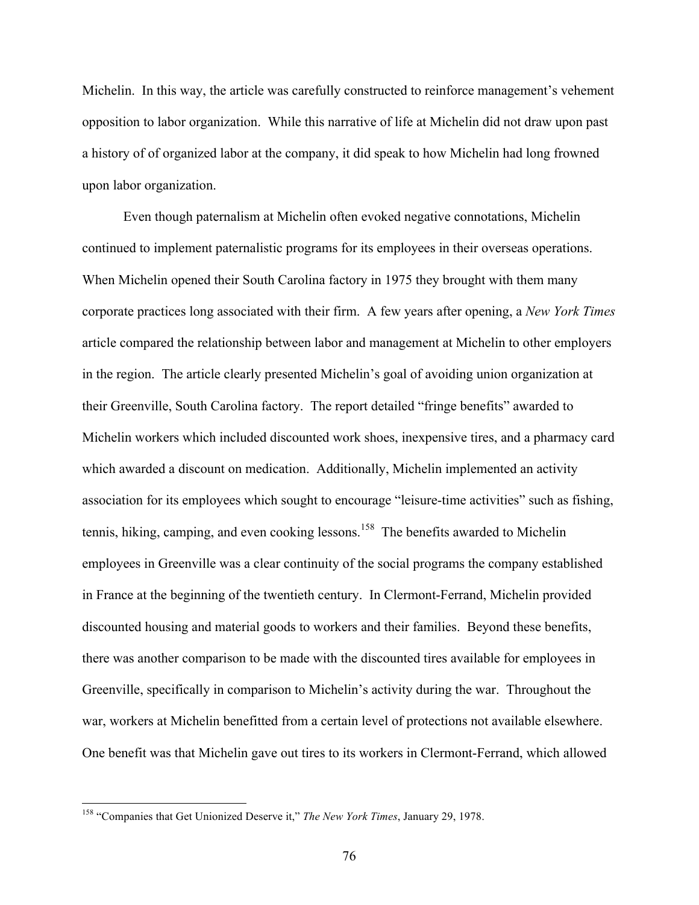Michelin. In this way, the article was carefully constructed to reinforce management's vehement opposition to labor organization. While this narrative of life at Michelin did not draw upon past a history of of organized labor at the company, it did speak to how Michelin had long frowned upon labor organization.

Even though paternalism at Michelin often evoked negative connotations, Michelin continued to implement paternalistic programs for its employees in their overseas operations. When Michelin opened their South Carolina factory in 1975 they brought with them many corporate practices long associated with their firm. A few years after opening, a *New York Times* article compared the relationship between labor and management at Michelin to other employers in the region. The article clearly presented Michelin's goal of avoiding union organization at their Greenville, South Carolina factory. The report detailed "fringe benefits" awarded to Michelin workers which included discounted work shoes, inexpensive tires, and a pharmacy card which awarded a discount on medication. Additionally, Michelin implemented an activity association for its employees which sought to encourage "leisure-time activities" such as fishing, tennis, hiking, camping, and even cooking lessons.[158] The benefits awarded to Michelin employees in Greenville was a clear continuity of the social programs the company established in France at the beginning of the twentieth century. In Clermont-Ferrand, Michelin provided discounted housing and material goods to workers and their families. Beyond these benefits, there was another comparison to be made with the discounted tires available for employees in Greenville, specifically in comparison to Michelin's activity during the war. Throughout the war, workers at Michelin benefitted from a certain level of protections not available elsewhere. One benefit was that Michelin gave out tires to its workers in Clermont-Ferrand, which allowed

[158] "Companies that Get Unionized Deserve it," *The New York Times*, January 29, 1978.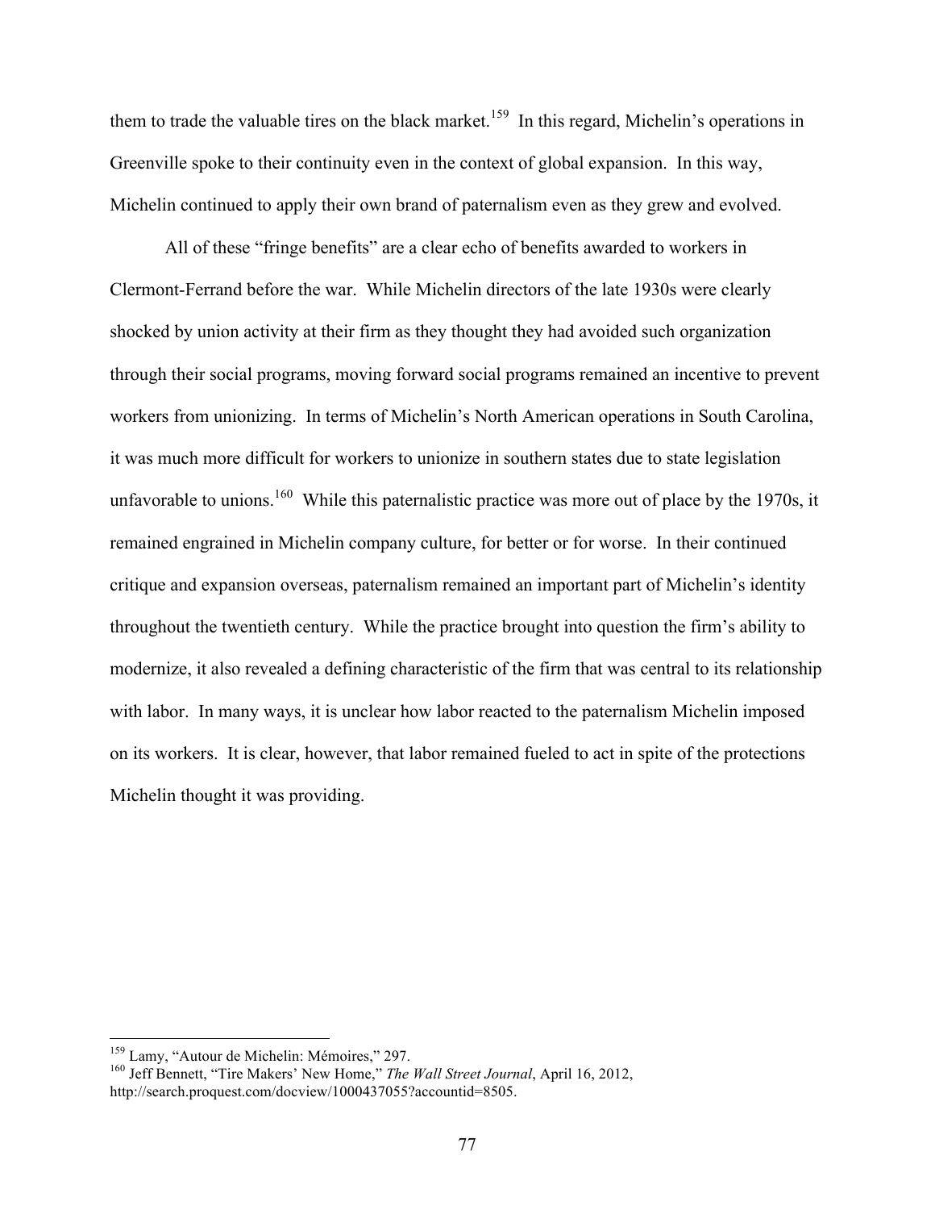them to trade the valuable tires on the black market.[159] In this regard, Michelin's operations in Greenville spoke to their continuity even in the context of global expansion. In this way, Michelin continued to apply their own brand of paternalism even as they grew and evolved.

All of these "fringe benefits" are a clear echo of benefits awarded to workers in Clermont-Ferrand before the war. While Michelin directors of the late 1930s were clearly shocked by union activity at their firm as they thought they had avoided such organization through their social programs, moving forward social programs remained an incentive to prevent workers from unionizing. In terms of Michelin's North American operations in South Carolina, it was much more difficult for workers to unionize in southern states due to state legislation unfavorable to unions.[160] While this paternalistic practice was more out of place by the 1970s, it remained engrained in Michelin company culture, for better or for worse. In their continued critique and expansion overseas, paternalism remained an important part of Michelin's identity throughout the twentieth century. While the practice brought into question the firm's ability to modernize, it also revealed a defining characteristic of the firm that was central to its relationship with labor. In many ways, it is unclear how labor reacted to the paternalism Michelin imposed on its workers. It is clear, however, that labor remained fueled to act in spite of the protections Michelin thought it was providing.

---

[159] Lamy, "Autour de Michelin: Mémoires," 297.

[160] Jeff Bennett, "Tire Makers' New Home," *The Wall Street Journal*, April 16, 2012, http://search.proquest.com/docview/1000437055?accountid=8505.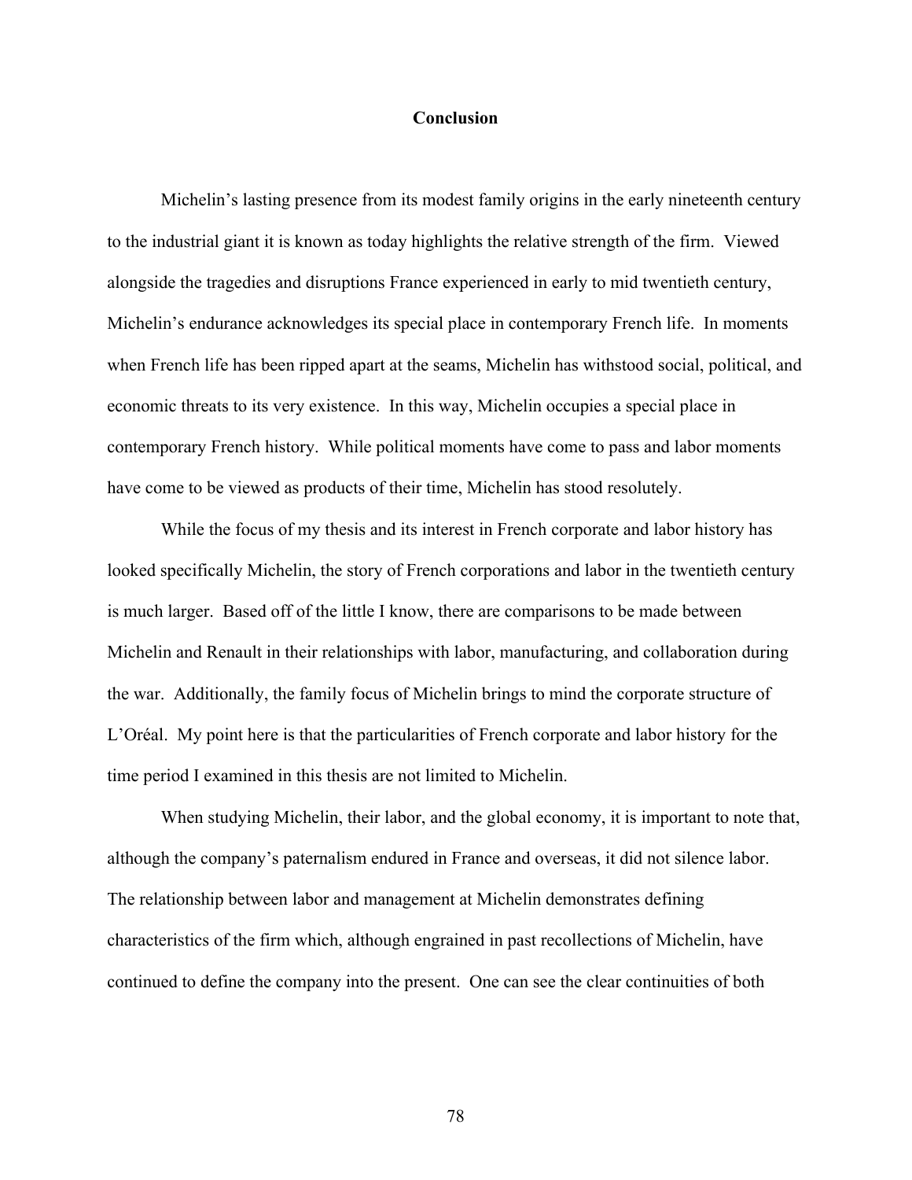## Conclusion

Michelin's lasting presence from its modest family origins in the early nineteenth century to the industrial giant it is known as today highlights the relative strength of the firm. Viewed alongside the tragedies and disruptions France experienced in early to mid twentieth century, Michelin's endurance acknowledges its special place in contemporary French life. In moments when French life has been ripped apart at the seams, Michelin has withstood social, political, and economic threats to its very existence. In this way, Michelin occupies a special place in contemporary French history. While political moments have come to pass and labor moments have come to be viewed as products of their time, Michelin has stood resolutely.

While the focus of my thesis and its interest in French corporate and labor history has looked specifically Michelin, the story of French corporations and labor in the twentieth century is much larger. Based off of the little I know, there are comparisons to be made between Michelin and Renault in their relationships with labor, manufacturing, and collaboration during the war. Additionally, the family focus of Michelin brings to mind the corporate structure of L'Oréal. My point here is that the particularities of French corporate and labor history for the time period I examined in this thesis are not limited to Michelin.

When studying Michelin, their labor, and the global economy, it is important to note that, although the company's paternalism endured in France and overseas, it did not silence labor. The relationship between labor and management at Michelin demonstrates defining characteristics of the firm which, although engrained in past recollections of Michelin, have continued to define the company into the present. One can see the clear continuities of both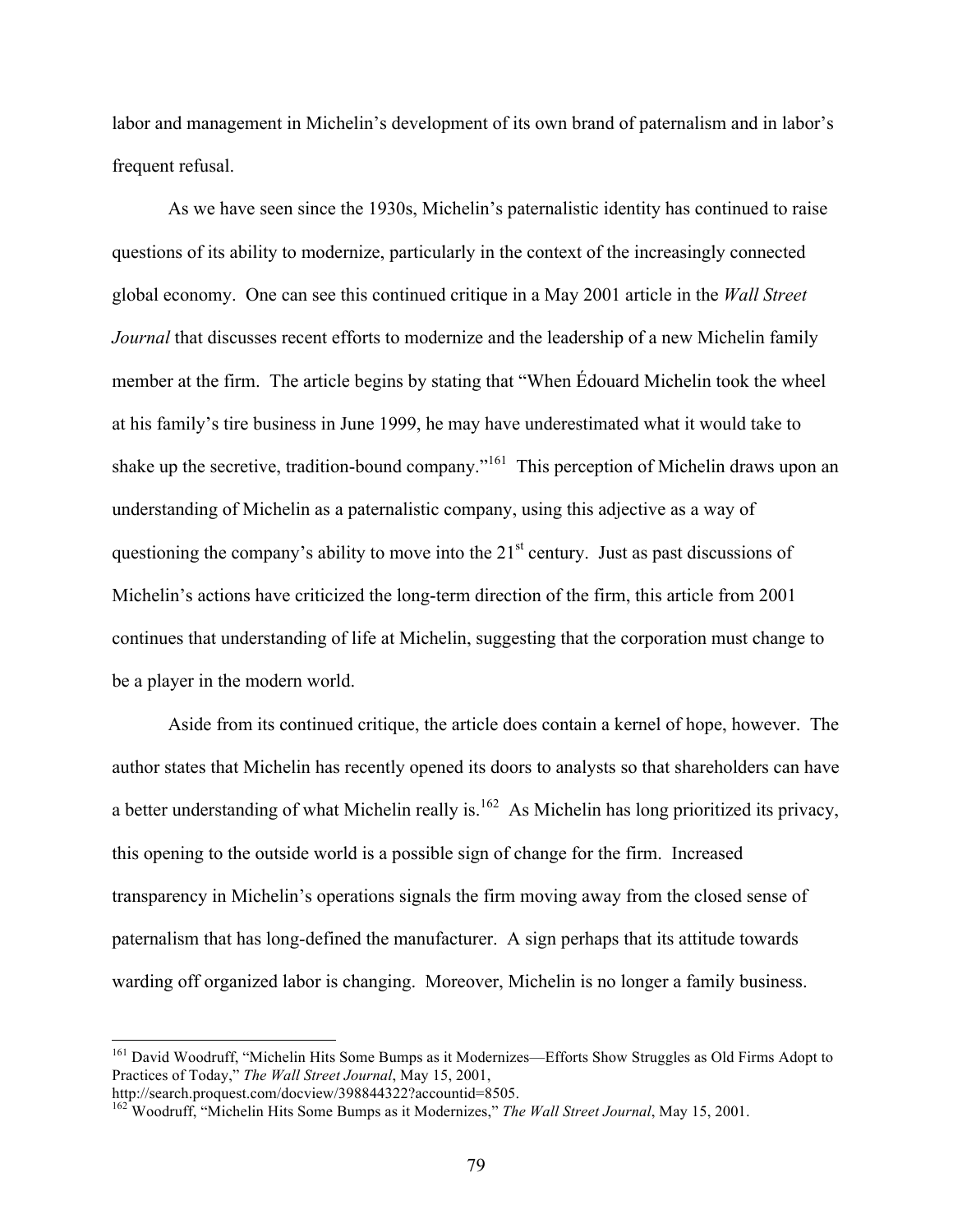labor and management in Michelin's development of its own brand of paternalism and in labor's frequent refusal.

As we have seen since the 1930s, Michelin's paternalistic identity has continued to raise questions of its ability to modernize, particularly in the context of the increasingly connected global economy. One can see this continued critique in a May 2001 article in the *Wall Street Journal* that discusses recent efforts to modernize and the leadership of a new Michelin family member at the firm. The article begins by stating that "When Édouard Michelin took the wheel at his family's tire business in June 1999, he may have underestimated what it would take to shake up the secretive, tradition-bound company."[161] This perception of Michelin draws upon an understanding of Michelin as a paternalistic company, using this adjective as a way of questioning the company's ability to move into the 21st century. Just as past discussions of Michelin's actions have criticized the long-term direction of the firm, this article from 2001 continues that understanding of life at Michelin, suggesting that the corporation must change to be a player in the modern world.

Aside from its continued critique, the article does contain a kernel of hope, however. The author states that Michelin has recently opened its doors to analysts so that shareholders can have a better understanding of what Michelin really is.[162] As Michelin has long prioritized its privacy, this opening to the outside world is a possible sign of change for the firm. Increased transparency in Michelin's operations signals the firm moving away from the closed sense of paternalism that has long-defined the manufacturer. A sign perhaps that its attitude towards warding off organized labor is changing. Moreover, Michelin is no longer a family business.

---

[161] David Woodruff, "Michelin Hits Some Bumps as it Modernizes—Efforts Show Struggles as Old Firms Adopt to Practices of Today," *The Wall Street Journal*, May 15, 2001, http://search.proquest.com/docview/398844322?accountid=8505.

[162] Woodruff, "Michelin Hits Some Bumps as it Modernizes," *The Wall Street Journal*, May 15, 2001.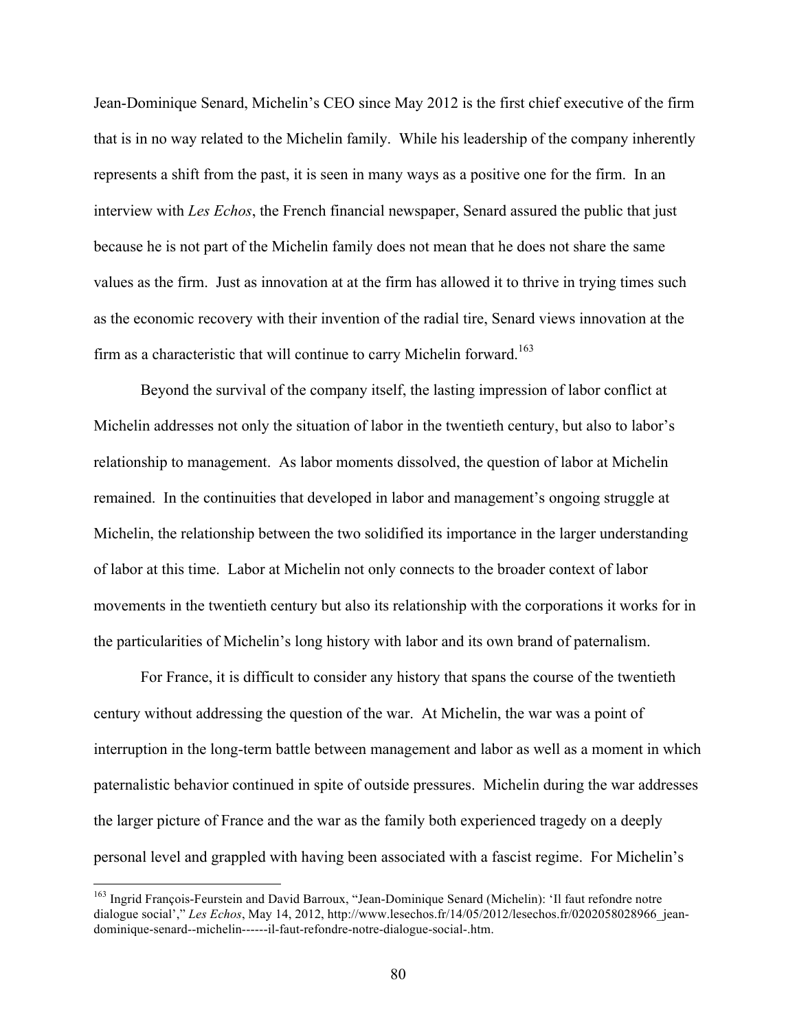Jean-Dominique Senard, Michelin's CEO since May 2012 is the first chief executive of the firm that is in no way related to the Michelin family. While his leadership of the company inherently represents a shift from the past, it is seen in many ways as a positive one for the firm. In an interview with *Les Echos*, the French financial newspaper, Senard assured the public that just because he is not part of the Michelin family does not mean that he does not share the same values as the firm. Just as innovation at at the firm has allowed it to thrive in trying times such as the economic recovery with their invention of the radial tire, Senard views innovation at the firm as a characteristic that will continue to carry Michelin forward.[163]

Beyond the survival of the company itself, the lasting impression of labor conflict at Michelin addresses not only the situation of labor in the twentieth century, but also to labor's relationship to management. As labor moments dissolved, the question of labor at Michelin remained. In the continuities that developed in labor and management's ongoing struggle at Michelin, the relationship between the two solidified its importance in the larger understanding of labor at this time. Labor at Michelin not only connects to the broader context of labor movements in the twentieth century but also its relationship with the corporations it works for in the particularities of Michelin's long history with labor and its own brand of paternalism.

For France, it is difficult to consider any history that spans the course of the twentieth century without addressing the question of the war. At Michelin, the war was a point of interruption in the long-term battle between management and labor as well as a moment in which paternalistic behavior continued in spite of outside pressures. Michelin during the war addresses the larger picture of France and the war as the family both experienced tragedy on a deeply personal level and grappled with having been associated with a fascist regime. For Michelin's

[163] Ingrid François-Feurstein and David Barroux, "Jean-Dominique Senard (Michelin): 'Il faut refondre notre dialogue social'," *Les Echos*, May 14, 2012, http://www.lesechos.fr/14/05/2012/lesechos.fr/0202058028966_jean-dominique-senard--michelin------il-faut-refondre-notre-dialogue-social-.htm.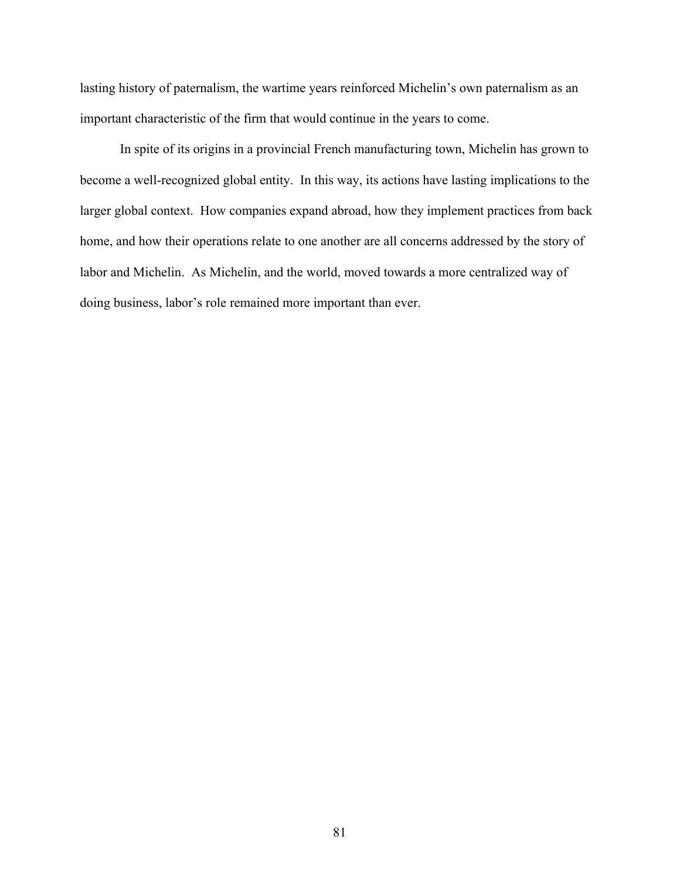lasting history of paternalism, the wartime years reinforced Michelin's own paternalism as an important characteristic of the firm that would continue in the years to come.

In spite of its origins in a provincial French manufacturing town, Michelin has grown to become a well-recognized global entity. In this way, its actions have lasting implications to the larger global context. How companies expand abroad, how they implement practices from back home, and how their operations relate to one another are all concerns addressed by the story of labor and Michelin. As Michelin, and the world, moved towards a more centralized way of doing business, labor's role remained more important than ever.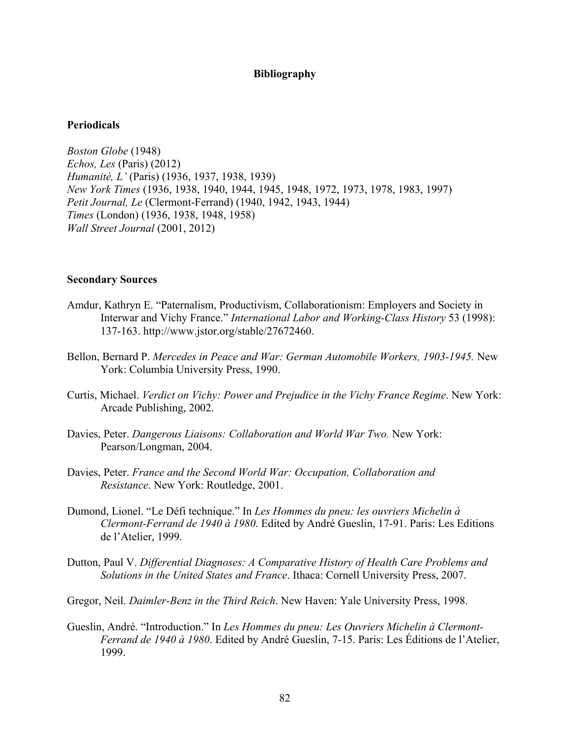# Bibliography

## Periodicals

*Boston Globe* (1948)
*Echos, Les* (Paris) (2012)
*Humanité, L'* (Paris) (1936, 1937, 1938, 1939)
*New York Times* (1936, 1938, 1940, 1944, 1945, 1948, 1972, 1973, 1978, 1983, 1997)
*Petit Journal, Le* (Clermont-Ferrand) (1940, 1942, 1943, 1944)
*Times* (London) (1936, 1938, 1948, 1958)
*Wall Street Journal* (2001, 2012)

## Secondary Sources

Amdur, Kathryn E. "Paternalism, Productivism, Collaborationism: Employers and Society in Interwar and Vichy France." *International Labor and Working-Class History* 53 (1998): 137-163. http://www.jstor.org/stable/27672460.

Bellon, Bernard P. *Mercedes in Peace and War: German Automobile Workers, 1903-1945.* New York: Columbia University Press, 1990.

Curtis, Michael. *Verdict on Vichy: Power and Prejudice in the Vichy France Regime*. New York: Arcade Publishing, 2002.

Davies, Peter. *Dangerous Liaisons: Collaboration and World War Two.* New York: Pearson/Longman, 2004.

Davies, Peter. *France and the Second World War: Occupation, Collaboration and Resistance*. New York: Routledge, 2001.

Dumond, Lionel. "Le Défi technique." In *Les Hommes du pneu: les ouvriers Michelin à Clermont-Ferrand de 1940 à 1980*. Edited by André Gueslin, 17-91. Paris: Les Editions de l'Atelier, 1999.

Dutton, Paul V. *Differential Diagnoses: A Comparative History of Health Care Problems and Solutions in the United States and France*. Ithaca: Cornell University Press, 2007.

Gregor, Neil. *Daimler-Benz in the Third Reich*. New Haven: Yale University Press, 1998.

Gueslin, André. "Introduction." In *Les Hommes du pneu: Les Ouvriers Michelin à Clermont-Ferrand de 1940 à 1980*. Edited by André Gueslin, 7-15. Paris: Les Éditions de l'Atelier, 1999.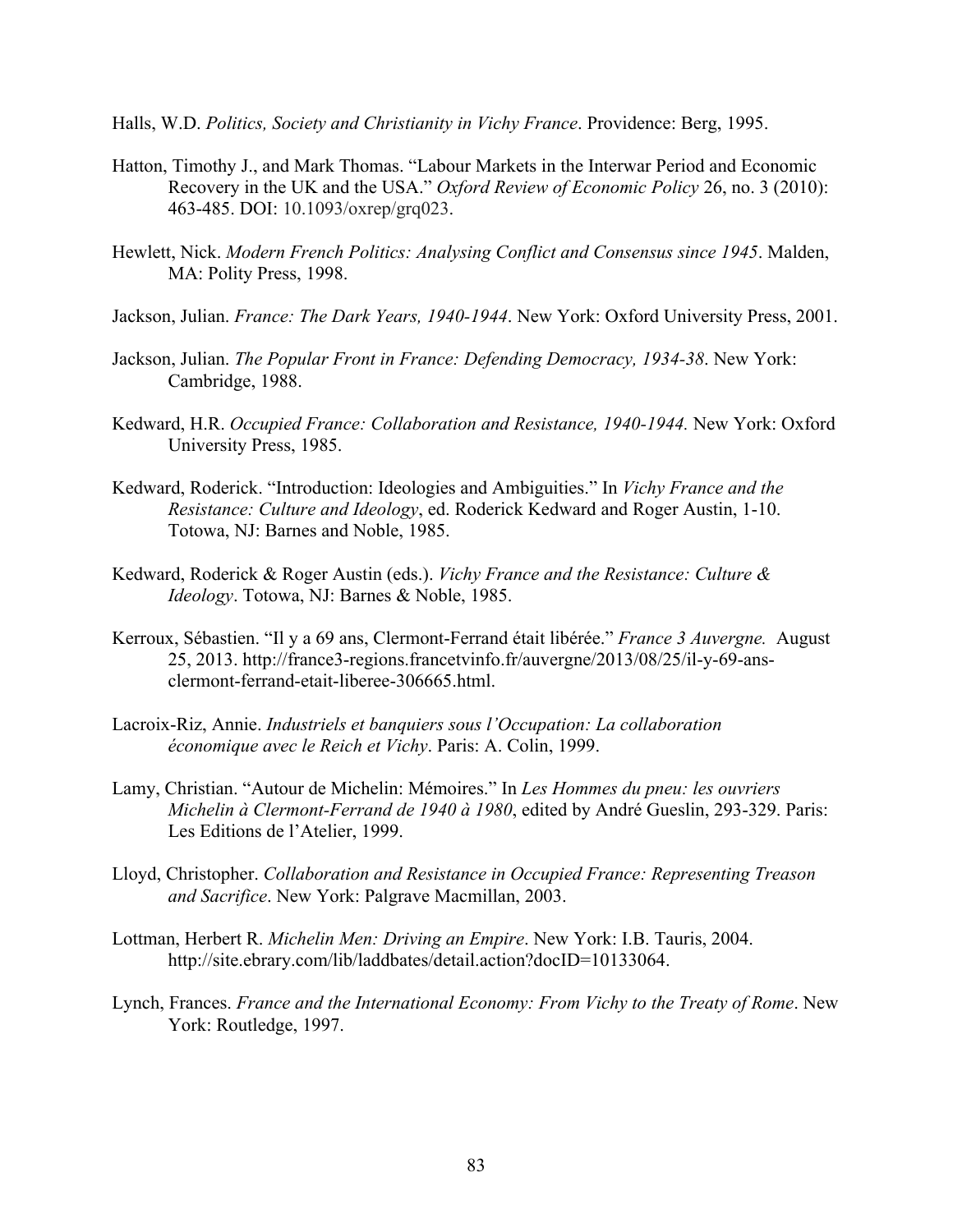Halls, W.D. *Politics, Society and Christianity in Vichy France*. Providence: Berg, 1995.

Hatton, Timothy J., and Mark Thomas. "Labour Markets in the Interwar Period and Economic Recovery in the UK and the USA." *Oxford Review of Economic Policy* 26, no. 3 (2010): 463-485. DOI: 10.1093/oxrep/grq023.

Hewlett, Nick. *Modern French Politics: Analysing Conflict and Consensus since 1945*. Malden, MA: Polity Press, 1998.

Jackson, Julian. *France: The Dark Years, 1940-1944*. New York: Oxford University Press, 2001.

Jackson, Julian. *The Popular Front in France: Defending Democracy, 1934-38*. New York: Cambridge, 1988.

Kedward, H.R. *Occupied France: Collaboration and Resistance, 1940-1944.* New York: Oxford University Press, 1985.

Kedward, Roderick. "Introduction: Ideologies and Ambiguities." In *Vichy France and the Resistance: Culture and Ideology*, ed. Roderick Kedward and Roger Austin, 1-10. Totowa, NJ: Barnes and Noble, 1985.

Kedward, Roderick & Roger Austin (eds.). *Vichy France and the Resistance: Culture & Ideology*. Totowa, NJ: Barnes & Noble, 1985.

Kerroux, Sébastien. "Il y a 69 ans, Clermont-Ferrand était libérée." *France 3 Auvergne.* August 25, 2013. http://france3-regions.francetvinfo.fr/auvergne/2013/08/25/il-y-69-ans-clermont-ferrand-etait-liberee-306665.html.

Lacroix-Riz, Annie. *Industriels et banquiers sous l'Occupation: La collaboration économique avec le Reich et Vichy*. Paris: A. Colin, 1999.

Lamy, Christian. "Autour de Michelin: Mémoires." In *Les Hommes du pneu: les ouvriers Michelin à Clermont-Ferrand de 1940 à 1980*, edited by André Gueslin, 293-329. Paris: Les Editions de l'Atelier, 1999.

Lloyd, Christopher. *Collaboration and Resistance in Occupied France: Representing Treason and Sacrifice*. New York: Palgrave Macmillan, 2003.

Lottman, Herbert R. *Michelin Men: Driving an Empire*. New York: I.B. Tauris, 2004. http://site.ebrary.com/lib/laddbates/detail.action?docID=10133064.

Lynch, Frances. *France and the International Economy: From Vichy to the Treaty of Rome*. New York: Routledge, 1997.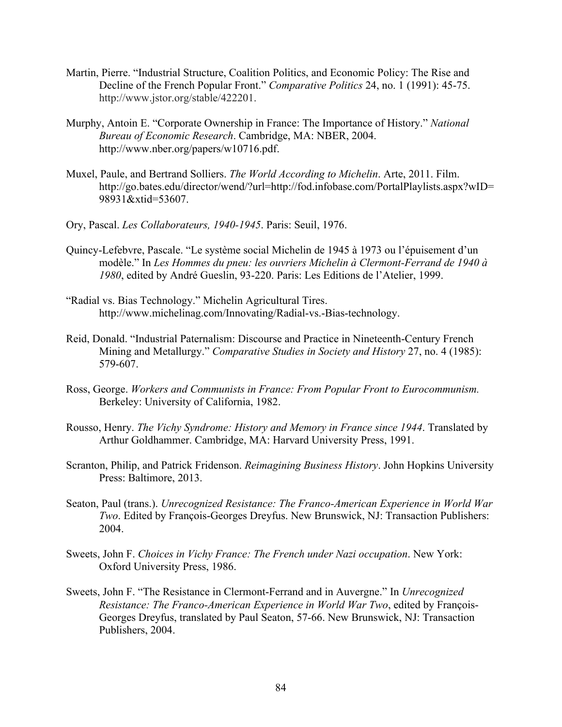Martin, Pierre. "Industrial Structure, Coalition Politics, and Economic Policy: The Rise and Decline of the French Popular Front." *Comparative Politics* 24, no. 1 (1991): 45-75. http://www.jstor.org/stable/422201.

Murphy, Antoin E. "Corporate Ownership in France: The Importance of History." *National Bureau of Economic Research*. Cambridge, MA: NBER, 2004. http://www.nber.org/papers/w10716.pdf.

Muxel, Paule, and Bertrand Solliers. *The World According to Michelin*. Arte, 2011. Film. http://go.bates.edu/director/wend/?url=http://fod.infobase.com/PortalPlaylists.aspx?wID=98931&xtid=53607.

Ory, Pascal. *Les Collaborateurs, 1940-1945*. Paris: Seuil, 1976.

Quincy-Lefebvre, Pascale. "Le système social Michelin de 1945 à 1973 ou l'épuisement d'un modèle." In *Les Hommes du pneu: les ouvriers Michelin à Clermont-Ferrand de 1940 à 1980*, edited by André Gueslin, 93-220. Paris: Les Editions de l'Atelier, 1999.

"Radial vs. Bias Technology." Michelin Agricultural Tires. http://www.michelinag.com/Innovating/Radial-vs.-Bias-technology.

Reid, Donald. "Industrial Paternalism: Discourse and Practice in Nineteenth-Century French Mining and Metallurgy." *Comparative Studies in Society and History* 27, no. 4 (1985): 579-607.

Ross, George. *Workers and Communists in France: From Popular Front to Eurocommunism.* Berkeley: University of California, 1982.

Rousso, Henry. *The Vichy Syndrome: History and Memory in France since 1944*. Translated by Arthur Goldhammer. Cambridge, MA: Harvard University Press, 1991.

Scranton, Philip, and Patrick Fridenson. *Reimagining Business History*. John Hopkins University Press: Baltimore, 2013.

Seaton, Paul (trans.). *Unrecognized Resistance: The Franco-American Experience in World War Two*. Edited by François-Georges Dreyfus. New Brunswick, NJ: Transaction Publishers: 2004.

Sweets, John F. *Choices in Vichy France: The French under Nazi occupation*. New York: Oxford University Press, 1986.

Sweets, John F. "The Resistance in Clermont-Ferrand and in Auvergne." In *Unrecognized Resistance: The Franco-American Experience in World War Two*, edited by François-Georges Dreyfus, translated by Paul Seaton, 57-66. New Brunswick, NJ: Transaction Publishers, 2004.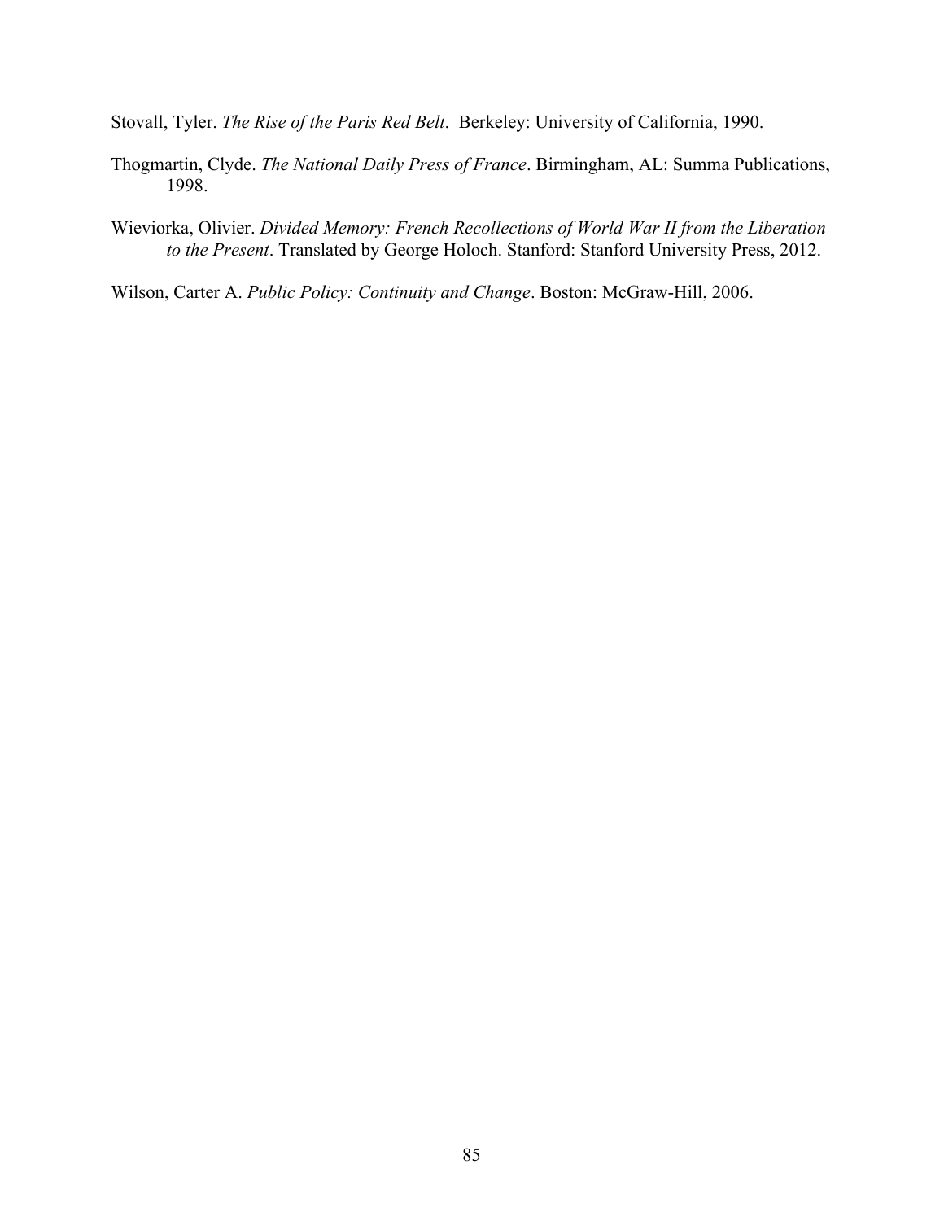Stovall, Tyler. *The Rise of the Paris Red Belt*. Berkeley: University of California, 1990.

Thogmartin, Clyde. *The National Daily Press of France*. Birmingham, AL: Summa Publications, 1998.

Wieviorka, Olivier. *Divided Memory: French Recollections of World War II from the Liberation to the Present*. Translated by George Holoch. Stanford: Stanford University Press, 2012.

Wilson, Carter A. *Public Policy: Continuity and Change*. Boston: McGraw-Hill, 2006.